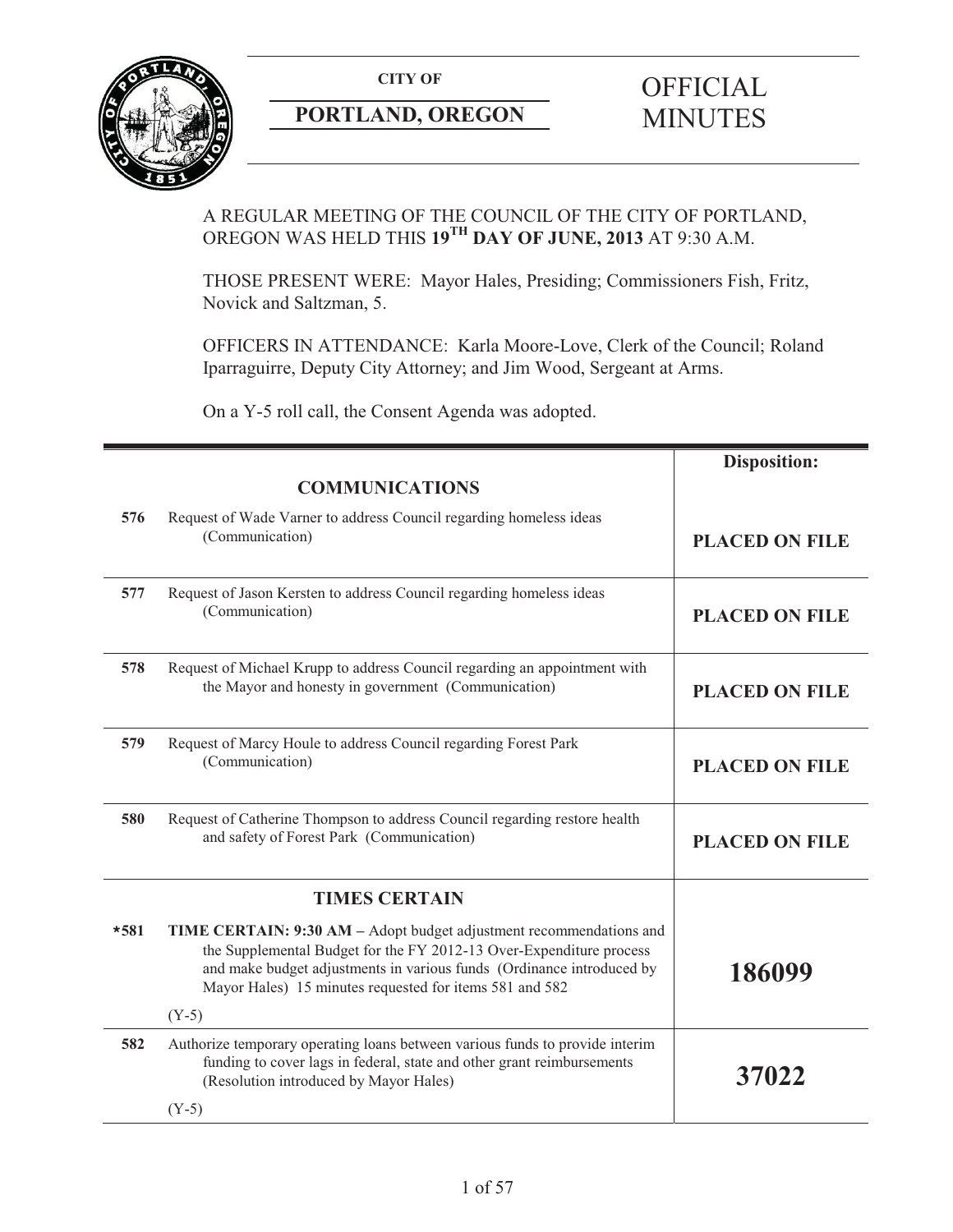**CITY OF**

**PORTLAND, OREGON**

# OFFICIAL MINUTES

A REGULAR MEETING OF THE COUNCIL OF THE CITY OF PORTLAND, OREGON WAS HELD THIS **19TH DAY OF JUNE, 2013** AT 9:30 A.M.

THOSE PRESENT WERE: Mayor Hales, Presiding; Commissioners Fish, Fritz, Novick and Saltzman, 5.

OFFICERS IN ATTENDANCE: Karla Moore-Love, Clerk of the Council; Roland Iparraguirre, Deputy City Attorney; and Jim Wood, Sergeant at Arms.

On a Y-5 roll call, the Consent Agenda was adopted.

| | | Disposition: |
|---|---|---|
| | **COMMUNICATIONS** | |
| **576** | Request of Wade Varner to address Council regarding homeless ideas (Communication) | **PLACED ON FILE** |
| **577** | Request of Jason Kersten to address Council regarding homeless ideas (Communication) | **PLACED ON FILE** |
| **578** | Request of Michael Krupp to address Council regarding an appointment with the Mayor and honesty in government (Communication) | **PLACED ON FILE** |
| **579** | Request of Marcy Houle to address Council regarding Forest Park (Communication) | **PLACED ON FILE** |
| **580** | Request of Catherine Thompson to address Council regarding restore health and safety of Forest Park (Communication) | **PLACED ON FILE** |
| | **TIMES CERTAIN** | |
| **\*581** | **TIME CERTAIN: 9:30 AM –** Adopt budget adjustment recommendations and the Supplemental Budget for the FY 2012-13 Over-Expenditure process and make budget adjustments in various funds (Ordinance introduced by Mayor Hales) 15 minutes requested for items 581 and 582<br><br>(Y-5) | **186099** |
| **582** | Authorize temporary operating loans between various funds to provide interim funding to cover lags in federal, state and other grant reimbursements (Resolution introduced by Mayor Hales)<br><br>(Y-5) | **37022** |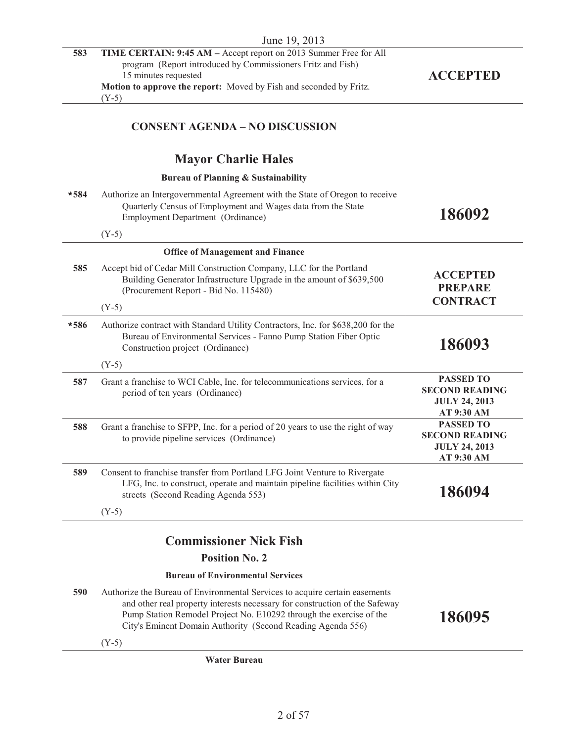June 19, 2013

| | | |
|---|---|---|
| 583 | **TIME CERTAIN: 9:45 AM –** Accept report on 2013 Summer Free for All program (Report introduced by Commissioners Fritz and Fish) 15 minutes requested<br>**Motion to approve the report:** Moved by Fish and seconded by Fritz.<br>(Y-5) | **ACCEPTED** |

## CONSENT AGENDA – NO DISCUSSION

## Mayor Charlie Hales

### Bureau of Planning & Sustainability

| | | |
|---|---|---|
| *584 | Authorize an Intergovernmental Agreement with the State of Oregon to receive Quarterly Census of Employment and Wages data from the State Employment Department (Ordinance)<br>(Y-5) | **186092** |

### Office of Management and Finance

| | | |
|---|---|---|
| 585 | Accept bid of Cedar Mill Construction Company, LLC for the Portland Building Generator Infrastructure Upgrade in the amount of $639,500 (Procurement Report - Bid No. 115480)<br>(Y-5) | **ACCEPTED PREPARE CONTRACT** |
| *586 | Authorize contract with Standard Utility Contractors, Inc. for $638,200 for the Bureau of Environmental Services - Fanno Pump Station Fiber Optic Construction project (Ordinance)<br>(Y-5) | **186093** |
| 587 | Grant a franchise to WCI Cable, Inc. for telecommunications services, for a period of ten years (Ordinance) | **PASSED TO SECOND READING JULY 24, 2013 AT 9:30 AM** |
| 588 | Grant a franchise to SFPP, Inc. for a period of 20 years to use the right of way to provide pipeline services (Ordinance) | **PASSED TO SECOND READING JULY 24, 2013 AT 9:30 AM** |
| 589 | Consent to franchise transfer from Portland LFG Joint Venture to Rivergate LFG, Inc. to construct, operate and maintain pipeline facilities within City streets (Second Reading Agenda 553)<br>(Y-5) | **186094** |

## Commissioner Nick Fish

### Position No. 2

### Bureau of Environmental Services

| | | |
|---|---|---|
| 590 | Authorize the Bureau of Environmental Services to acquire certain easements and other real property interests necessary for construction of the Safeway Pump Station Remodel Project No. E10292 through the exercise of the City's Eminent Domain Authority (Second Reading Agenda 556)<br>(Y-5) | **186095** |

### Water Bureau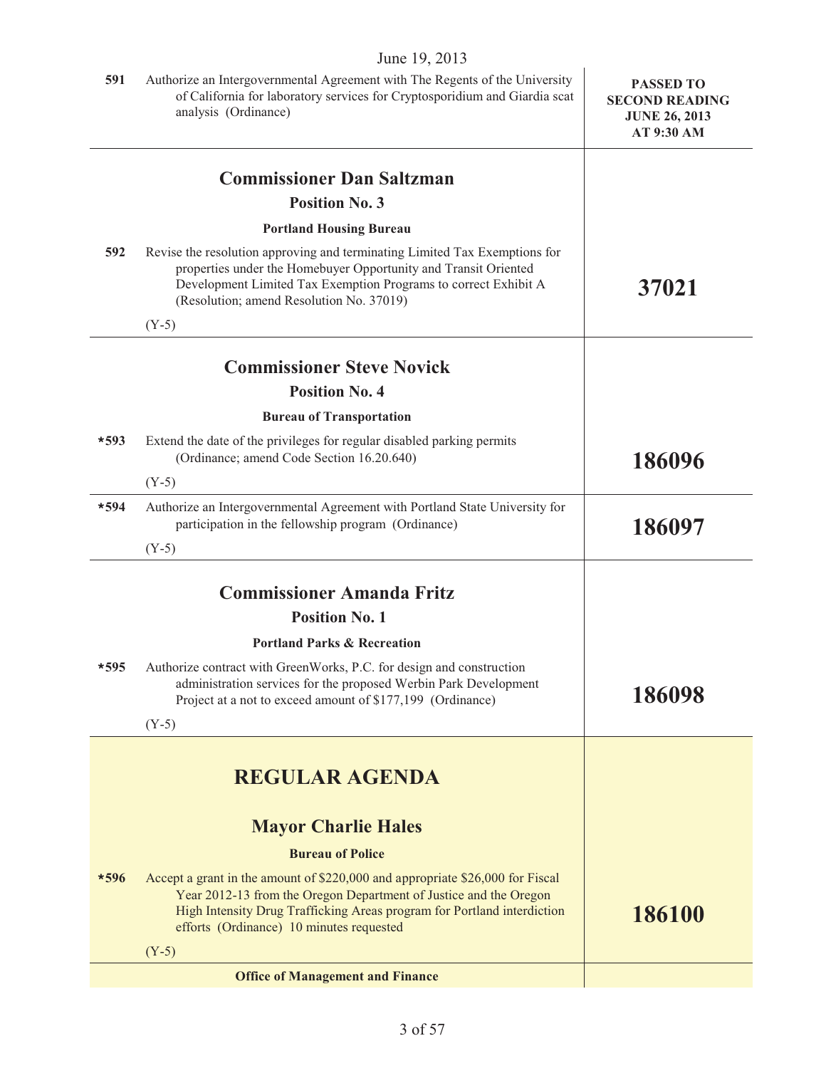June 19, 2013

| | | |
|---|---|---|
| 591 | Authorize an Intergovernmental Agreement with The Regents of the University of California for laboratory services for Cryptosporidium and Giardia scat analysis (Ordinance) | **PASSED TO SECOND READING JUNE 26, 2013 AT 9:30 AM** |

## Commissioner Dan Saltzman

### Position No. 3

**Portland Housing Bureau**

| | | |
|---|---|---|
| 592 | Revise the resolution approving and terminating Limited Tax Exemptions for properties under the Homebuyer Opportunity and Transit Oriented Development Limited Tax Exemption Programs to correct Exhibit A (Resolution; amend Resolution No. 37019)<br><br>(Y-5) | **37021** |

## Commissioner Steve Novick

### Position No. 4

**Bureau of Transportation**

| | | |
|---|---|---|
| *593 | Extend the date of the privileges for regular disabled parking permits (Ordinance; amend Code Section 16.20.640)<br><br>(Y-5) | **186096** |
| *594 | Authorize an Intergovernmental Agreement with Portland State University for participation in the fellowship program (Ordinance)<br><br>(Y-5) | **186097** |

## Commissioner Amanda Fritz

### Position No. 1

**Portland Parks & Recreation**

| | | |
|---|---|---|
| *595 | Authorize contract with GreenWorks, P.C. for design and construction administration services for the proposed Werbin Park Development Project at a not to exceed amount of $177,199 (Ordinance)<br><br>(Y-5) | **186098** |

# REGULAR AGENDA

## Mayor Charlie Hales

**Bureau of Police**

| | | |
|---|---|---|
| *596 | Accept a grant in the amount of $220,000 and appropriate $26,000 for Fiscal Year 2012-13 from the Oregon Department of Justice and the Oregon High Intensity Drug Trafficking Areas program for Portland interdiction efforts (Ordinance) 10 minutes requested<br><br>(Y-5) | **186100** |

**Office of Management and Finance**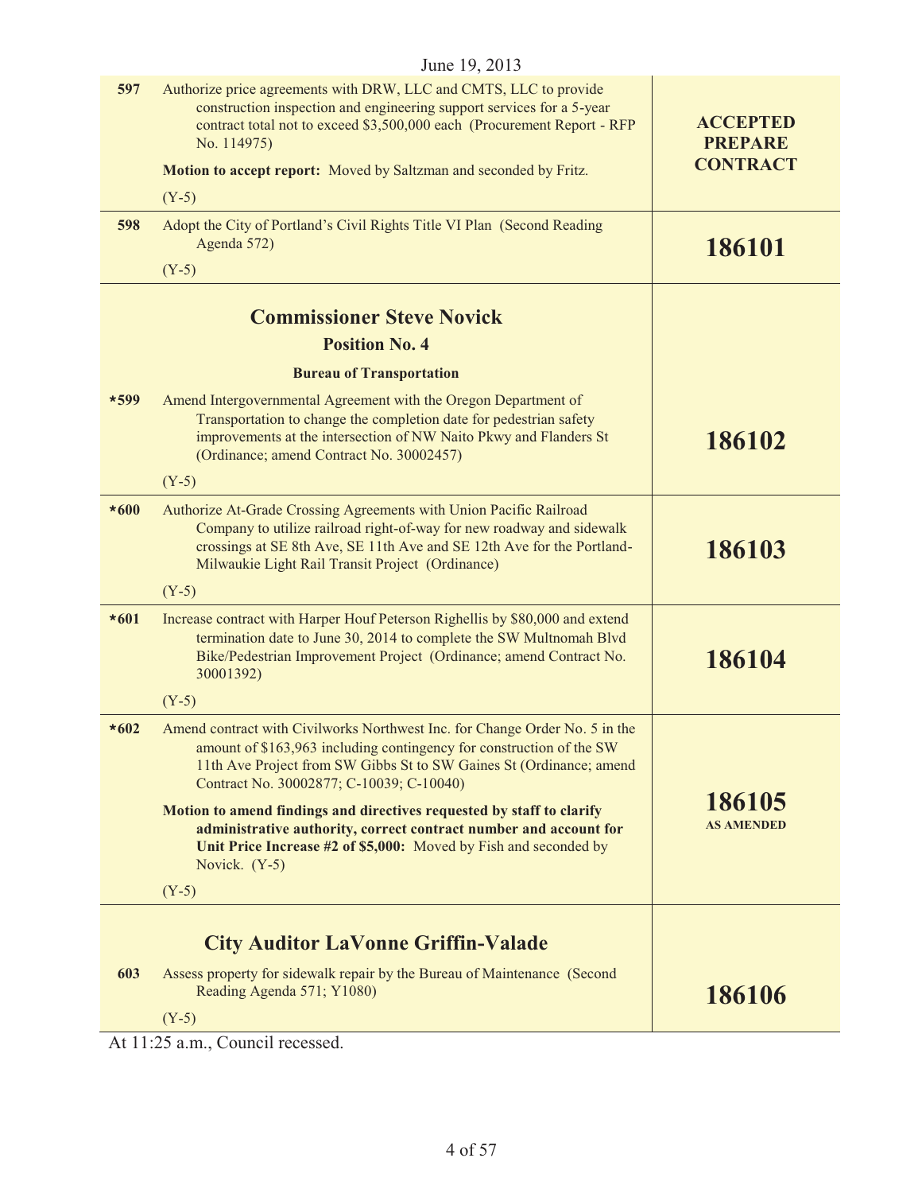June 19, 2013

| | | |
|---|---|---|
| 597 | Authorize price agreements with DRW, LLC and CMTS, LLC to provide construction inspection and engineering support services for a 5-year contract total not to exceed $3,500,000 each (Procurement Report - RFP No. 114975)<br><br>**Motion to accept report:** Moved by Saltzman and seconded by Fritz.<br><br>(Y-5) | **ACCEPTED PREPARE CONTRACT** |
| 598 | Adopt the City of Portland's Civil Rights Title VI Plan (Second Reading Agenda 572)<br><br>(Y-5) | **186101** |
| | **Commissioner Steve Novick**<br>**Position No. 4**<br>**Bureau of Transportation** | |
| *599 | Amend Intergovernmental Agreement with the Oregon Department of Transportation to change the completion date for pedestrian safety improvements at the intersection of NW Naito Pkwy and Flanders St (Ordinance; amend Contract No. 30002457)<br><br>(Y-5) | **186102** |
| *600 | Authorize At-Grade Crossing Agreements with Union Pacific Railroad Company to utilize railroad right-of-way for new roadway and sidewalk crossings at SE 8th Ave, SE 11th Ave and SE 12th Ave for the Portland-Milwaukie Light Rail Transit Project (Ordinance)<br><br>(Y-5) | **186103** |
| *601 | Increase contract with Harper Houf Peterson Righellis by $80,000 and extend termination date to June 30, 2014 to complete the SW Multnomah Blvd Bike/Pedestrian Improvement Project (Ordinance; amend Contract No. 30001392)<br><br>(Y-5) | **186104** |
| *602 | Amend contract with Civilworks Northwest Inc. for Change Order No. 5 in the amount of $163,963 including contingency for construction of the SW 11th Ave Project from SW Gibbs St to SW Gaines St (Ordinance; amend Contract No. 30002877; C-10039; C-10040)<br><br>**Motion to amend findings and directives requested by staff to clarify administrative authority, correct contract number and account for Unit Price Increase #2 of $5,000:** Moved by Fish and seconded by Novick. (Y-5)<br><br>(Y-5) | **186105**<br>**AS AMENDED** |
| | **City Auditor LaVonne Griffin-Valade** | |
| 603 | Assess property for sidewalk repair by the Bureau of Maintenance (Second Reading Agenda 571; Y1080)<br><br>(Y-5) | **186106** |

At 11:25 a.m., Council recessed.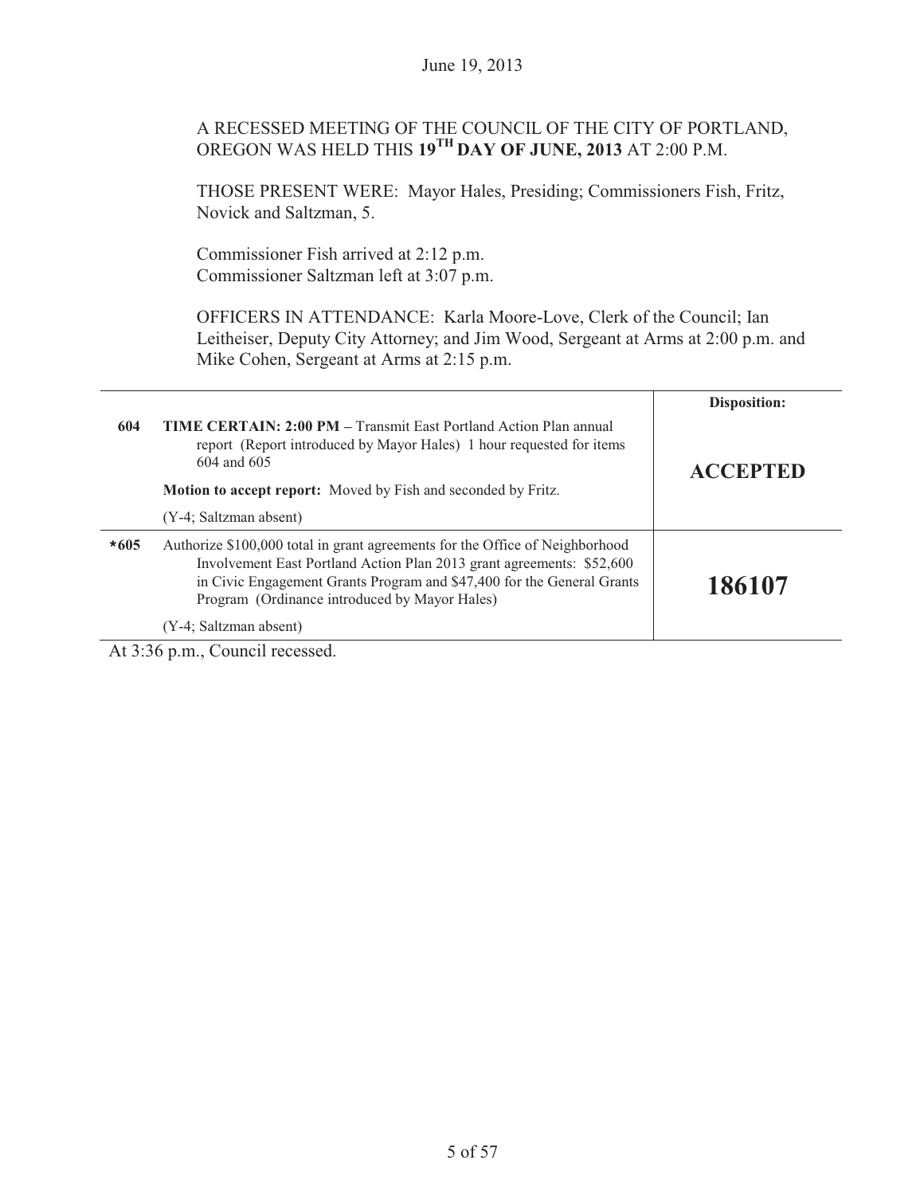A RECESSED MEETING OF THE COUNCIL OF THE CITY OF PORTLAND, OREGON WAS HELD THIS **19TH DAY OF JUNE, 2013** AT 2:00 P.M.

THOSE PRESENT WERE: Mayor Hales, Presiding; Commissioners Fish, Fritz, Novick and Saltzman, 5.

Commissioner Fish arrived at 2:12 p.m.
Commissioner Saltzman left at 3:07 p.m.

OFFICERS IN ATTENDANCE: Karla Moore-Love, Clerk of the Council; Ian Leitheiser, Deputy City Attorney; and Jim Wood, Sergeant at Arms at 2:00 p.m. and Mike Cohen, Sergeant at Arms at 2:15 p.m.

| | | **Disposition:** |
|---|---|---|
| **604** | **TIME CERTAIN: 2:00 PM –** Transmit East Portland Action Plan annual report (Report introduced by Mayor Hales) 1 hour requested for items 604 and 605<br><br>**Motion to accept report:** Moved by Fish and seconded by Fritz.<br><br>(Y-4; Saltzman absent) | **ACCEPTED** |
| ***605** | Authorize $100,000 total in grant agreements for the Office of Neighborhood Involvement East Portland Action Plan 2013 grant agreements: $52,600 in Civic Engagement Grants Program and $47,400 for the General Grants Program (Ordinance introduced by Mayor Hales)<br><br>(Y-4; Saltzman absent) | **186107** |

At 3:36 p.m., Council recessed.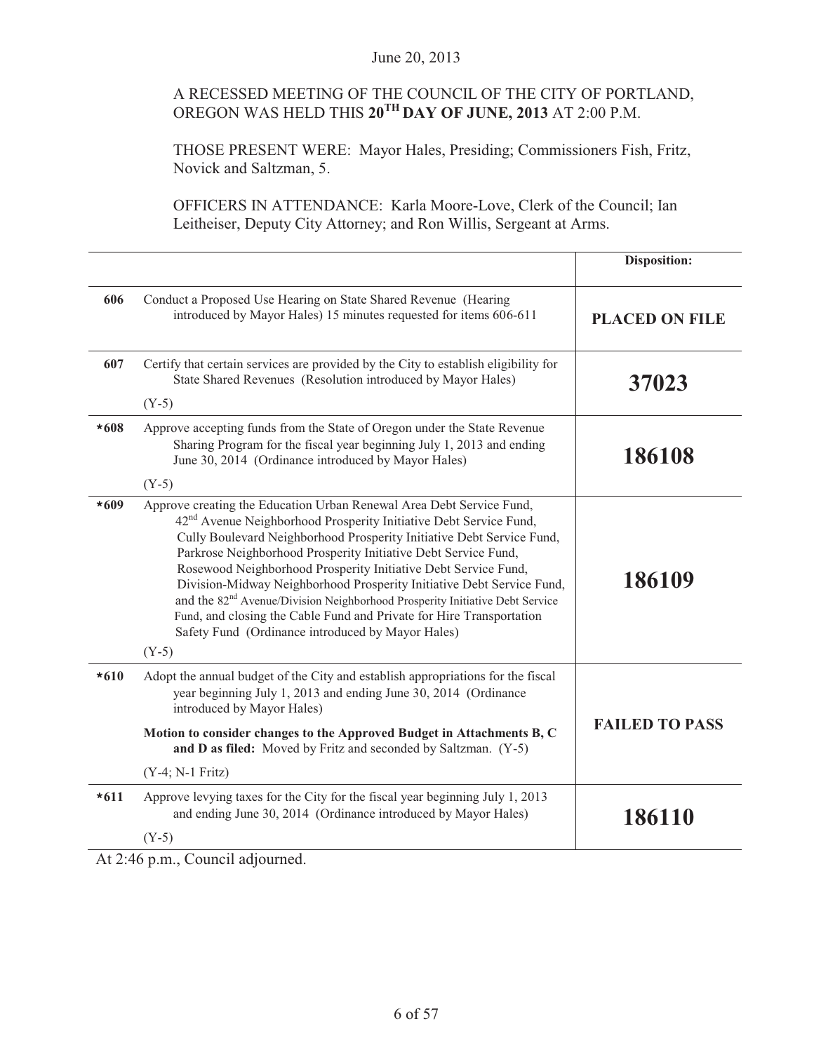June 20, 2013

A RECESSED MEETING OF THE COUNCIL OF THE CITY OF PORTLAND, OREGON WAS HELD THIS **20TH DAY OF JUNE, 2013** AT 2:00 P.M.

THOSE PRESENT WERE: Mayor Hales, Presiding; Commissioners Fish, Fritz, Novick and Saltzman, 5.

OFFICERS IN ATTENDANCE: Karla Moore-Love, Clerk of the Council; Ian Leitheiser, Deputy City Attorney; and Ron Willis, Sergeant at Arms.

| | | **Disposition:** |
|---|---|---|
| 606 | Conduct a Proposed Use Hearing on State Shared Revenue (Hearing introduced by Mayor Hales) 15 minutes requested for items 606-611 | **PLACED ON FILE** |
| 607 | Certify that certain services are provided by the City to establish eligibility for State Shared Revenues (Resolution introduced by Mayor Hales)<br>(Y-5) | **37023** |
| *608 | Approve accepting funds from the State of Oregon under the State Revenue Sharing Program for the fiscal year beginning July 1, 2013 and ending June 30, 2014 (Ordinance introduced by Mayor Hales)<br>(Y-5) | **186108** |
| *609 | Approve creating the Education Urban Renewal Area Debt Service Fund, 42nd Avenue Neighborhood Prosperity Initiative Debt Service Fund, Cully Boulevard Neighborhood Prosperity Initiative Debt Service Fund, Parkrose Neighborhood Prosperity Initiative Debt Service Fund, Rosewood Neighborhood Prosperity Initiative Debt Service Fund, Division-Midway Neighborhood Prosperity Initiative Debt Service Fund, and the 82nd Avenue/Division Neighborhood Prosperity Initiative Debt Service Fund, and closing the Cable Fund and Private for Hire Transportation Safety Fund (Ordinance introduced by Mayor Hales)<br>(Y-5) | **186109** |
| *610 | Adopt the annual budget of the City and establish appropriations for the fiscal year beginning July 1, 2013 and ending June 30, 2014 (Ordinance introduced by Mayor Hales)<br>**Motion to consider changes to the Approved Budget in Attachments B, C and D as filed:** Moved by Fritz and seconded by Saltzman. (Y-5)<br>(Y-4; N-1 Fritz) | **FAILED TO PASS** |
| *611 | Approve levying taxes for the City for the fiscal year beginning July 1, 2013 and ending June 30, 2014 (Ordinance introduced by Mayor Hales)<br>(Y-5) | **186110** |

At 2:46 p.m., Council adjourned.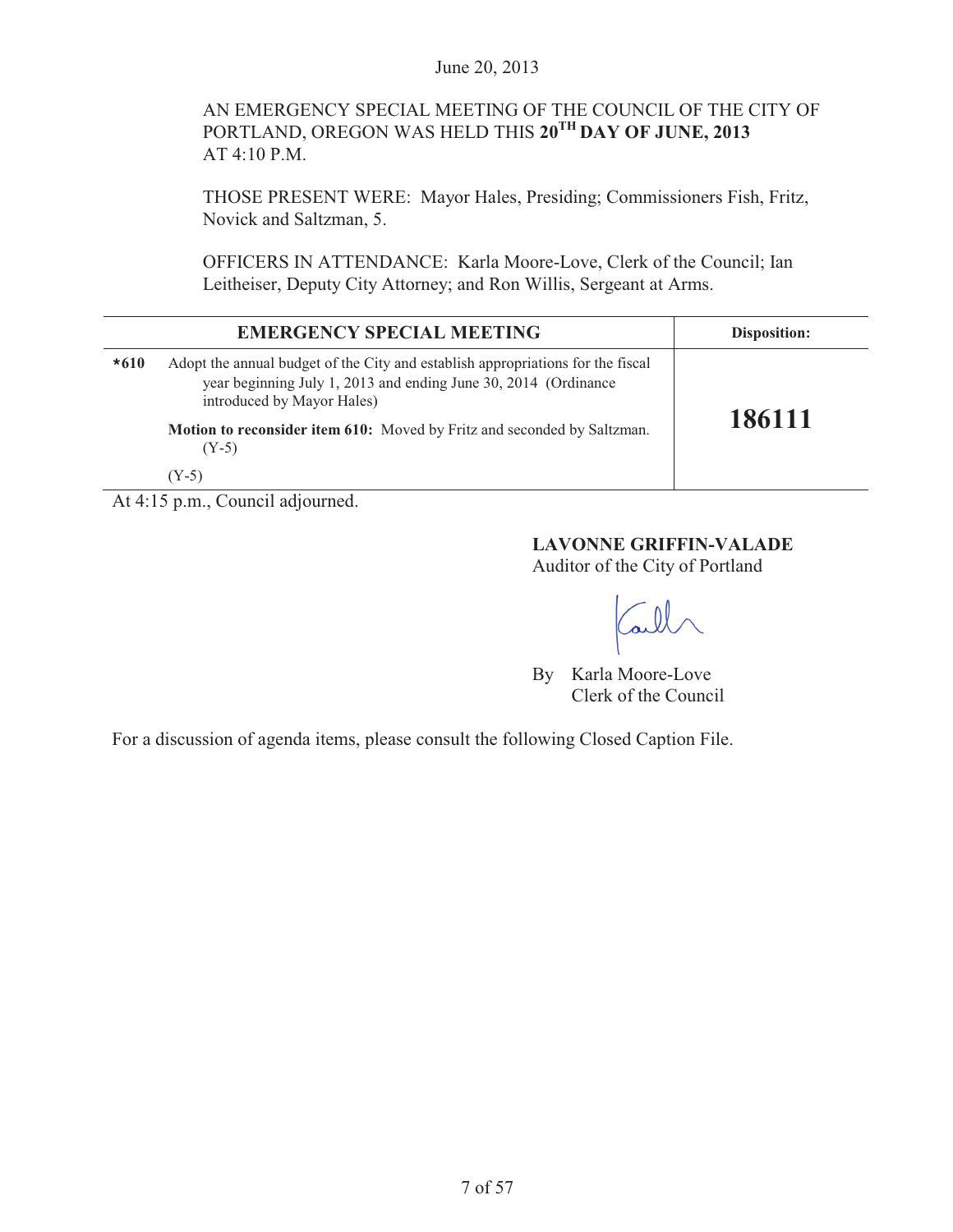June 20, 2013

AN EMERGENCY SPECIAL MEETING OF THE COUNCIL OF THE CITY OF PORTLAND, OREGON WAS HELD THIS **20TH DAY OF JUNE, 2013** AT 4:10 P.M.

THOSE PRESENT WERE: Mayor Hales, Presiding; Commissioners Fish, Fritz, Novick and Saltzman, 5.

OFFICERS IN ATTENDANCE: Karla Moore-Love, Clerk of the Council; Ian Leitheiser, Deputy City Attorney; and Ron Willis, Sergeant at Arms.

| | EMERGENCY SPECIAL MEETING | Disposition: |
|---|---|---|
| ***610** | Adopt the annual budget of the City and establish appropriations for the fiscal year beginning July 1, 2013 and ending June 30, 2014 (Ordinance introduced by Mayor Hales)<br><br>**Motion to reconsider item 610:** Moved by Fritz and seconded by Saltzman. (Y-5)<br><br>(Y-5) | **186111** |

At 4:15 p.m., Council adjourned.

**LAVONNE GRIFFIN-VALADE**
Auditor of the City of Portland

By Karla Moore-Love
Clerk of the Council

For a discussion of agenda items, please consult the following Closed Caption File.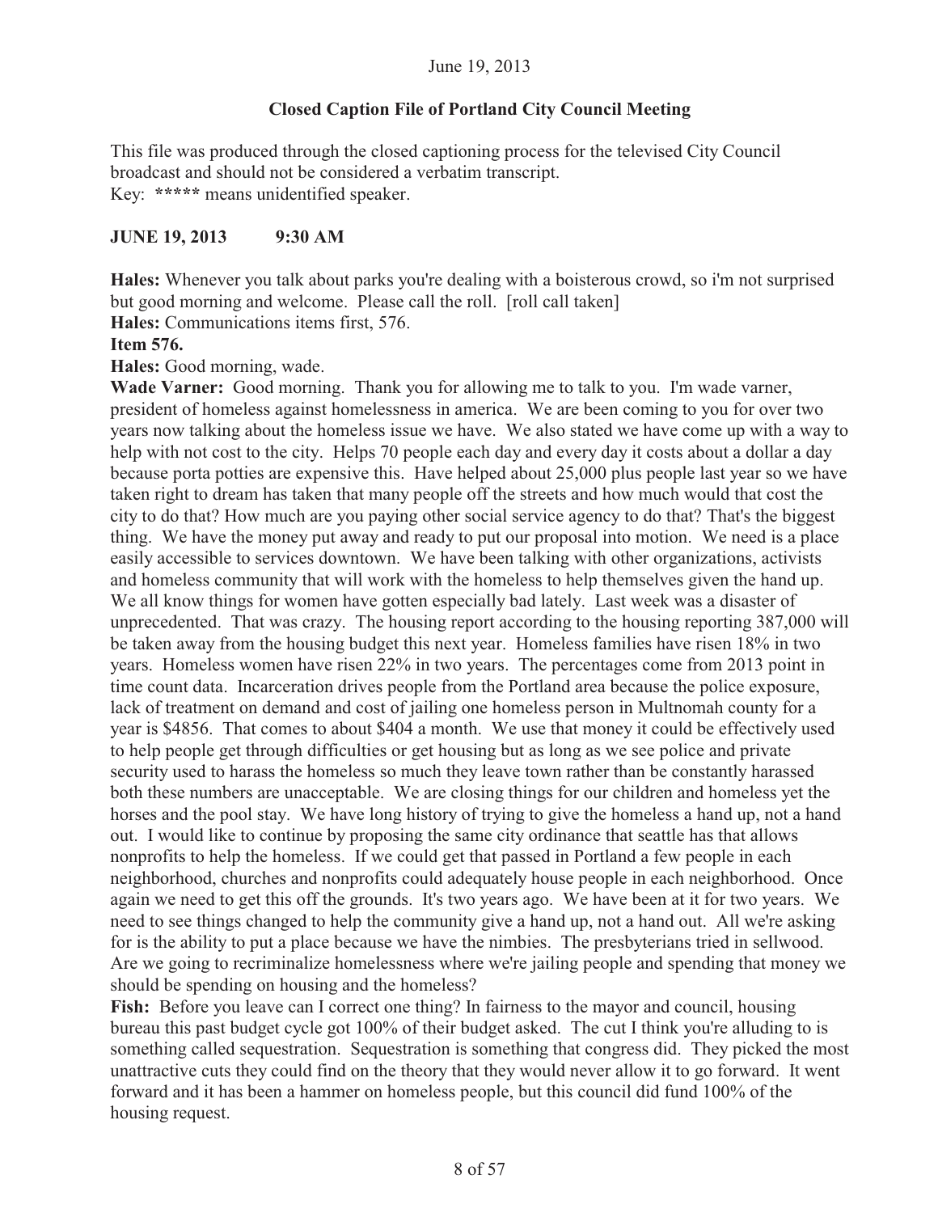June 19, 2013

**Closed Caption File of Portland City Council Meeting**

This file was produced through the closed captioning process for the televised City Council broadcast and should not be considered a verbatim transcript.
Key: ***** means unidentified speaker.

**JUNE 19, 2013 9:30 AM**

**Hales:** Whenever you talk about parks you're dealing with a boisterous crowd, so i'm not surprised but good morning and welcome. Please call the roll. [roll call taken]
**Hales:** Communications items first, 576.
**Item 576.**
**Hales:** Good morning, wade.
**Wade Varner:** Good morning. Thank you for allowing me to talk to you. I'm wade varner, president of homeless against homelessness in america. We are been coming to you for over two years now talking about the homeless issue we have. We also stated we have come up with a way to help with not cost to the city. Helps 70 people each day and every day it costs about a dollar a day because porta potties are expensive this. Have helped about 25,000 plus people last year so we have taken right to dream has taken that many people off the streets and how much would that cost the city to do that? How much are you paying other social service agency to do that? That's the biggest thing. We have the money put away and ready to put our proposal into motion. We need is a place easily accessible to services downtown. We have been talking with other organizations, activists and homeless community that will work with the homeless to help themselves given the hand up. We all know things for women have gotten especially bad lately. Last week was a disaster of unprecedented. That was crazy. The housing report according to the housing reporting 387,000 will be taken away from the housing budget this next year. Homeless families have risen 18% in two years. Homeless women have risen 22% in two years. The percentages come from 2013 point in time count data. Incarceration drives people from the Portland area because the police exposure, lack of treatment on demand and cost of jailing one homeless person in Multnomah county for a year is $4856. That comes to about $404 a month. We use that money it could be effectively used to help people get through difficulties or get housing but as long as we see police and private security used to harass the homeless so much they leave town rather than be constantly harassed both these numbers are unacceptable. We are closing things for our children and homeless yet the horses and the pool stay. We have long history of trying to give the homeless a hand up, not a hand out. I would like to continue by proposing the same city ordinance that seattle has that allows nonprofits to help the homeless. If we could get that passed in Portland a few people in each neighborhood, churches and nonprofits could adequately house people in each neighborhood. Once again we need to get this off the grounds. It's two years ago. We have been at it for two years. We need to see things changed to help the community give a hand up, not a hand out. All we're asking for is the ability to put a place because we have the nimbies. The presbyterians tried in sellwood. Are we going to recriminalize homelessness where we're jailing people and spending that money we should be spending on housing and the homeless?
**Fish:** Before you leave can I correct one thing? In fairness to the mayor and council, housing bureau this past budget cycle got 100% of their budget asked. The cut I think you're alluding to is something called sequestration. Sequestration is something that congress did. They picked the most unattractive cuts they could find on the theory that they would never allow it to go forward. It went forward and it has been a hammer on homeless people, but this council did fund 100% of the housing request.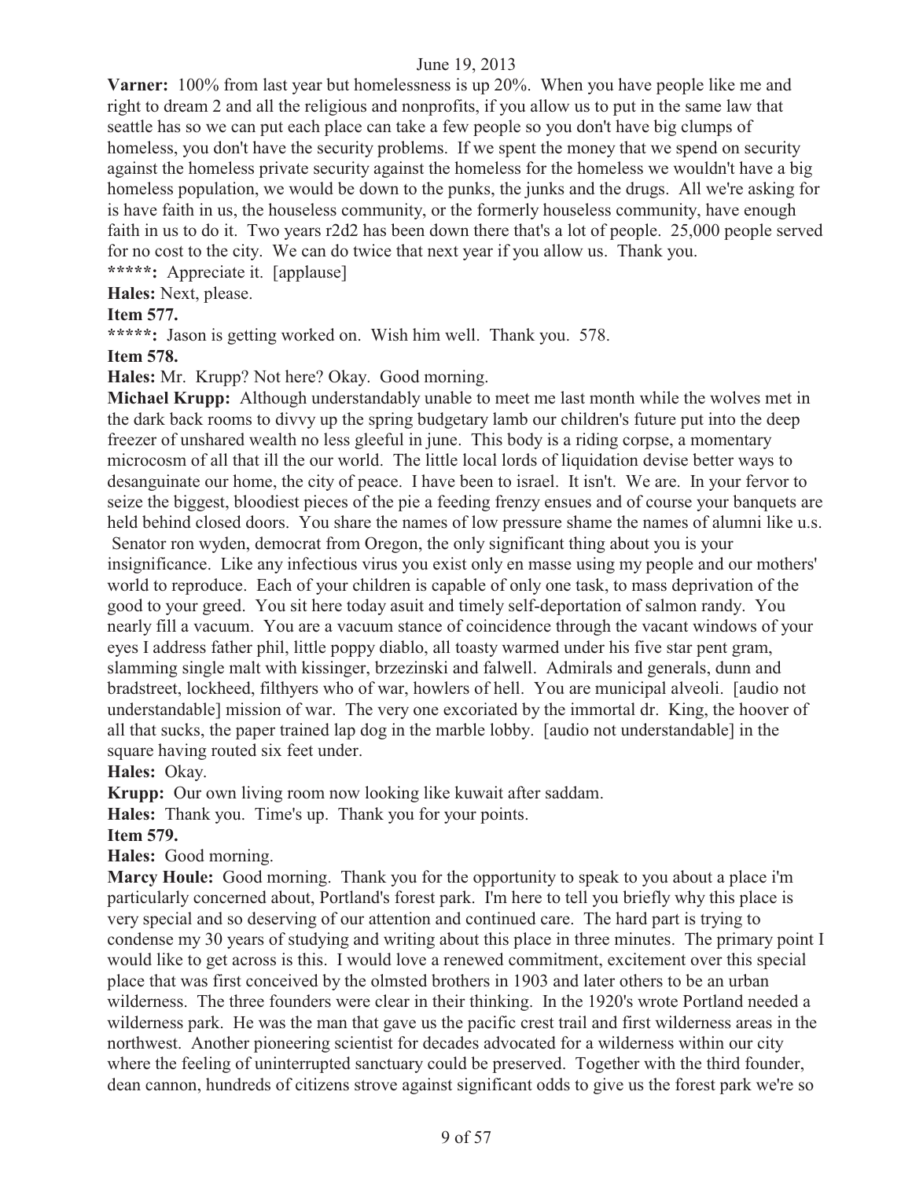**Varner:** 100% from last year but homelessness is up 20%. When you have people like me and right to dream 2 and all the religious and nonprofits, if you allow us to put in the same law that seattle has so we can put each place can take a few people so you don't have big clumps of homeless, you don't have the security problems. If we spent the money that we spend on security against the homeless private security against the homeless for the homeless we wouldn't have a big homeless population, we would be down to the punks, the junks and the drugs. All we're asking for is have faith in us, the houseless community, or the formerly houseless community, have enough faith in us to do it. Two years r2d2 has been down there that's a lot of people. 25,000 people served for no cost to the city. We can do twice that next year if you allow us. Thank you.

**\*\*\*\*\*:** Appreciate it. [applause]

**Hales:** Next, please.

**Item 577.**

**\*\*\*\*\*:** Jason is getting worked on. Wish him well. Thank you. 578.

**Item 578.**

**Hales:** Mr. Krupp? Not here? Okay. Good morning.

**Michael Krupp:** Although understandably unable to meet me last month while the wolves met in the dark back rooms to divvy up the spring budgetary lamb our children's future put into the deep freezer of unshared wealth no less gleeful in june. This body is a riding corpse, a momentary microcosm of all that ill the our world. The little local lords of liquidation devise better ways to desanguinate our home, the city of peace. I have been to israel. It isn't. We are. In your fervor to seize the biggest, bloodiest pieces of the pie a feeding frenzy ensues and of course your banquets are held behind closed doors. You share the names of low pressure shame the names of alumni like u.s. Senator ron wyden, democrat from Oregon, the only significant thing about you is your insignificance. Like any infectious virus you exist only en masse using my people and our mothers' world to reproduce. Each of your children is capable of only one task, to mass deprivation of the good to your greed. You sit here today asuit and timely self-deportation of salmon randy. You nearly fill a vacuum. You are a vacuum stance of coincidence through the vacant windows of your eyes I address father phil, little poppy diablo, all toasty warmed under his five star pent gram, slamming single malt with kissinger, brzezinski and falwell. Admirals and generals, dunn and bradstreet, lockheed, filthyers who of war, howlers of hell. You are municipal alveoli. [audio not understandable] mission of war. The very one excoriated by the immortal dr. King, the hoover of all that sucks, the paper trained lap dog in the marble lobby. [audio not understandable] in the square having routed six feet under.

**Hales:** Okay.

**Krupp:** Our own living room now looking like kuwait after saddam.

**Hales:** Thank you. Time's up. Thank you for your points.

**Item 579.**

**Hales:** Good morning.

**Marcy Houle:** Good morning. Thank you for the opportunity to speak to you about a place i'm particularly concerned about, Portland's forest park. I'm here to tell you briefly why this place is very special and so deserving of our attention and continued care. The hard part is trying to condense my 30 years of studying and writing about this place in three minutes. The primary point I would like to get across is this. I would love a renewed commitment, excitement over this special place that was first conceived by the olmsted brothers in 1903 and later others to be an urban wilderness. The three founders were clear in their thinking. In the 1920's wrote Portland needed a wilderness park. He was the man that gave us the pacific crest trail and first wilderness areas in the northwest. Another pioneering scientist for decades advocated for a wilderness within our city where the feeling of uninterrupted sanctuary could be preserved. Together with the third founder, dean cannon, hundreds of citizens strove against significant odds to give us the forest park we're so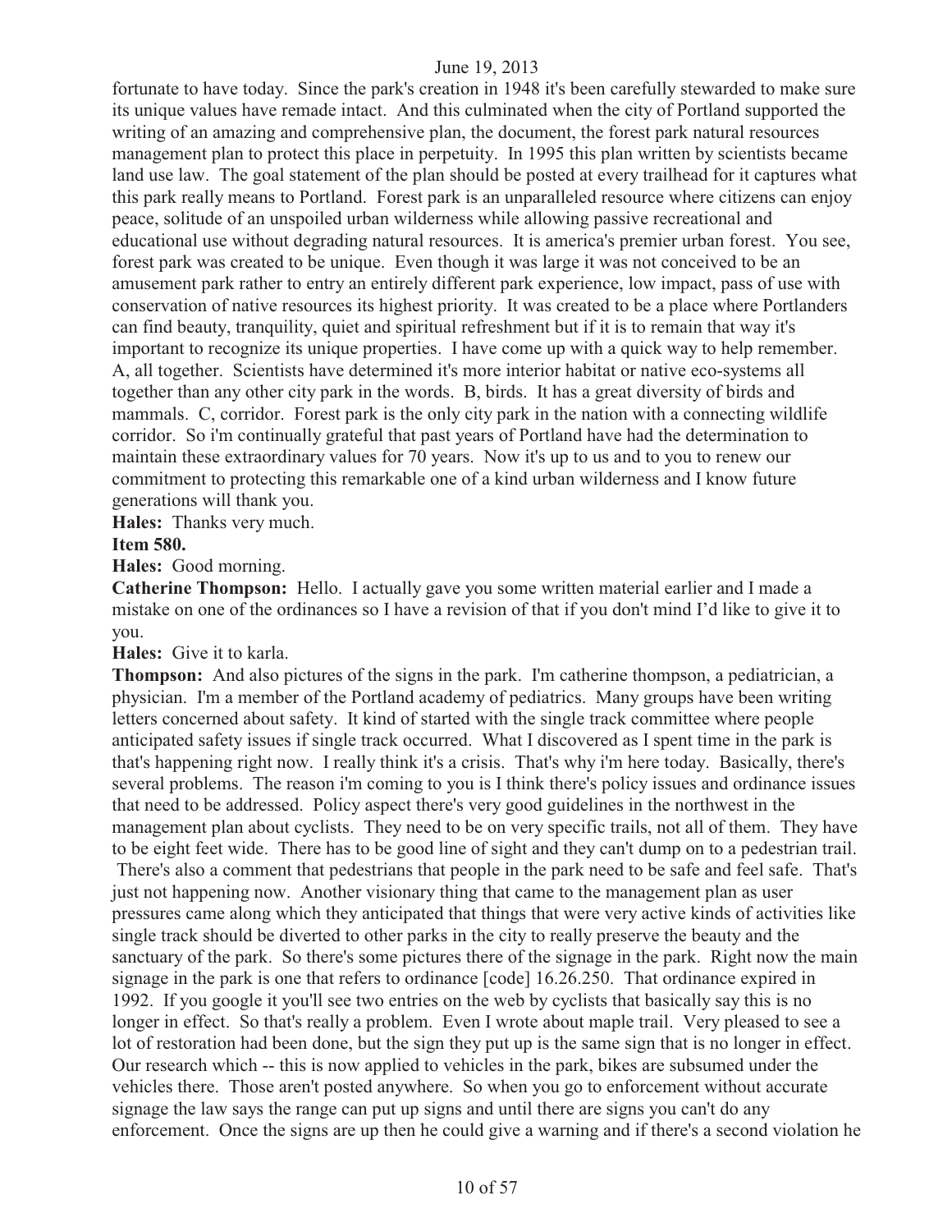fortunate to have today. Since the park's creation in 1948 it's been carefully stewarded to make sure its unique values have remade intact. And this culminated when the city of Portland supported the writing of an amazing and comprehensive plan, the document, the forest park natural resources management plan to protect this place in perpetuity. In 1995 this plan written by scientists became land use law. The goal statement of the plan should be posted at every trailhead for it captures what this park really means to Portland. Forest park is an unparalleled resource where citizens can enjoy peace, solitude of an unspoiled urban wilderness while allowing passive recreational and educational use without degrading natural resources. It is america's premier urban forest. You see, forest park was created to be unique. Even though it was large it was not conceived to be an amusement park rather to entry an entirely different park experience, low impact, pass of use with conservation of native resources its highest priority. It was created to be a place where Portlanders can find beauty, tranquility, quiet and spiritual refreshment but if it is to remain that way it's important to recognize its unique properties. I have come up with a quick way to help remember. A, all together. Scientists have determined it's more interior habitat or native eco-systems all together than any other city park in the words. B, birds. It has a great diversity of birds and mammals. C, corridor. Forest park is the only city park in the nation with a connecting wildlife corridor. So i'm continually grateful that past years of Portland have had the determination to maintain these extraordinary values for 70 years. Now it's up to us and to you to renew our commitment to protecting this remarkable one of a kind urban wilderness and I know future generations will thank you.

**Hales:** Thanks very much.

**Item 580.**

**Hales:** Good morning.

**Catherine Thompson:** Hello. I actually gave you some written material earlier and I made a mistake on one of the ordinances so I have a revision of that if you don't mind I'd like to give it to you.

**Hales:** Give it to karla.

**Thompson:** And also pictures of the signs in the park. I'm catherine thompson, a pediatrician, a physician. I'm a member of the Portland academy of pediatrics. Many groups have been writing letters concerned about safety. It kind of started with the single track committee where people anticipated safety issues if single track occurred. What I discovered as I spent time in the park is that's happening right now. I really think it's a crisis. That's why i'm here today. Basically, there's several problems. The reason i'm coming to you is I think there's policy issues and ordinance issues that need to be addressed. Policy aspect there's very good guidelines in the northwest in the management plan about cyclists. They need to be on very specific trails, not all of them. They have to be eight feet wide. There has to be good line of sight and they can't dump on to a pedestrian trail. There's also a comment that pedestrians that people in the park need to be safe and feel safe. That's just not happening now. Another visionary thing that came to the management plan as user pressures came along which they anticipated that things that were very active kinds of activities like single track should be diverted to other parks in the city to really preserve the beauty and the sanctuary of the park. So there's some pictures there of the signage in the park. Right now the main signage in the park is one that refers to ordinance [code] 16.26.250. That ordinance expired in 1992. If you google it you'll see two entries on the web by cyclists that basically say this is no longer in effect. So that's really a problem. Even I wrote about maple trail. Very pleased to see a lot of restoration had been done, but the sign they put up is the same sign that is no longer in effect. Our research which -- this is now applied to vehicles in the park, bikes are subsumed under the vehicles there. Those aren't posted anywhere. So when you go to enforcement without accurate signage the law says the range can put up signs and until there are signs you can't do any enforcement. Once the signs are up then he could give a warning and if there's a second violation he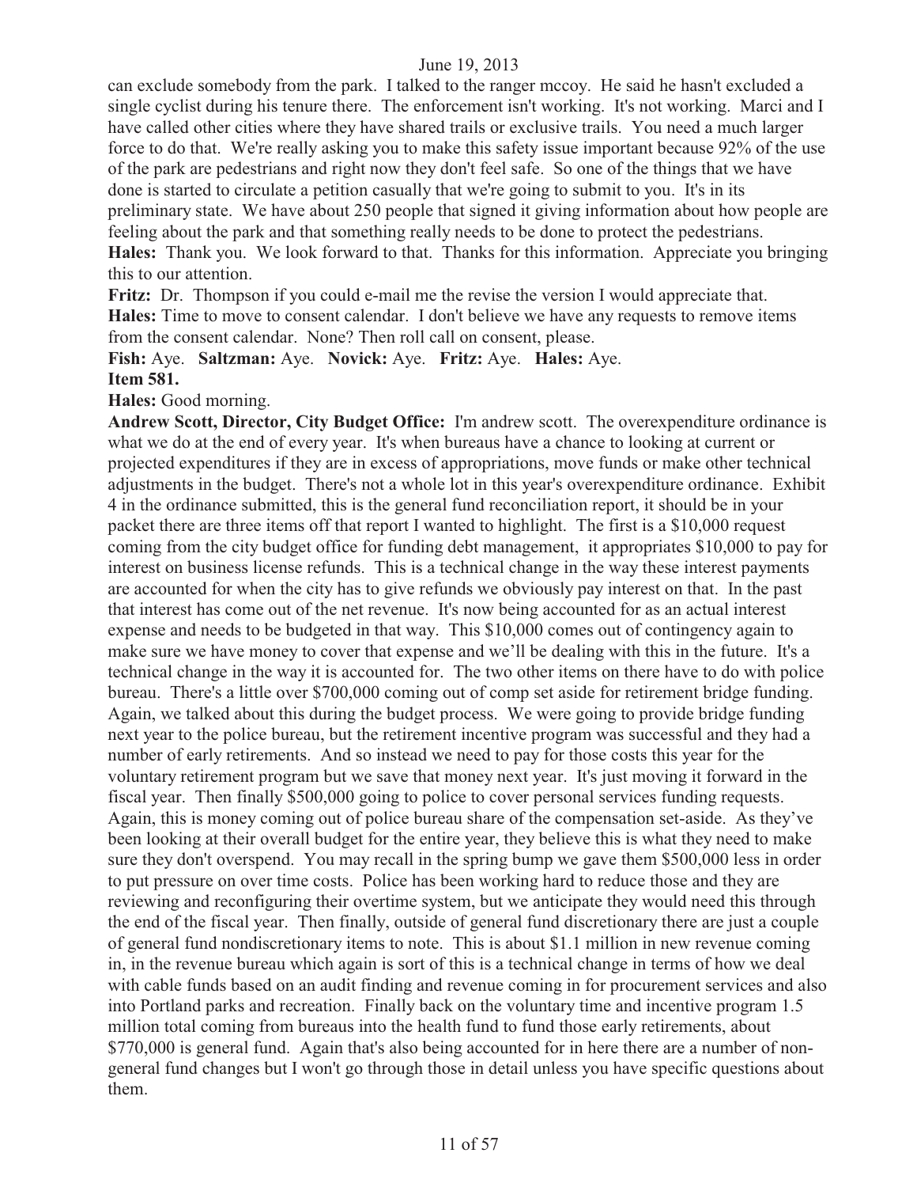can exclude somebody from the park. I talked to the ranger mccoy. He said he hasn't excluded a single cyclist during his tenure there. The enforcement isn't working. It's not working. Marci and I have called other cities where they have shared trails or exclusive trails. You need a much larger force to do that. We're really asking you to make this safety issue important because 92% of the use of the park are pedestrians and right now they don't feel safe. So one of the things that we have done is started to circulate a petition casually that we're going to submit to you. It's in its preliminary state. We have about 250 people that signed it giving information about how people are feeling about the park and that something really needs to be done to protect the pedestrians.

**Hales:** Thank you. We look forward to that. Thanks for this information. Appreciate you bringing this to our attention.

**Fritz:** Dr. Thompson if you could e-mail me the revise the version I would appreciate that.

**Hales:** Time to move to consent calendar. I don't believe we have any requests to remove items from the consent calendar. None? Then roll call on consent, please.

**Fish:** Aye. **Saltzman:** Aye. **Novick:** Aye. **Fritz:** Aye. **Hales:** Aye.

**Item 581.**

**Hales:** Good morning.

**Andrew Scott, Director, City Budget Office:** I'm andrew scott. The overexpenditure ordinance is what we do at the end of every year. It's when bureaus have a chance to looking at current or projected expenditures if they are in excess of appropriations, move funds or make other technical adjustments in the budget. There's not a whole lot in this year's overexpenditure ordinance. Exhibit 4 in the ordinance submitted, this is the general fund reconciliation report, it should be in your packet there are three items off that report I wanted to highlight. The first is a $10,000 request coming from the city budget office for funding debt management, it appropriates $10,000 to pay for interest on business license refunds. This is a technical change in the way these interest payments are accounted for when the city has to give refunds we obviously pay interest on that. In the past that interest has come out of the net revenue. It's now being accounted for as an actual interest expense and needs to be budgeted in that way. This $10,000 comes out of contingency again to make sure we have money to cover that expense and we'll be dealing with this in the future. It's a technical change in the way it is accounted for. The two other items on there have to do with police bureau. There's a little over $700,000 coming out of comp set aside for retirement bridge funding. Again, we talked about this during the budget process. We were going to provide bridge funding next year to the police bureau, but the retirement incentive program was successful and they had a number of early retirements. And so instead we need to pay for those costs this year for the voluntary retirement program but we save that money next year. It's just moving it forward in the fiscal year. Then finally $500,000 going to police to cover personal services funding requests. Again, this is money coming out of police bureau share of the compensation set-aside. As they've been looking at their overall budget for the entire year, they believe this is what they need to make sure they don't overspend. You may recall in the spring bump we gave them $500,000 less in order to put pressure on over time costs. Police has been working hard to reduce those and they are reviewing and reconfiguring their overtime system, but we anticipate they would need this through the end of the fiscal year. Then finally, outside of general fund discretionary there are just a couple of general fund nondiscretionary items to note. This is about $1.1 million in new revenue coming in, in the revenue bureau which again is sort of this is a technical change in terms of how we deal with cable funds based on an audit finding and revenue coming in for procurement services and also into Portland parks and recreation. Finally back on the voluntary time and incentive program 1.5 million total coming from bureaus into the health fund to fund those early retirements, about $770,000 is general fund. Again that's also being accounted for in here there are a number of non-general fund changes but I won't go through those in detail unless you have specific questions about them.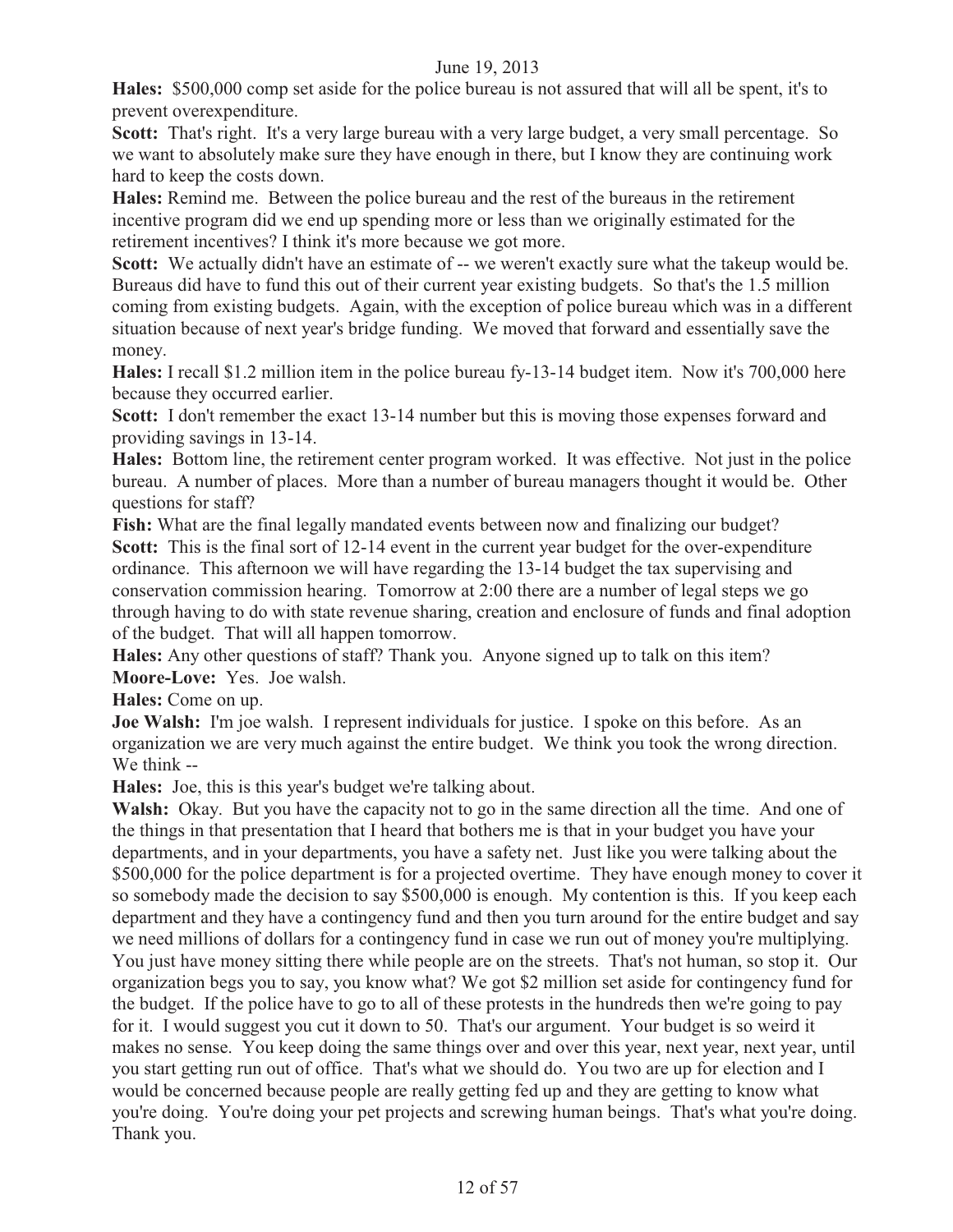**Hales:** $500,000 comp set aside for the police bureau is not assured that will all be spent, it's to prevent overexpenditure.

**Scott:** That's right. It's a very large bureau with a very large budget, a very small percentage. So we want to absolutely make sure they have enough in there, but I know they are continuing work hard to keep the costs down.

**Hales:** Remind me. Between the police bureau and the rest of the bureaus in the retirement incentive program did we end up spending more or less than we originally estimated for the retirement incentives? I think it's more because we got more.

**Scott:** We actually didn't have an estimate of -- we weren't exactly sure what the takeup would be. Bureaus did have to fund this out of their current year existing budgets. So that's the 1.5 million coming from existing budgets. Again, with the exception of police bureau which was in a different situation because of next year's bridge funding. We moved that forward and essentially save the money.

**Hales:** I recall $1.2 million item in the police bureau fy-13-14 budget item. Now it's 700,000 here because they occurred earlier.

**Scott:** I don't remember the exact 13-14 number but this is moving those expenses forward and providing savings in 13-14.

**Hales:** Bottom line, the retirement center program worked. It was effective. Not just in the police bureau. A number of places. More than a number of bureau managers thought it would be. Other questions for staff?

**Fish:** What are the final legally mandated events between now and finalizing our budget?

**Scott:** This is the final sort of 12-14 event in the current year budget for the over-expenditure ordinance. This afternoon we will have regarding the 13-14 budget the tax supervising and conservation commission hearing. Tomorrow at 2:00 there are a number of legal steps we go through having to do with state revenue sharing, creation and enclosure of funds and final adoption of the budget. That will all happen tomorrow.

**Hales:** Any other questions of staff? Thank you. Anyone signed up to talk on this item?

**Moore-Love:** Yes. Joe walsh.

**Hales:** Come on up.

**Joe Walsh:** I'm joe walsh. I represent individuals for justice. I spoke on this before. As an organization we are very much against the entire budget. We think you took the wrong direction. We think --

**Hales:** Joe, this is this year's budget we're talking about.

**Walsh:** Okay. But you have the capacity not to go in the same direction all the time. And one of the things in that presentation that I heard that bothers me is that in your budget you have your departments, and in your departments, you have a safety net. Just like you were talking about the $500,000 for the police department is for a projected overtime. They have enough money to cover it so somebody made the decision to say $500,000 is enough. My contention is this. If you keep each department and they have a contingency fund and then you turn around for the entire budget and say we need millions of dollars for a contingency fund in case we run out of money you're multiplying. You just have money sitting there while people are on the streets. That's not human, so stop it. Our organization begs you to say, you know what? We got $2 million set aside for contingency fund for the budget. If the police have to go to all of these protests in the hundreds then we're going to pay for it. I would suggest you cut it down to 50. That's our argument. Your budget is so weird it makes no sense. You keep doing the same things over and over this year, next year, next year, until you start getting run out of office. That's what we should do. You two are up for election and I would be concerned because people are really getting fed up and they are getting to know what you're doing. You're doing your pet projects and screwing human beings. That's what you're doing. Thank you.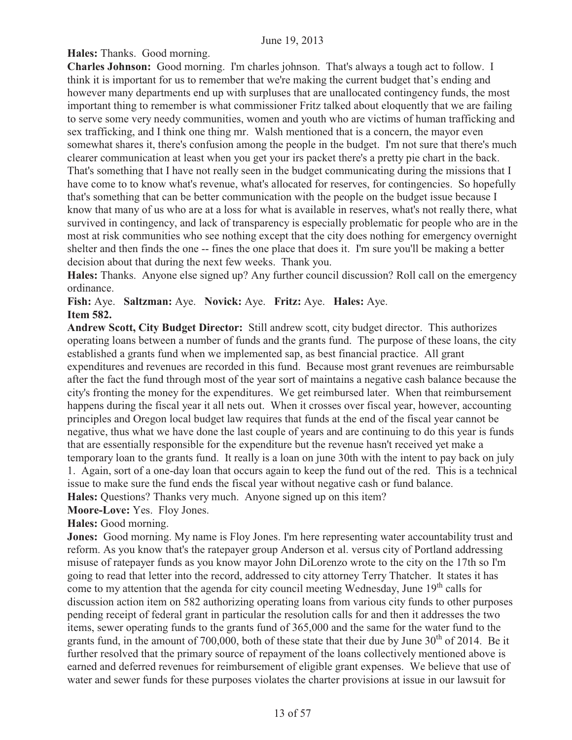**Hales:** Thanks. Good morning.

**Charles Johnson:** Good morning. I'm charles johnson. That's always a tough act to follow. I think it is important for us to remember that we're making the current budget that's ending and however many departments end up with surpluses that are unallocated contingency funds, the most important thing to remember is what commissioner Fritz talked about eloquently that we are failing to serve some very needy communities, women and youth who are victims of human trafficking and sex trafficking, and I think one thing mr. Walsh mentioned that is a concern, the mayor even somewhat shares it, there's confusion among the people in the budget. I'm not sure that there's much clearer communication at least when you get your irs packet there's a pretty pie chart in the back. That's something that I have not really seen in the budget communicating during the missions that I have come to to know what's revenue, what's allocated for reserves, for contingencies. So hopefully that's something that can be better communication with the people on the budget issue because I know that many of us who are at a loss for what is available in reserves, what's not really there, what survived in contingency, and lack of transparency is especially problematic for people who are in the most at risk communities who see nothing except that the city does nothing for emergency overnight shelter and then finds the one -- fines the one place that does it. I'm sure you'll be making a better decision about that during the next few weeks. Thank you.

**Hales:** Thanks. Anyone else signed up? Any further council discussion? Roll call on the emergency ordinance.

**Fish:** Aye. **Saltzman:** Aye. **Novick:** Aye. **Fritz:** Aye. **Hales:** Aye.

**Item 582.**

**Andrew Scott, City Budget Director:** Still andrew scott, city budget director. This authorizes operating loans between a number of funds and the grants fund. The purpose of these loans, the city established a grants fund when we implemented sap, as best financial practice. All grant expenditures and revenues are recorded in this fund. Because most grant revenues are reimbursable after the fact the fund through most of the year sort of maintains a negative cash balance because the city's fronting the money for the expenditures. We get reimbursed later. When that reimbursement happens during the fiscal year it all nets out. When it crosses over fiscal year, however, accounting principles and Oregon local budget law requires that funds at the end of the fiscal year cannot be negative, thus what we have done the last couple of years and are continuing to do this year is funds that are essentially responsible for the expenditure but the revenue hasn't received yet make a temporary loan to the grants fund. It really is a loan on june 30th with the intent to pay back on july 1. Again, sort of a one-day loan that occurs again to keep the fund out of the red. This is a technical issue to make sure the fund ends the fiscal year without negative cash or fund balance.

**Hales:** Questions? Thanks very much. Anyone signed up on this item?

**Moore-Love:** Yes. Floy Jones.

**Hales:** Good morning.

**Jones:** Good morning. My name is Floy Jones. I'm here representing water accountability trust and reform. As you know that's the ratepayer group Anderson et al. versus city of Portland addressing misuse of ratepayer funds as you know mayor John DiLorenzo wrote to the city on the 17th so I'm going to read that letter into the record, addressed to city attorney Terry Thatcher. It states it has come to my attention that the agenda for city council meeting Wednesday, June 19th calls for discussion action item on 582 authorizing operating loans from various city funds to other purposes pending receipt of federal grant in particular the resolution calls for and then it addresses the two items, sewer operating funds to the grants fund of 365,000 and the same for the water fund to the grants fund, in the amount of 700,000, both of these state that their due by June 30th of 2014. Be it further resolved that the primary source of repayment of the loans collectively mentioned above is earned and deferred revenues for reimbursement of eligible grant expenses. We believe that use of water and sewer funds for these purposes violates the charter provisions at issue in our lawsuit for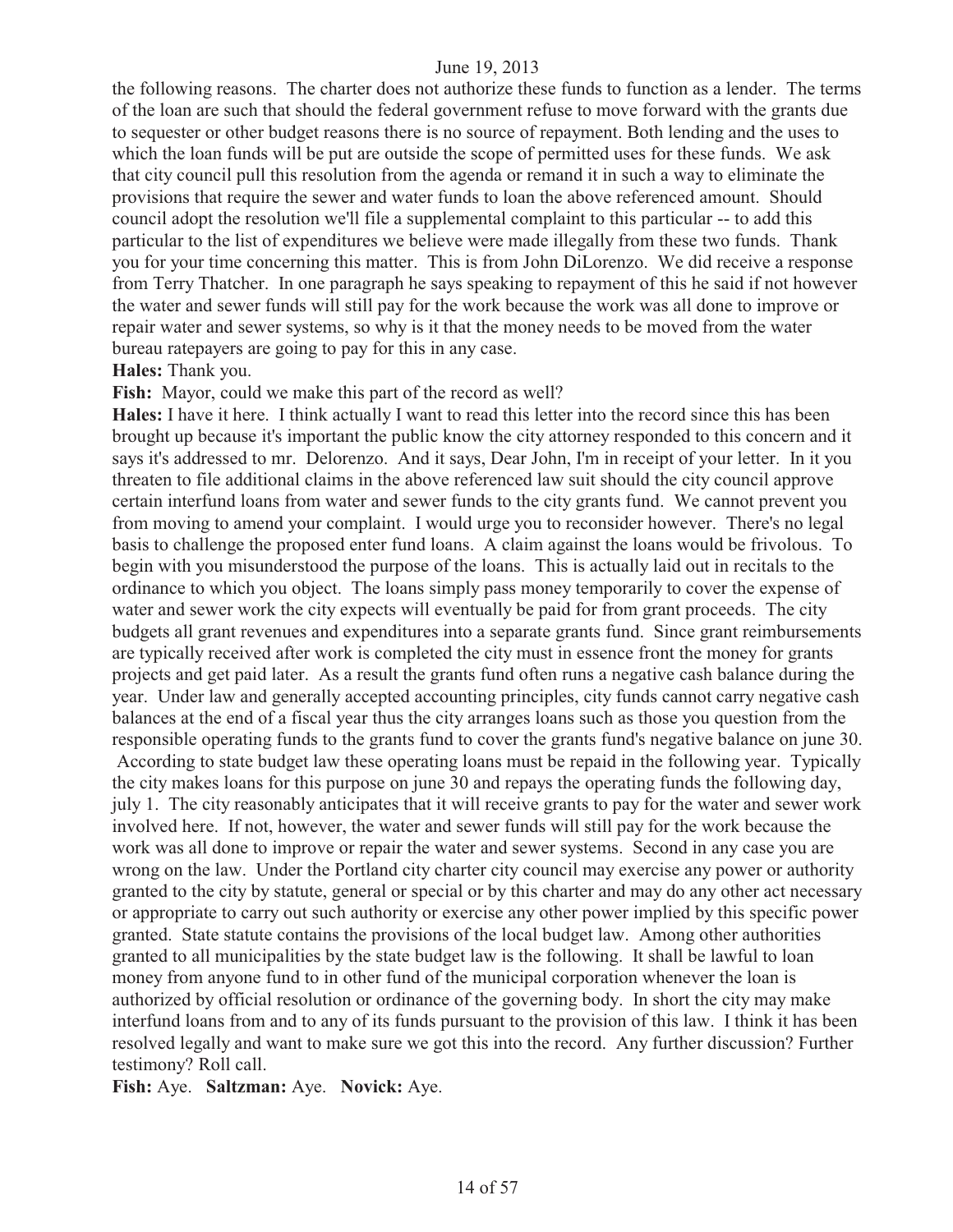the following reasons. The charter does not authorize these funds to function as a lender. The terms of the loan are such that should the federal government refuse to move forward with the grants due to sequester or other budget reasons there is no source of repayment. Both lending and the uses to which the loan funds will be put are outside the scope of permitted uses for these funds. We ask that city council pull this resolution from the agenda or remand it in such a way to eliminate the provisions that require the sewer and water funds to loan the above referenced amount. Should council adopt the resolution we'll file a supplemental complaint to this particular -- to add this particular to the list of expenditures we believe were made illegally from these two funds. Thank you for your time concerning this matter. This is from John DiLorenzo. We did receive a response from Terry Thatcher. In one paragraph he says speaking to repayment of this he said if not however the water and sewer funds will still pay for the work because the work was all done to improve or repair water and sewer systems, so why is it that the money needs to be moved from the water bureau ratepayers are going to pay for this in any case.

**Hales:** Thank you.

**Fish:** Mayor, could we make this part of the record as well?

**Hales:** I have it here. I think actually I want to read this letter into the record since this has been brought up because it's important the public know the city attorney responded to this concern and it says it's addressed to mr. Delorenzo. And it says, Dear John, I'm in receipt of your letter. In it you threaten to file additional claims in the above referenced law suit should the city council approve certain interfund loans from water and sewer funds to the city grants fund. We cannot prevent you from moving to amend your complaint. I would urge you to reconsider however. There's no legal basis to challenge the proposed enter fund loans. A claim against the loans would be frivolous. To begin with you misunderstood the purpose of the loans. This is actually laid out in recitals to the ordinance to which you object. The loans simply pass money temporarily to cover the expense of water and sewer work the city expects will eventually be paid for from grant proceeds. The city budgets all grant revenues and expenditures into a separate grants fund. Since grant reimbursements are typically received after work is completed the city must in essence front the money for grants projects and get paid later. As a result the grants fund often runs a negative cash balance during the year. Under law and generally accepted accounting principles, city funds cannot carry negative cash balances at the end of a fiscal year thus the city arranges loans such as those you question from the responsible operating funds to the grants fund to cover the grants fund's negative balance on june 30. According to state budget law these operating loans must be repaid in the following year. Typically the city makes loans for this purpose on june 30 and repays the operating funds the following day, july 1. The city reasonably anticipates that it will receive grants to pay for the water and sewer work involved here. If not, however, the water and sewer funds will still pay for the work because the work was all done to improve or repair the water and sewer systems. Second in any case you are wrong on the law. Under the Portland city charter city council may exercise any power or authority granted to the city by statute, general or special or by this charter and may do any other act necessary or appropriate to carry out such authority or exercise any other power implied by this specific power granted. State statute contains the provisions of the local budget law. Among other authorities granted to all municipalities by the state budget law is the following. It shall be lawful to loan money from anyone fund to in other fund of the municipal corporation whenever the loan is authorized by official resolution or ordinance of the governing body. In short the city may make interfund loans from and to any of its funds pursuant to the provision of this law. I think it has been resolved legally and want to make sure we got this into the record. Any further discussion? Further testimony? Roll call.

**Fish:** Aye. **Saltzman:** Aye. **Novick:** Aye.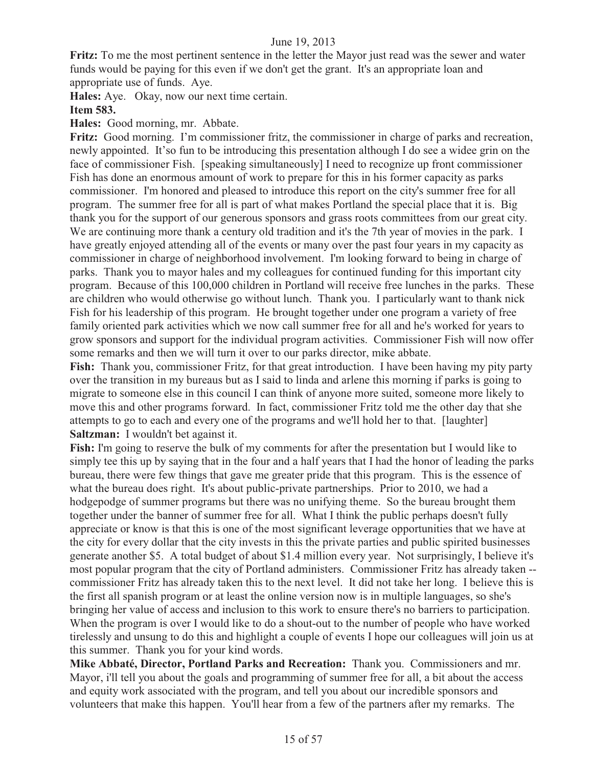**Fritz:** To me the most pertinent sentence in the letter the Mayor just read was the sewer and water funds would be paying for this even if we don't get the grant. It's an appropriate loan and appropriate use of funds. Aye.

**Hales:** Aye. Okay, now our next time certain.

**Item 583.**

**Hales:** Good morning, mr. Abbate.

**Fritz:** Good morning. I'm commissioner fritz, the commissioner in charge of parks and recreation, newly appointed. It'so fun to be introducing this presentation although I do see a widee grin on the face of commissioner Fish. [speaking simultaneously] I need to recognize up front commissioner Fish has done an enormous amount of work to prepare for this in his former capacity as parks commissioner. I'm honored and pleased to introduce this report on the city's summer free for all program. The summer free for all is part of what makes Portland the special place that it is. Big thank you for the support of our generous sponsors and grass roots committees from our great city. We are continuing more thank a century old tradition and it's the 7th year of movies in the park. I have greatly enjoyed attending all of the events or many over the past four years in my capacity as commissioner in charge of neighborhood involvement. I'm looking forward to being in charge of parks. Thank you to mayor hales and my colleagues for continued funding for this important city program. Because of this 100,000 children in Portland will receive free lunches in the parks. These are children who would otherwise go without lunch. Thank you. I particularly want to thank nick Fish for his leadership of this program. He brought together under one program a variety of free family oriented park activities which we now call summer free for all and he's worked for years to grow sponsors and support for the individual program activities. Commissioner Fish will now offer some remarks and then we will turn it over to our parks director, mike abbate.

**Fish:** Thank you, commissioner Fritz, for that great introduction. I have been having my pity party over the transition in my bureaus but as I said to linda and arlene this morning if parks is going to migrate to someone else in this council I can think of anyone more suited, someone more likely to move this and other programs forward. In fact, commissioner Fritz told me the other day that she attempts to go to each and every one of the programs and we'll hold her to that. [laughter]

**Saltzman:** I wouldn't bet against it.

**Fish:** I'm going to reserve the bulk of my comments for after the presentation but I would like to simply tee this up by saying that in the four and a half years that I had the honor of leading the parks bureau, there were few things that gave me greater pride that this program. This is the essence of what the bureau does right. It's about public-private partnerships. Prior to 2010, we had a hodgepodge of summer programs but there was no unifying theme. So the bureau brought them together under the banner of summer free for all. What I think the public perhaps doesn't fully appreciate or know is that this is one of the most significant leverage opportunities that we have at the city for every dollar that the city invests in this the private parties and public spirited businesses generate another $5. A total budget of about $1.4 million every year. Not surprisingly, I believe it's most popular program that the city of Portland administers. Commissioner Fritz has already taken -- commissioner Fritz has already taken this to the next level. It did not take her long. I believe this is the first all spanish program or at least the online version now is in multiple languages, so she's bringing her value of access and inclusion to this work to ensure there's no barriers to participation. When the program is over I would like to do a shout-out to the number of people who have worked tirelessly and unsung to do this and highlight a couple of events I hope our colleagues will join us at this summer. Thank you for your kind words.

**Mike Abbaté, Director, Portland Parks and Recreation:** Thank you. Commissioners and mr. Mayor, i'll tell you about the goals and programming of summer free for all, a bit about the access and equity work associated with the program, and tell you about our incredible sponsors and volunteers that make this happen. You'll hear from a few of the partners after my remarks. The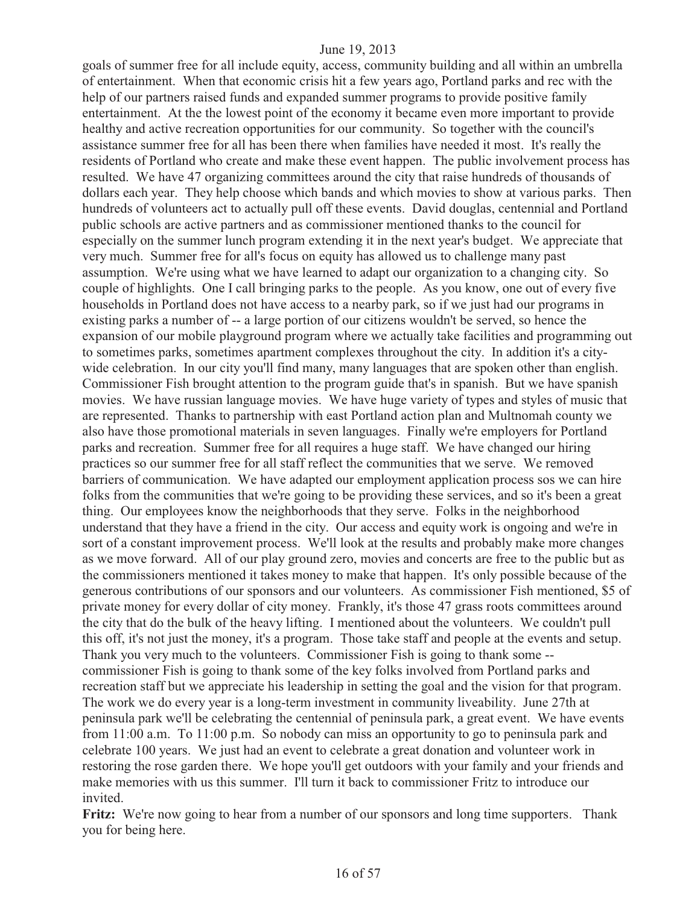goals of summer free for all include equity, access, community building and all within an umbrella of entertainment. When that economic crisis hit a few years ago, Portland parks and rec with the help of our partners raised funds and expanded summer programs to provide positive family entertainment. At the the lowest point of the economy it became even more important to provide healthy and active recreation opportunities for our community. So together with the council's assistance summer free for all has been there when families have needed it most. It's really the residents of Portland who create and make these event happen. The public involvement process has resulted. We have 47 organizing committees around the city that raise hundreds of thousands of dollars each year. They help choose which bands and which movies to show at various parks. Then hundreds of volunteers act to actually pull off these events. David douglas, centennial and Portland public schools are active partners and as commissioner mentioned thanks to the council for especially on the summer lunch program extending it in the next year's budget. We appreciate that very much. Summer free for all's focus on equity has allowed us to challenge many past assumption. We're using what we have learned to adapt our organization to a changing city. So couple of highlights. One I call bringing parks to the people. As you know, one out of every five households in Portland does not have access to a nearby park, so if we just had our programs in existing parks a number of -- a large portion of our citizens wouldn't be served, so hence the expansion of our mobile playground program where we actually take facilities and programming out to sometimes parks, sometimes apartment complexes throughout the city. In addition it's a city-wide celebration. In our city you'll find many, many languages that are spoken other than english. Commissioner Fish brought attention to the program guide that's in spanish. But we have spanish movies. We have russian language movies. We have huge variety of types and styles of music that are represented. Thanks to partnership with east Portland action plan and Multnomah county we also have those promotional materials in seven languages. Finally we're employers for Portland parks and recreation. Summer free for all requires a huge staff. We have changed our hiring practices so our summer free for all staff reflect the communities that we serve. We removed barriers of communication. We have adapted our employment application process sos we can hire folks from the communities that we're going to be providing these services, and so it's been a great thing. Our employees know the neighborhoods that they serve. Folks in the neighborhood understand that they have a friend in the city. Our access and equity work is ongoing and we're in sort of a constant improvement process. We'll look at the results and probably make more changes as we move forward. All of our play ground zero, movies and concerts are free to the public but as the commissioners mentioned it takes money to make that happen. It's only possible because of the generous contributions of our sponsors and our volunteers. As commissioner Fish mentioned, $5 of private money for every dollar of city money. Frankly, it's those 47 grass roots committees around the city that do the bulk of the heavy lifting. I mentioned about the volunteers. We couldn't pull this off, it's not just the money, it's a program. Those take staff and people at the events and setup. Thank you very much to the volunteers. Commissioner Fish is going to thank some -- commissioner Fish is going to thank some of the key folks involved from Portland parks and recreation staff but we appreciate his leadership in setting the goal and the vision for that program. The work we do every year is a long-term investment in community liveability. June 27th at peninsula park we'll be celebrating the centennial of peninsula park, a great event. We have events from 11:00 a.m. To 11:00 p.m. So nobody can miss an opportunity to go to peninsula park and celebrate 100 years. We just had an event to celebrate a great donation and volunteer work in restoring the rose garden there. We hope you'll get outdoors with your family and your friends and make memories with us this summer. I'll turn it back to commissioner Fritz to introduce our invited.

**Fritz:** We're now going to hear from a number of our sponsors and long time supporters. Thank you for being here.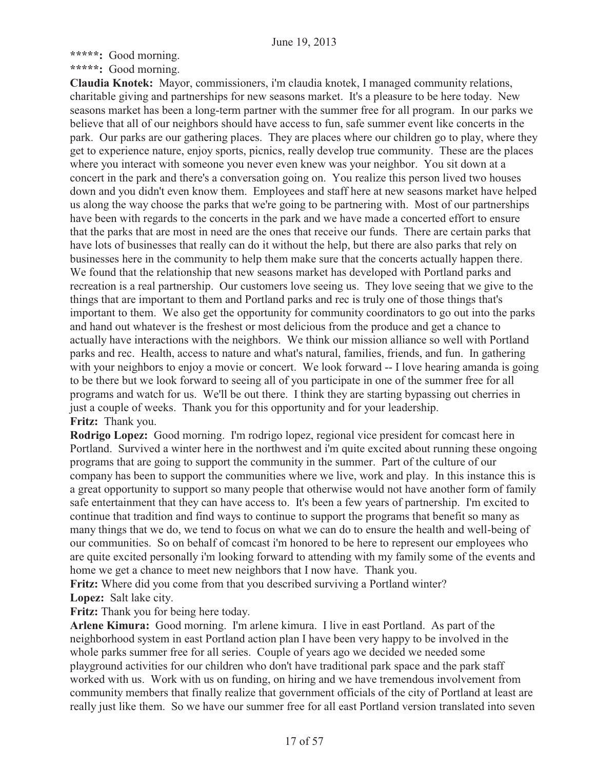**\*\*\*\*\*:** Good morning.
**\*\*\*\*\*:** Good morning.

**Claudia Knotek:** Mayor, commissioners, i'm claudia knotek, I managed community relations, charitable giving and partnerships for new seasons market. It's a pleasure to be here today. New seasons market has been a long-term partner with the summer free for all program. In our parks we believe that all of our neighbors should have access to fun, safe summer event like concerts in the park. Our parks are our gathering places. They are places where our children go to play, where they get to experience nature, enjoy sports, picnics, really develop true community. These are the places where you interact with someone you never even knew was your neighbor. You sit down at a concert in the park and there's a conversation going on. You realize this person lived two houses down and you didn't even know them. Employees and staff here at new seasons market have helped us along the way choose the parks that we're going to be partnering with. Most of our partnerships have been with regards to the concerts in the park and we have made a concerted effort to ensure that the parks that are most in need are the ones that receive our funds. There are certain parks that have lots of businesses that really can do it without the help, but there are also parks that rely on businesses here in the community to help them make sure that the concerts actually happen there. We found that the relationship that new seasons market has developed with Portland parks and recreation is a real partnership. Our customers love seeing us. They love seeing that we give to the things that are important to them and Portland parks and rec is truly one of those things that's important to them. We also get the opportunity for community coordinators to go out into the parks and hand out whatever is the freshest or most delicious from the produce and get a chance to actually have interactions with the neighbors. We think our mission alliance so well with Portland parks and rec. Health, access to nature and what's natural, families, friends, and fun. In gathering with your neighbors to enjoy a movie or concert. We look forward -- I love hearing amanda is going to be there but we look forward to seeing all of you participate in one of the summer free for all programs and watch for us. We'll be out there. I think they are starting bypassing out cherries in just a couple of weeks. Thank you for this opportunity and for your leadership.

**Fritz:** Thank you.

**Rodrigo Lopez:** Good morning. I'm rodrigo lopez, regional vice president for comcast here in Portland. Survived a winter here in the northwest and i'm quite excited about running these ongoing programs that are going to support the community in the summer. Part of the culture of our company has been to support the communities where we live, work and play. In this instance this is a great opportunity to support so many people that otherwise would not have another form of family safe entertainment that they can have access to. It's been a few years of partnership. I'm excited to continue that tradition and find ways to continue to support the programs that benefit so many as many things that we do, we tend to focus on what we can do to ensure the health and well-being of our communities. So on behalf of comcast i'm honored to be here to represent our employees who are quite excited personally i'm looking forward to attending with my family some of the events and home we get a chance to meet new neighbors that I now have. Thank you.

**Fritz:** Where did you come from that you described surviving a Portland winter?

**Lopez:** Salt lake city.

**Fritz:** Thank you for being here today.

**Arlene Kimura:** Good morning. I'm arlene kimura. I live in east Portland. As part of the neighborhood system in east Portland action plan I have been very happy to be involved in the whole parks summer free for all series. Couple of years ago we decided we needed some playground activities for our children who don't have traditional park space and the park staff worked with us. Work with us on funding, on hiring and we have tremendous involvement from community members that finally realize that government officials of the city of Portland at least are really just like them. So we have our summer free for all east Portland version translated into seven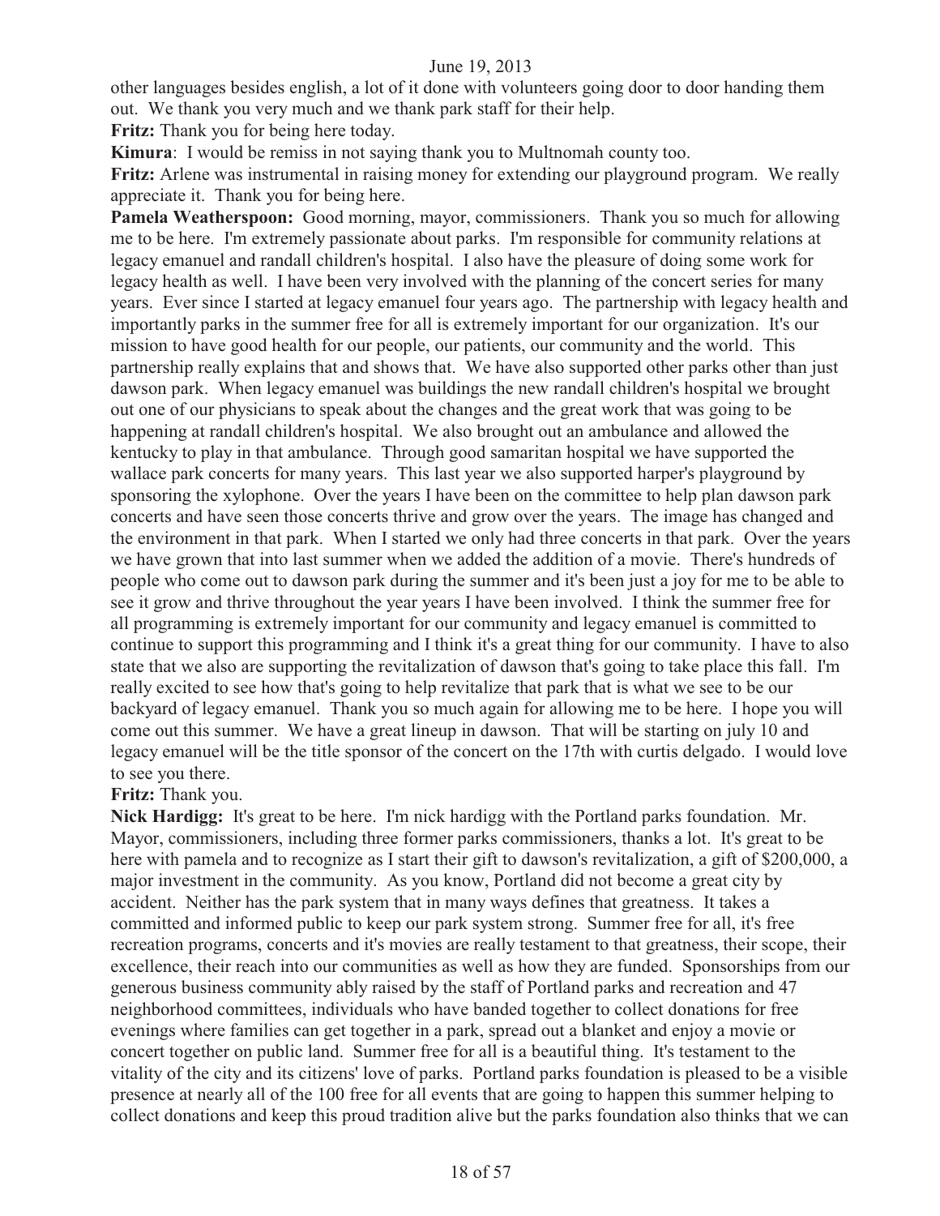other languages besides english, a lot of it done with volunteers going door to door handing them out. We thank you very much and we thank park staff for their help.

**Fritz:** Thank you for being here today.

**Kimura**: I would be remiss in not saying thank you to Multnomah county too.

**Fritz:** Arlene was instrumental in raising money for extending our playground program. We really appreciate it. Thank you for being here.

**Pamela Weatherspoon:** Good morning, mayor, commissioners. Thank you so much for allowing me to be here. I'm extremely passionate about parks. I'm responsible for community relations at legacy emanuel and randall children's hospital. I also have the pleasure of doing some work for legacy health as well. I have been very involved with the planning of the concert series for many years. Ever since I started at legacy emanuel four years ago. The partnership with legacy health and importantly parks in the summer free for all is extremely important for our organization. It's our mission to have good health for our people, our patients, our community and the world. This partnership really explains that and shows that. We have also supported other parks other than just dawson park. When legacy emanuel was buildings the new randall children's hospital we brought out one of our physicians to speak about the changes and the great work that was going to be happening at randall children's hospital. We also brought out an ambulance and allowed the kentucky to play in that ambulance. Through good samaritan hospital we have supported the wallace park concerts for many years. This last year we also supported harper's playground by sponsoring the xylophone. Over the years I have been on the committee to help plan dawson park concerts and have seen those concerts thrive and grow over the years. The image has changed and the environment in that park. When I started we only had three concerts in that park. Over the years we have grown that into last summer when we added the addition of a movie. There's hundreds of people who come out to dawson park during the summer and it's been just a joy for me to be able to see it grow and thrive throughout the year years I have been involved. I think the summer free for all programming is extremely important for our community and legacy emanuel is committed to continue to support this programming and I think it's a great thing for our community. I have to also state that we also are supporting the revitalization of dawson that's going to take place this fall. I'm really excited to see how that's going to help revitalize that park that is what we see to be our backyard of legacy emanuel. Thank you so much again for allowing me to be here. I hope you will come out this summer. We have a great lineup in dawson. That will be starting on july 10 and legacy emanuel will be the title sponsor of the concert on the 17th with curtis delgado. I would love to see you there.

**Fritz:** Thank you.

**Nick Hardigg:** It's great to be here. I'm nick hardigg with the Portland parks foundation. Mr. Mayor, commissioners, including three former parks commissioners, thanks a lot. It's great to be here with pamela and to recognize as I start their gift to dawson's revitalization, a gift of $200,000, a major investment in the community. As you know, Portland did not become a great city by accident. Neither has the park system that in many ways defines that greatness. It takes a committed and informed public to keep our park system strong. Summer free for all, it's free recreation programs, concerts and it's movies are really testament to that greatness, their scope, their excellence, their reach into our communities as well as how they are funded. Sponsorships from our generous business community ably raised by the staff of Portland parks and recreation and 47 neighborhood committees, individuals who have banded together to collect donations for free evenings where families can get together in a park, spread out a blanket and enjoy a movie or concert together on public land. Summer free for all is a beautiful thing. It's testament to the vitality of the city and its citizens' love of parks. Portland parks foundation is pleased to be a visible presence at nearly all of the 100 free for all events that are going to happen this summer helping to collect donations and keep this proud tradition alive but the parks foundation also thinks that we can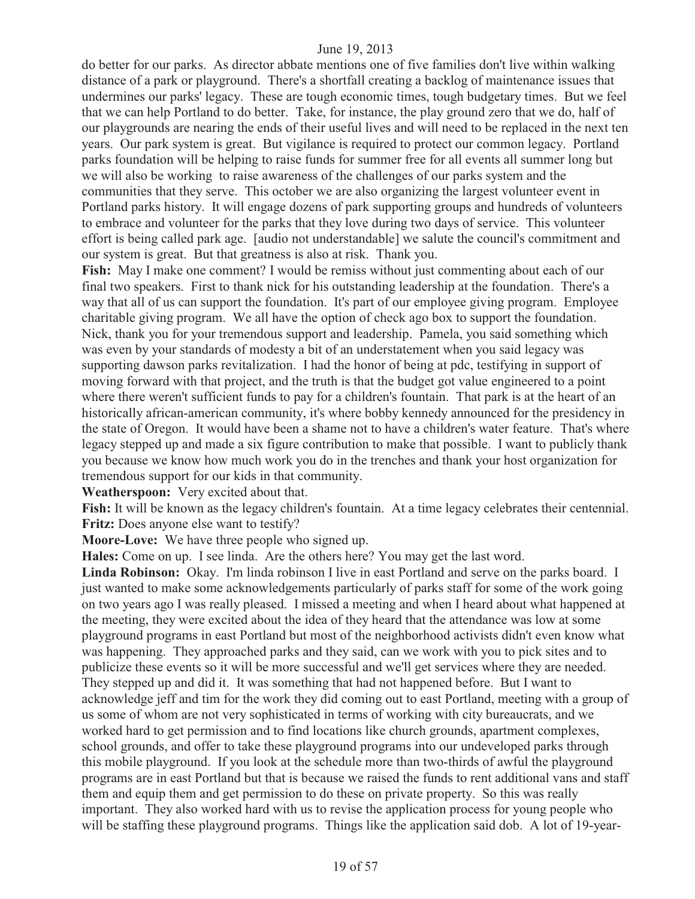do better for our parks. As director abbate mentions one of five families don't live within walking distance of a park or playground. There's a shortfall creating a backlog of maintenance issues that undermines our parks' legacy. These are tough economic times, tough budgetary times. But we feel that we can help Portland to do better. Take, for instance, the play ground zero that we do, half of our playgrounds are nearing the ends of their useful lives and will need to be replaced in the next ten years. Our park system is great. But vigilance is required to protect our common legacy. Portland parks foundation will be helping to raise funds for summer free for all events all summer long but we will also be working to raise awareness of the challenges of our parks system and the communities that they serve. This october we are also organizing the largest volunteer event in Portland parks history. It will engage dozens of park supporting groups and hundreds of volunteers to embrace and volunteer for the parks that they love during two days of service. This volunteer effort is being called park age. [audio not understandable] we salute the council's commitment and our system is great. But that greatness is also at risk. Thank you.

**Fish:** May I make one comment? I would be remiss without just commenting about each of our final two speakers. First to thank nick for his outstanding leadership at the foundation. There's a way that all of us can support the foundation. It's part of our employee giving program. Employee charitable giving program. We all have the option of check ago box to support the foundation. Nick, thank you for your tremendous support and leadership. Pamela, you said something which was even by your standards of modesty a bit of an understatement when you said legacy was supporting dawson parks revitalization. I had the honor of being at pdc, testifying in support of moving forward with that project, and the truth is that the budget got value engineered to a point where there weren't sufficient funds to pay for a children's fountain. That park is at the heart of an historically african-american community, it's where bobby kennedy announced for the presidency in the state of Oregon. It would have been a shame not to have a children's water feature. That's where legacy stepped up and made a six figure contribution to make that possible. I want to publicly thank you because we know how much work you do in the trenches and thank your host organization for tremendous support for our kids in that community.

**Weatherspoon:** Very excited about that.

**Fish:** It will be known as the legacy children's fountain. At a time legacy celebrates their centennial.

**Fritz:** Does anyone else want to testify?

**Moore-Love:** We have three people who signed up.

**Hales:** Come on up. I see linda. Are the others here? You may get the last word.

**Linda Robinson:** Okay. I'm linda robinson I live in east Portland and serve on the parks board. I just wanted to make some acknowledgements particularly of parks staff for some of the work going on two years ago I was really pleased. I missed a meeting and when I heard about what happened at the meeting, they were excited about the idea of they heard that the attendance was low at some playground programs in east Portland but most of the neighborhood activists didn't even know what was happening. They approached parks and they said, can we work with you to pick sites and to publicize these events so it will be more successful and we'll get services where they are needed. They stepped up and did it. It was something that had not happened before. But I want to acknowledge jeff and tim for the work they did coming out to east Portland, meeting with a group of us some of whom are not very sophisticated in terms of working with city bureaucrats, and we worked hard to get permission and to find locations like church grounds, apartment complexes, school grounds, and offer to take these playground programs into our undeveloped parks through this mobile playground. If you look at the schedule more than two-thirds of awful the playground programs are in east Portland but that is because we raised the funds to rent additional vans and staff them and equip them and get permission to do these on private property. So this was really important. They also worked hard with us to revise the application process for young people who will be staffing these playground programs. Things like the application said dob. A lot of 19-year-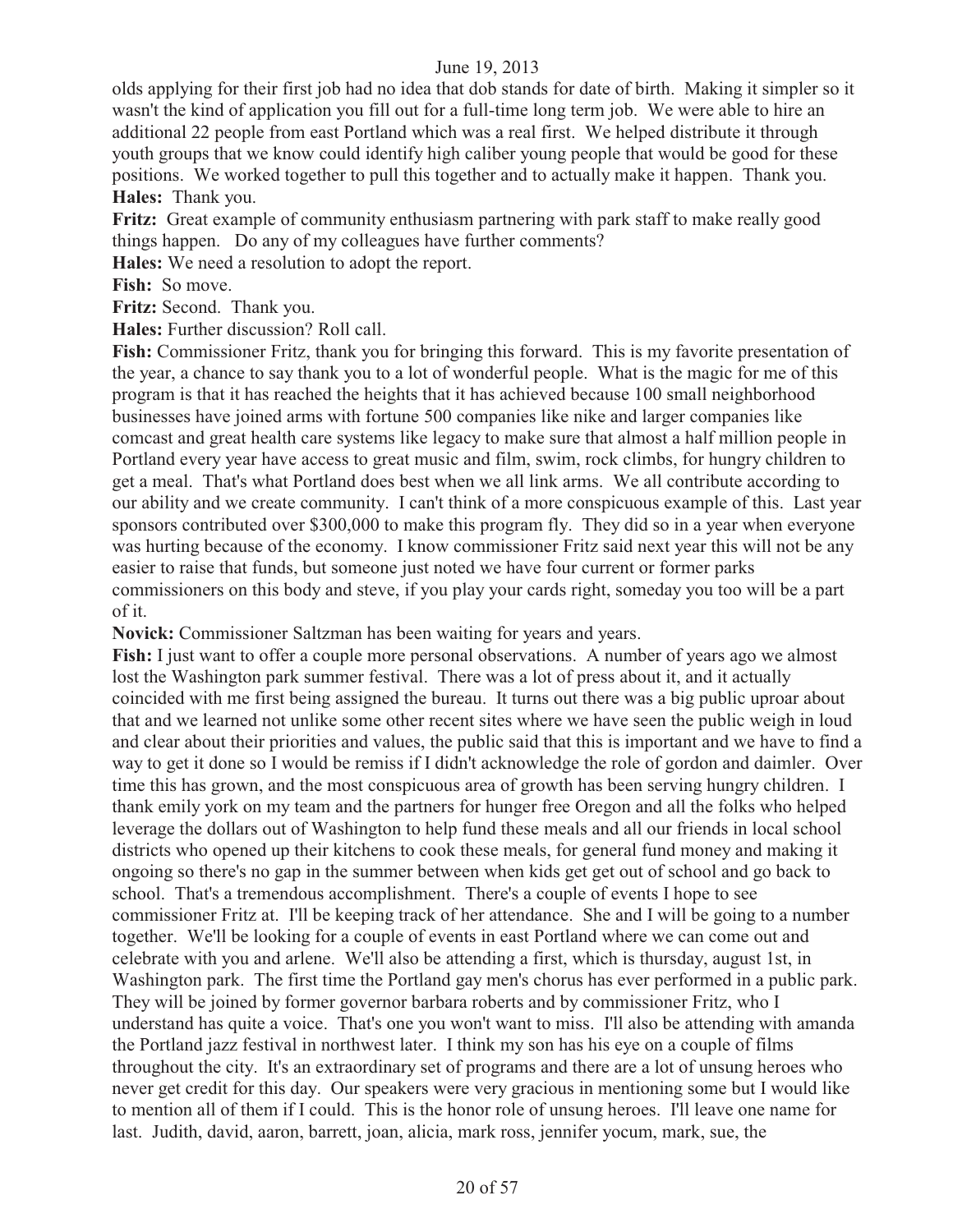olds applying for their first job had no idea that dob stands for date of birth. Making it simpler so it wasn't the kind of application you fill out for a full-time long term job. We were able to hire an additional 22 people from east Portland which was a real first. We helped distribute it through youth groups that we know could identify high caliber young people that would be good for these positions. We worked together to pull this together and to actually make it happen. Thank you.

**Hales:** Thank you.

**Fritz:** Great example of community enthusiasm partnering with park staff to make really good things happen. Do any of my colleagues have further comments?

**Hales:** We need a resolution to adopt the report.

**Fish:** So move.

**Fritz:** Second. Thank you.

**Hales:** Further discussion? Roll call.

**Fish:** Commissioner Fritz, thank you for bringing this forward. This is my favorite presentation of the year, a chance to say thank you to a lot of wonderful people. What is the magic for me of this program is that it has reached the heights that it has achieved because 100 small neighborhood businesses have joined arms with fortune 500 companies like nike and larger companies like comcast and great health care systems like legacy to make sure that almost a half million people in Portland every year have access to great music and film, swim, rock climbs, for hungry children to get a meal. That's what Portland does best when we all link arms. We all contribute according to our ability and we create community. I can't think of a more conspicuous example of this. Last year sponsors contributed over $300,000 to make this program fly. They did so in a year when everyone was hurting because of the economy. I know commissioner Fritz said next year this will not be any easier to raise that funds, but someone just noted we have four current or former parks commissioners on this body and steve, if you play your cards right, someday you too will be a part of it.

**Novick:** Commissioner Saltzman has been waiting for years and years.

**Fish:** I just want to offer a couple more personal observations. A number of years ago we almost lost the Washington park summer festival. There was a lot of press about it, and it actually coincided with me first being assigned the bureau. It turns out there was a big public uproar about that and we learned not unlike some other recent sites where we have seen the public weigh in loud and clear about their priorities and values, the public said that this is important and we have to find a way to get it done so I would be remiss if I didn't acknowledge the role of gordon and daimler. Over time this has grown, and the most conspicuous area of growth has been serving hungry children. I thank emily york on my team and the partners for hunger free Oregon and all the folks who helped leverage the dollars out of Washington to help fund these meals and all our friends in local school districts who opened up their kitchens to cook these meals, for general fund money and making it ongoing so there's no gap in the summer between when kids get get out of school and go back to school. That's a tremendous accomplishment. There's a couple of events I hope to see commissioner Fritz at. I'll be keeping track of her attendance. She and I will be going to a number together. We'll be looking for a couple of events in east Portland where we can come out and celebrate with you and arlene. We'll also be attending a first, which is thursday, august 1st, in Washington park. The first time the Portland gay men's chorus has ever performed in a public park. They will be joined by former governor barbara roberts and by commissioner Fritz, who I understand has quite a voice. That's one you won't want to miss. I'll also be attending with amanda the Portland jazz festival in northwest later. I think my son has his eye on a couple of films throughout the city. It's an extraordinary set of programs and there are a lot of unsung heroes who never get credit for this day. Our speakers were very gracious in mentioning some but I would like to mention all of them if I could. This is the honor role of unsung heroes. I'll leave one name for last. Judith, david, aaron, barrett, joan, alicia, mark ross, jennifer yocum, mark, sue, the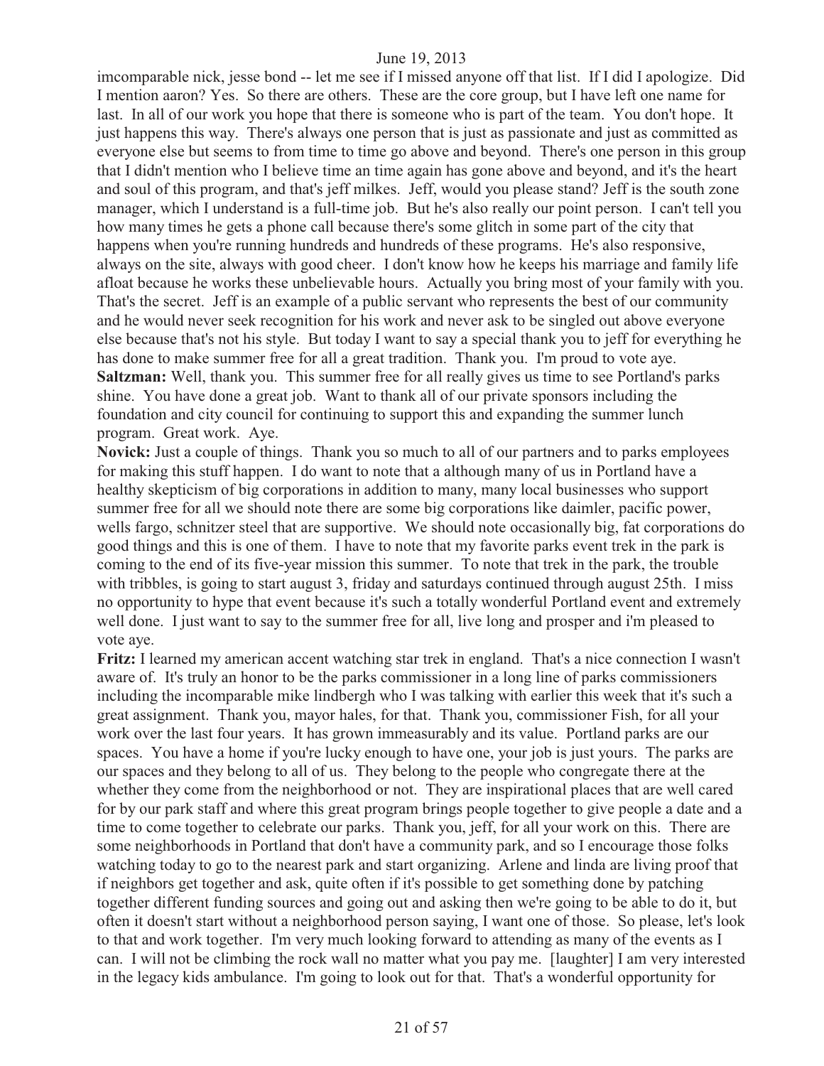imcomparable nick, jesse bond -- let me see if I missed anyone off that list. If I did I apologize. Did I mention aaron? Yes. So there are others. These are the core group, but I have left one name for last. In all of our work you hope that there is someone who is part of the team. You don't hope. It just happens this way. There's always one person that is just as passionate and just as committed as everyone else but seems to from time to time go above and beyond. There's one person in this group that I didn't mention who I believe time an time again has gone above and beyond, and it's the heart and soul of this program, and that's jeff milkes. Jeff, would you please stand? Jeff is the south zone manager, which I understand is a full-time job. But he's also really our point person. I can't tell you how many times he gets a phone call because there's some glitch in some part of the city that happens when you're running hundreds and hundreds of these programs. He's also responsive, always on the site, always with good cheer. I don't know how he keeps his marriage and family life afloat because he works these unbelievable hours. Actually you bring most of your family with you. That's the secret. Jeff is an example of a public servant who represents the best of our community and he would never seek recognition for his work and never ask to be singled out above everyone else because that's not his style. But today I want to say a special thank you to jeff for everything he has done to make summer free for all a great tradition. Thank you. I'm proud to vote aye.

**Saltzman:** Well, thank you. This summer free for all really gives us time to see Portland's parks shine. You have done a great job. Want to thank all of our private sponsors including the foundation and city council for continuing to support this and expanding the summer lunch program. Great work. Aye.

**Novick:** Just a couple of things. Thank you so much to all of our partners and to parks employees for making this stuff happen. I do want to note that a although many of us in Portland have a healthy skepticism of big corporations in addition to many, many local businesses who support summer free for all we should note there are some big corporations like daimler, pacific power, wells fargo, schnitzer steel that are supportive. We should note occasionally big, fat corporations do good things and this is one of them. I have to note that my favorite parks event trek in the park is coming to the end of its five-year mission this summer. To note that trek in the park, the trouble with tribbles, is going to start august 3, friday and saturdays continued through august 25th. I miss no opportunity to hype that event because it's such a totally wonderful Portland event and extremely well done. I just want to say to the summer free for all, live long and prosper and i'm pleased to vote aye.

**Fritz:** I learned my american accent watching star trek in england. That's a nice connection I wasn't aware of. It's truly an honor to be the parks commissioner in a long line of parks commissioners including the incomparable mike lindbergh who I was talking with earlier this week that it's such a great assignment. Thank you, mayor hales, for that. Thank you, commissioner Fish, for all your work over the last four years. It has grown immeasurably and its value. Portland parks are our spaces. You have a home if you're lucky enough to have one, your job is just yours. The parks are our spaces and they belong to all of us. They belong to the people who congregate there at the whether they come from the neighborhood or not. They are inspirational places that are well cared for by our park staff and where this great program brings people together to give people a date and a time to come together to celebrate our parks. Thank you, jeff, for all your work on this. There are some neighborhoods in Portland that don't have a community park, and so I encourage those folks watching today to go to the nearest park and start organizing. Arlene and linda are living proof that if neighbors get together and ask, quite often if it's possible to get something done by patching together different funding sources and going out and asking then we're going to be able to do it, but often it doesn't start without a neighborhood person saying, I want one of those. So please, let's look to that and work together. I'm very much looking forward to attending as many of the events as I can. I will not be climbing the rock wall no matter what you pay me. [laughter] I am very interested in the legacy kids ambulance. I'm going to look out for that. That's a wonderful opportunity for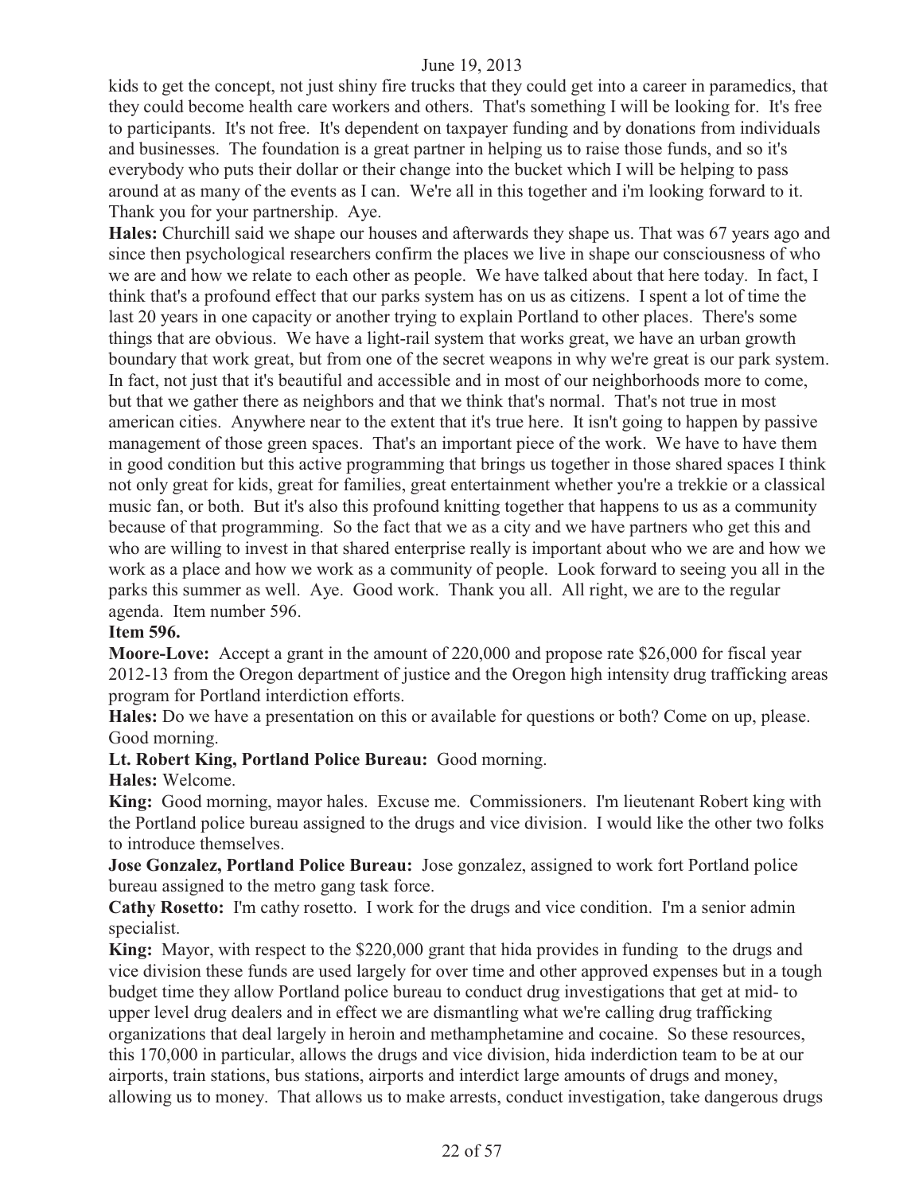kids to get the concept, not just shiny fire trucks that they could get into a career in paramedics, that they could become health care workers and others. That's something I will be looking for. It's free to participants. It's not free. It's dependent on taxpayer funding and by donations from individuals and businesses. The foundation is a great partner in helping us to raise those funds, and so it's everybody who puts their dollar or their change into the bucket which I will be helping to pass around at as many of the events as I can. We're all in this together and i'm looking forward to it. Thank you for your partnership. Aye.

**Hales:** Churchill said we shape our houses and afterwards they shape us. That was 67 years ago and since then psychological researchers confirm the places we live in shape our consciousness of who we are and how we relate to each other as people. We have talked about that here today. In fact, I think that's a profound effect that our parks system has on us as citizens. I spent a lot of time the last 20 years in one capacity or another trying to explain Portland to other places. There's some things that are obvious. We have a light-rail system that works great, we have an urban growth boundary that work great, but from one of the secret weapons in why we're great is our park system. In fact, not just that it's beautiful and accessible and in most of our neighborhoods more to come, but that we gather there as neighbors and that we think that's normal. That's not true in most american cities. Anywhere near to the extent that it's true here. It isn't going to happen by passive management of those green spaces. That's an important piece of the work. We have to have them in good condition but this active programming that brings us together in those shared spaces I think not only great for kids, great for families, great entertainment whether you're a trekkie or a classical music fan, or both. But it's also this profound knitting together that happens to us as a community because of that programming. So the fact that we as a city and we have partners who get this and who are willing to invest in that shared enterprise really is important about who we are and how we work as a place and how we work as a community of people. Look forward to seeing you all in the parks this summer as well. Aye. Good work. Thank you all. All right, we are to the regular agenda. Item number 596.

**Item 596.**

**Moore-Love:** Accept a grant in the amount of 220,000 and propose rate $26,000 for fiscal year 2012-13 from the Oregon department of justice and the Oregon high intensity drug trafficking areas program for Portland interdiction efforts.

**Hales:** Do we have a presentation on this or available for questions or both? Come on up, please. Good morning.

**Lt. Robert King, Portland Police Bureau:** Good morning.

**Hales:** Welcome.

**King:** Good morning, mayor hales. Excuse me. Commissioners. I'm lieutenant Robert king with the Portland police bureau assigned to the drugs and vice division. I would like the other two folks to introduce themselves.

**Jose Gonzalez, Portland Police Bureau:** Jose gonzalez, assigned to work fort Portland police bureau assigned to the metro gang task force.

**Cathy Rosetto:** I'm cathy rosetto. I work for the drugs and vice condition. I'm a senior admin specialist.

**King:** Mayor, with respect to the $220,000 grant that hida provides in funding to the drugs and vice division these funds are used largely for over time and other approved expenses but in a tough budget time they allow Portland police bureau to conduct drug investigations that get at mid- to upper level drug dealers and in effect we are dismantling what we're calling drug trafficking organizations that deal largely in heroin and methamphetamine and cocaine. So these resources, this 170,000 in particular, allows the drugs and vice division, hida inderdiction team to be at our airports, train stations, bus stations, airports and interdict large amounts of drugs and money, allowing us to money. That allows us to make arrests, conduct investigation, take dangerous drugs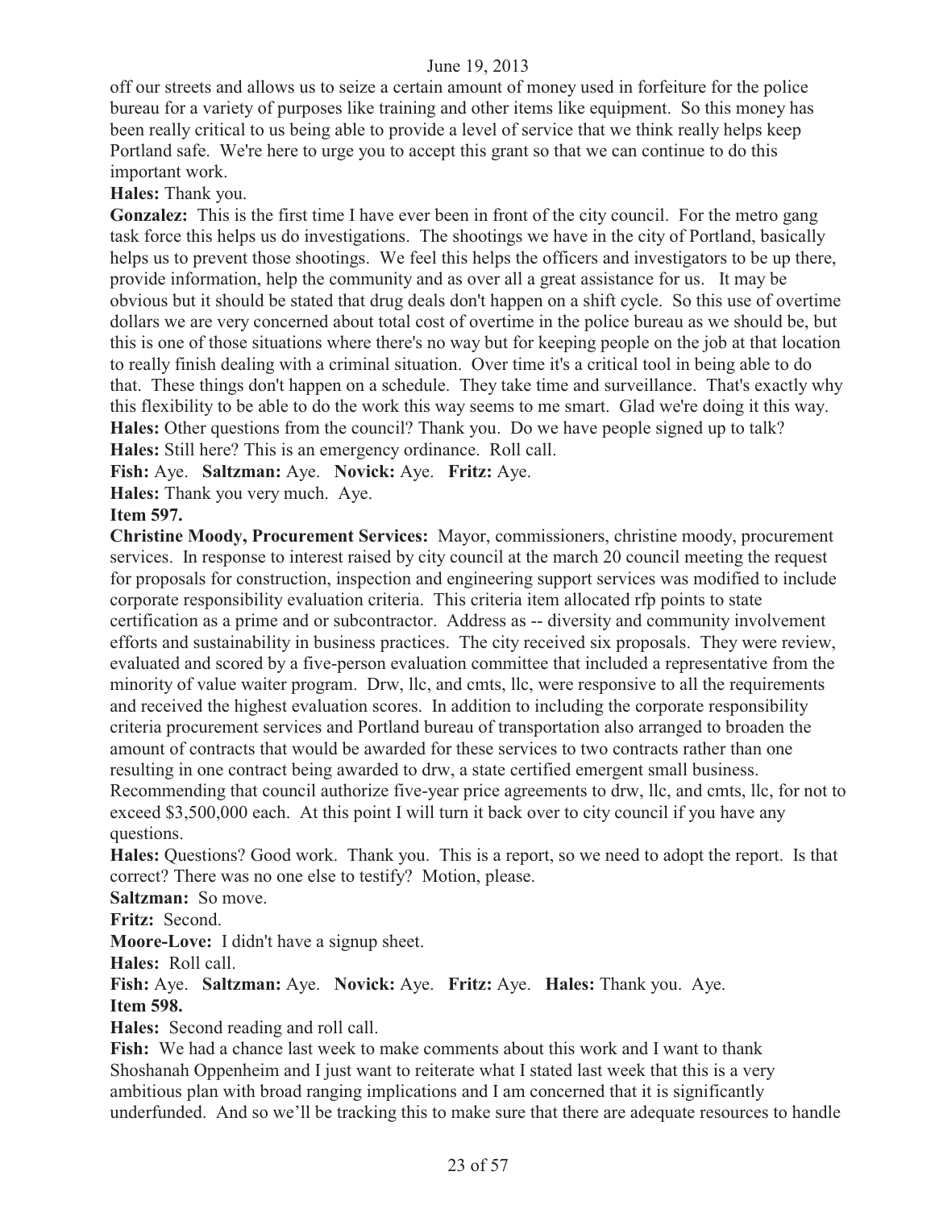off our streets and allows us to seize a certain amount of money used in forfeiture for the police bureau for a variety of purposes like training and other items like equipment. So this money has been really critical to us being able to provide a level of service that we think really helps keep Portland safe. We're here to urge you to accept this grant so that we can continue to do this important work.

**Hales:** Thank you.

**Gonzalez:** This is the first time I have ever been in front of the city council. For the metro gang task force this helps us do investigations. The shootings we have in the city of Portland, basically helps us to prevent those shootings. We feel this helps the officers and investigators to be up there, provide information, help the community and as over all a great assistance for us. It may be obvious but it should be stated that drug deals don't happen on a shift cycle. So this use of overtime dollars we are very concerned about total cost of overtime in the police bureau as we should be, but this is one of those situations where there's no way but for keeping people on the job at that location to really finish dealing with a criminal situation. Over time it's a critical tool in being able to do that. These things don't happen on a schedule. They take time and surveillance. That's exactly why this flexibility to be able to do the work this way seems to me smart. Glad we're doing it this way.

**Hales:** Other questions from the council? Thank you. Do we have people signed up to talk?

**Hales:** Still here? This is an emergency ordinance. Roll call.

**Fish:** Aye. **Saltzman:** Aye. **Novick:** Aye. **Fritz:** Aye.

**Hales:** Thank you very much. Aye.

**Item 597.**

**Christine Moody, Procurement Services:** Mayor, commissioners, christine moody, procurement services. In response to interest raised by city council at the march 20 council meeting the request for proposals for construction, inspection and engineering support services was modified to include corporate responsibility evaluation criteria. This criteria item allocated rfp points to state certification as a prime and or subcontractor. Address as -- diversity and community involvement efforts and sustainability in business practices. The city received six proposals. They were review, evaluated and scored by a five-person evaluation committee that included a representative from the minority of value waiter program. Drw, llc, and cmts, llc, were responsive to all the requirements and received the highest evaluation scores. In addition to including the corporate responsibility criteria procurement services and Portland bureau of transportation also arranged to broaden the amount of contracts that would be awarded for these services to two contracts rather than one resulting in one contract being awarded to drw, a state certified emergent small business. Recommending that council authorize five-year price agreements to drw, llc, and cmts, llc, for not to exceed $3,500,000 each. At this point I will turn it back over to city council if you have any questions.

**Hales:** Questions? Good work. Thank you. This is a report, so we need to adopt the report. Is that correct? There was no one else to testify? Motion, please.

**Saltzman:** So move.

**Fritz:** Second.

**Moore-Love:** I didn't have a signup sheet.

**Hales:** Roll call.

**Fish:** Aye. **Saltzman:** Aye. **Novick:** Aye. **Fritz:** Aye. **Hales:** Thank you. Aye.

**Item 598.**

**Hales:** Second reading and roll call.

**Fish:** We had a chance last week to make comments about this work and I want to thank Shoshanah Oppenheim and I just want to reiterate what I stated last week that this is a very ambitious plan with broad ranging implications and I am concerned that it is significantly underfunded. And so we'll be tracking this to make sure that there are adequate resources to handle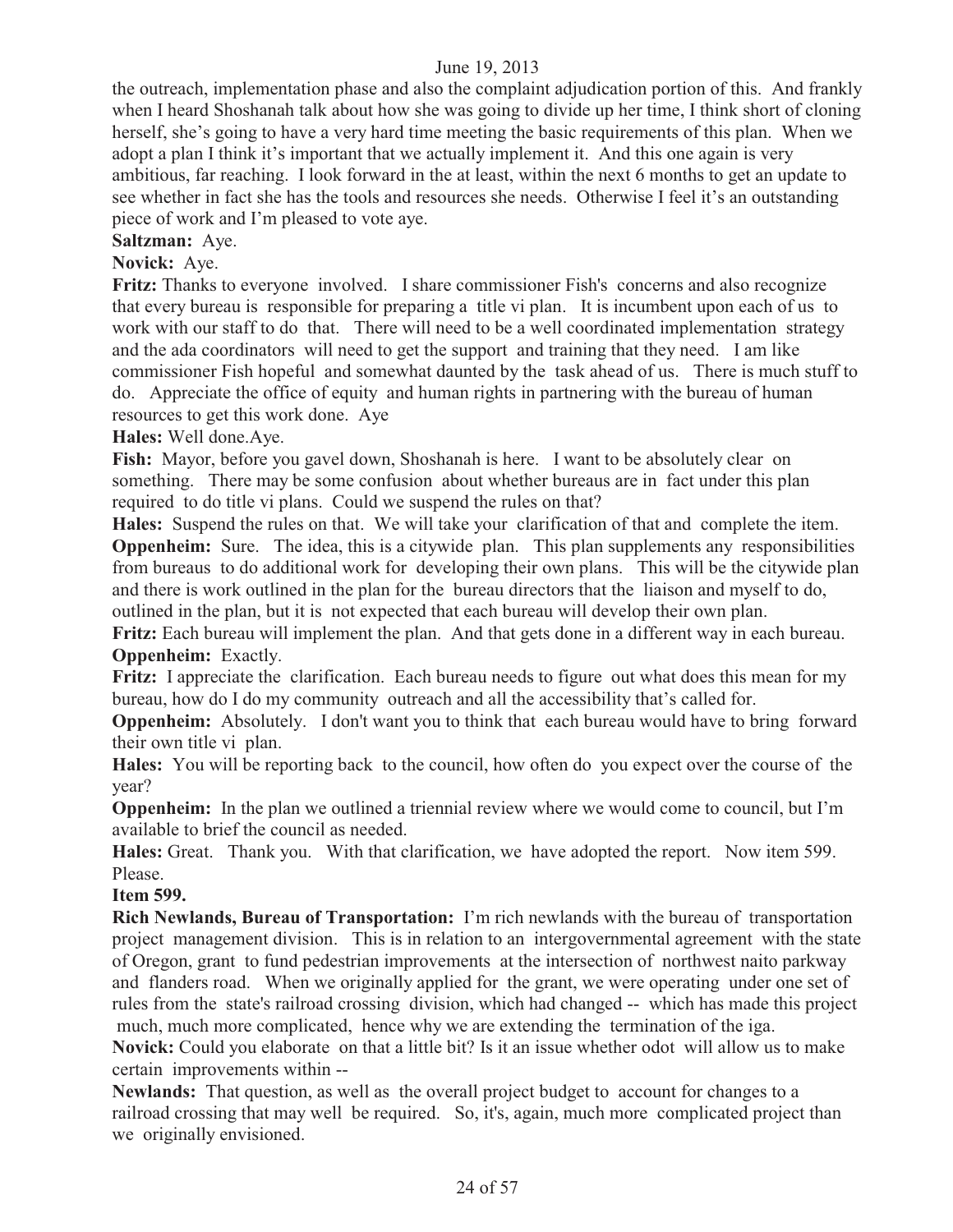the outreach, implementation phase and also the complaint adjudication portion of this. And frankly when I heard Shoshanah talk about how she was going to divide up her time, I think short of cloning herself, she's going to have a very hard time meeting the basic requirements of this plan. When we adopt a plan I think it's important that we actually implement it. And this one again is very ambitious, far reaching. I look forward in the at least, within the next 6 months to get an update to see whether in fact she has the tools and resources she needs. Otherwise I feel it's an outstanding piece of work and I'm pleased to vote aye.

**Saltzman:** Aye.

**Novick:** Aye.

**Fritz:** Thanks to everyone involved. I share commissioner Fish's concerns and also recognize that every bureau is responsible for preparing a title vi plan. It is incumbent upon each of us to work with our staff to do that. There will need to be a well coordinated implementation strategy and the ada coordinators will need to get the support and training that they need. I am like commissioner Fish hopeful and somewhat daunted by the task ahead of us. There is much stuff to do. Appreciate the office of equity and human rights in partnering with the bureau of human resources to get this work done. Aye

**Hales:** Well done.Aye.

**Fish:** Mayor, before you gavel down, Shoshanah is here. I want to be absolutely clear on something. There may be some confusion about whether bureaus are in fact under this plan required to do title vi plans. Could we suspend the rules on that?

**Hales:** Suspend the rules on that. We will take your clarification of that and complete the item.

**Oppenheim:** Sure. The idea, this is a citywide plan. This plan supplements any responsibilities from bureaus to do additional work for developing their own plans. This will be the citywide plan and there is work outlined in the plan for the bureau directors that the liaison and myself to do, outlined in the plan, but it is not expected that each bureau will develop their own plan.

**Fritz:** Each bureau will implement the plan. And that gets done in a different way in each bureau.

**Oppenheim:** Exactly.

**Fritz:** I appreciate the clarification. Each bureau needs to figure out what does this mean for my bureau, how do I do my community outreach and all the accessibility that's called for.

**Oppenheim:** Absolutely. I don't want you to think that each bureau would have to bring forward their own title vi plan.

**Hales:** You will be reporting back to the council, how often do you expect over the course of the year?

**Oppenheim:** In the plan we outlined a triennial review where we would come to council, but I'm available to brief the council as needed.

**Hales:** Great. Thank you. With that clarification, we have adopted the report. Now item 599. Please.

**Item 599.**

**Rich Newlands, Bureau of Transportation:** I'm rich newlands with the bureau of transportation project management division. This is in relation to an intergovernmental agreement with the state of Oregon, grant to fund pedestrian improvements at the intersection of northwest naito parkway and flanders road. When we originally applied for the grant, we were operating under one set of rules from the state's railroad crossing division, which had changed -- which has made this project much, much more complicated, hence why we are extending the termination of the iga.

**Novick:** Could you elaborate on that a little bit? Is it an issue whether odot will allow us to make certain improvements within --

**Newlands:** That question, as well as the overall project budget to account for changes to a railroad crossing that may well be required. So, it's, again, much more complicated project than we originally envisioned.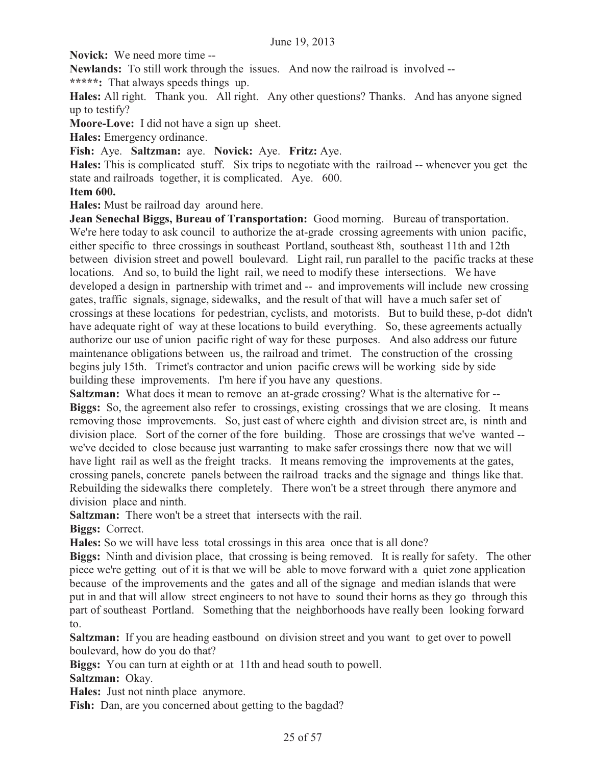**Novick:** We need more time --

**Newlands:** To still work through the issues. And now the railroad is involved --

**\*\*\*\*\*:** That always speeds things up.

**Hales:** All right. Thank you. All right. Any other questions? Thanks. And has anyone signed up to testify?

**Moore-Love:** I did not have a sign up sheet.

**Hales:** Emergency ordinance.

**Fish:** Aye. **Saltzman:** aye. **Novick:** Aye. **Fritz:** Aye.

**Hales:** This is complicated stuff. Six trips to negotiate with the railroad -- whenever you get the state and railroads together, it is complicated. Aye. 600.

**Item 600.**

**Hales:** Must be railroad day around here.

**Jean Senechal Biggs, Bureau of Transportation:** Good morning. Bureau of transportation. We're here today to ask council to authorize the at-grade crossing agreements with union pacific, either specific to three crossings in southeast Portland, southeast 8th, southeast 11th and 12th between division street and powell boulevard. Light rail, run parallel to the pacific tracks at these locations. And so, to build the light rail, we need to modify these intersections. We have developed a design in partnership with trimet and -- and improvements will include new crossing gates, traffic signals, signage, sidewalks, and the result of that will have a much safer set of crossings at these locations for pedestrian, cyclists, and motorists. But to build these, p-dot didn't have adequate right of way at these locations to build everything. So, these agreements actually authorize our use of union pacific right of way for these purposes. And also address our future maintenance obligations between us, the railroad and trimet. The construction of the crossing begins july 15th. Trimet's contractor and union pacific crews will be working side by side building these improvements. I'm here if you have any questions.

**Saltzman:** What does it mean to remove an at-grade crossing? What is the alternative for --

**Biggs:** So, the agreement also refer to crossings, existing crossings that we are closing. It means removing those improvements. So, just east of where eighth and division street are, is ninth and division place. Sort of the corner of the fore building. Those are crossings that we've wanted -- we've decided to close because just warranting to make safer crossings there now that we will have light rail as well as the freight tracks. It means removing the improvements at the gates, crossing panels, concrete panels between the railroad tracks and the signage and things like that. Rebuilding the sidewalks there completely. There won't be a street through there anymore and division place and ninth.

**Saltzman:** There won't be a street that intersects with the rail.

**Biggs:** Correct.

**Hales:** So we will have less total crossings in this area once that is all done?

**Biggs:** Ninth and division place, that crossing is being removed. It is really for safety. The other piece we're getting out of it is that we will be able to move forward with a quiet zone application because of the improvements and the gates and all of the signage and median islands that were put in and that will allow street engineers to not have to sound their horns as they go through this part of southeast Portland. Something that the neighborhoods have really been looking forward to.

**Saltzman:** If you are heading eastbound on division street and you want to get over to powell boulevard, how do you do that?

**Biggs:** You can turn at eighth or at 11th and head south to powell.

**Saltzman:** Okay.

**Hales:** Just not ninth place anymore.

**Fish:** Dan, are you concerned about getting to the bagdad?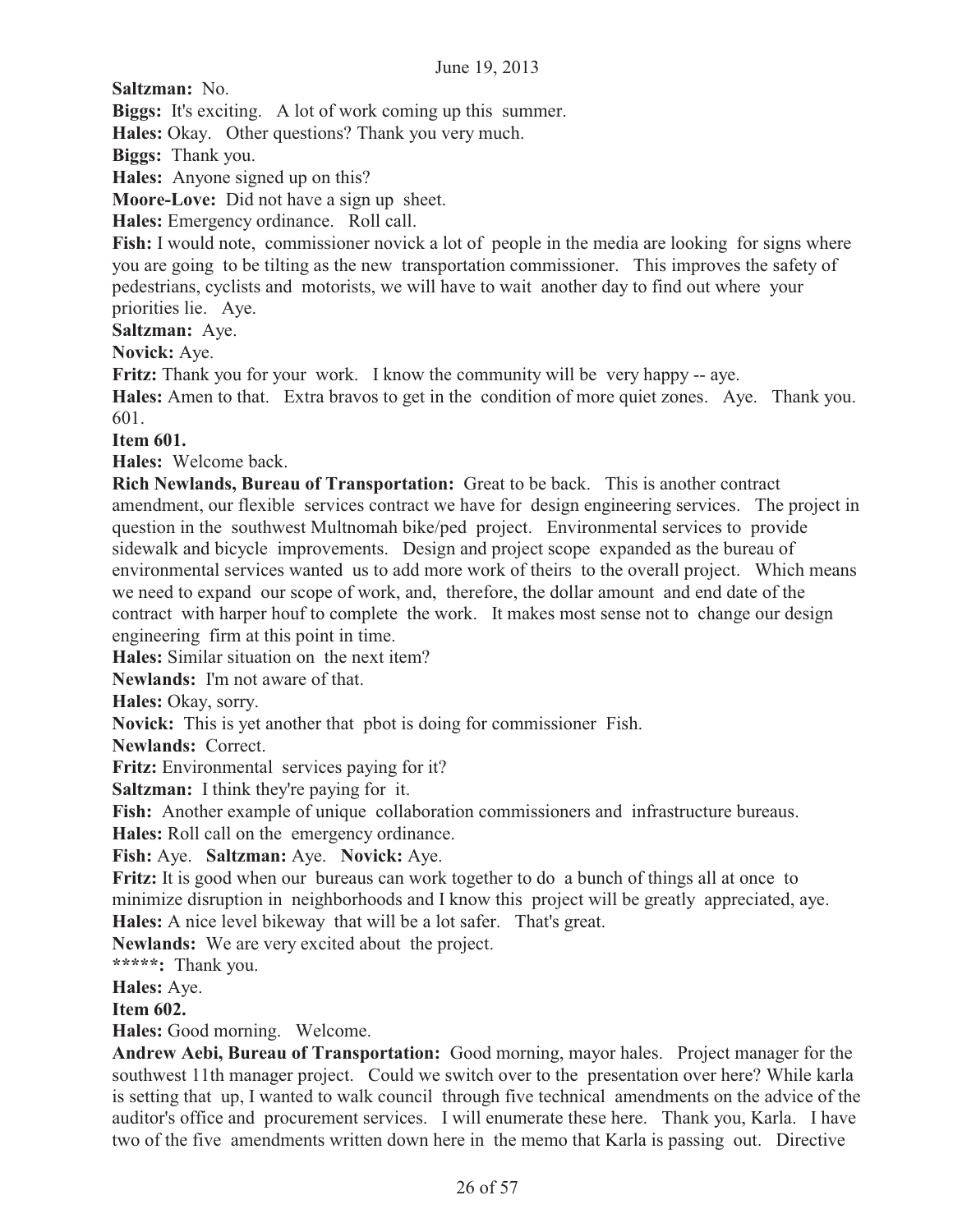**Saltzman:** No.

**Biggs:** It's exciting. A lot of work coming up this summer.

**Hales:** Okay. Other questions? Thank you very much.

**Biggs:** Thank you.

**Hales:** Anyone signed up on this?

**Moore-Love:** Did not have a sign up sheet.

**Hales:** Emergency ordinance. Roll call.

**Fish:** I would note, commissioner novick a lot of people in the media are looking for signs where you are going to be tilting as the new transportation commissioner. This improves the safety of pedestrians, cyclists and motorists, we will have to wait another day to find out where your priorities lie. Aye.

**Saltzman:** Aye.

**Novick:** Aye.

**Fritz:** Thank you for your work. I know the community will be very happy -- aye.

**Hales:** Amen to that. Extra bravos to get in the condition of more quiet zones. Aye. Thank you. 601.

**Item 601.**

**Hales:** Welcome back.

**Rich Newlands, Bureau of Transportation:** Great to be back. This is another contract amendment, our flexible services contract we have for design engineering services. The project in question in the southwest Multnomah bike/ped project. Environmental services to provide sidewalk and bicycle improvements. Design and project scope expanded as the bureau of environmental services wanted us to add more work of theirs to the overall project. Which means we need to expand our scope of work, and, therefore, the dollar amount and end date of the contract with harper houf to complete the work. It makes most sense not to change our design engineering firm at this point in time.

**Hales:** Similar situation on the next item?

**Newlands:** I'm not aware of that.

**Hales:** Okay, sorry.

**Novick:** This is yet another that pbot is doing for commissioner Fish.

**Newlands:** Correct.

**Fritz:** Environmental services paying for it?

**Saltzman:** I think they're paying for it.

**Fish:** Another example of unique collaboration commissioners and infrastructure bureaus.

**Hales:** Roll call on the emergency ordinance.

**Fish:** Aye. **Saltzman:** Aye. **Novick:** Aye.

**Fritz:** It is good when our bureaus can work together to do a bunch of things all at once to minimize disruption in neighborhoods and I know this project will be greatly appreciated, aye.

**Hales:** A nice level bikeway that will be a lot safer. That's great.

**Newlands:** We are very excited about the project.

*****: Thank you.

**Hales:** Aye.

**Item 602.**

**Hales:** Good morning. Welcome.

**Andrew Aebi, Bureau of Transportation:** Good morning, mayor hales. Project manager for the southwest 11th manager project. Could we switch over to the presentation over here? While karla is setting that up, I wanted to walk council through five technical amendments on the advice of the auditor's office and procurement services. I will enumerate these here. Thank you, Karla. I have two of the five amendments written down here in the memo that Karla is passing out. Directive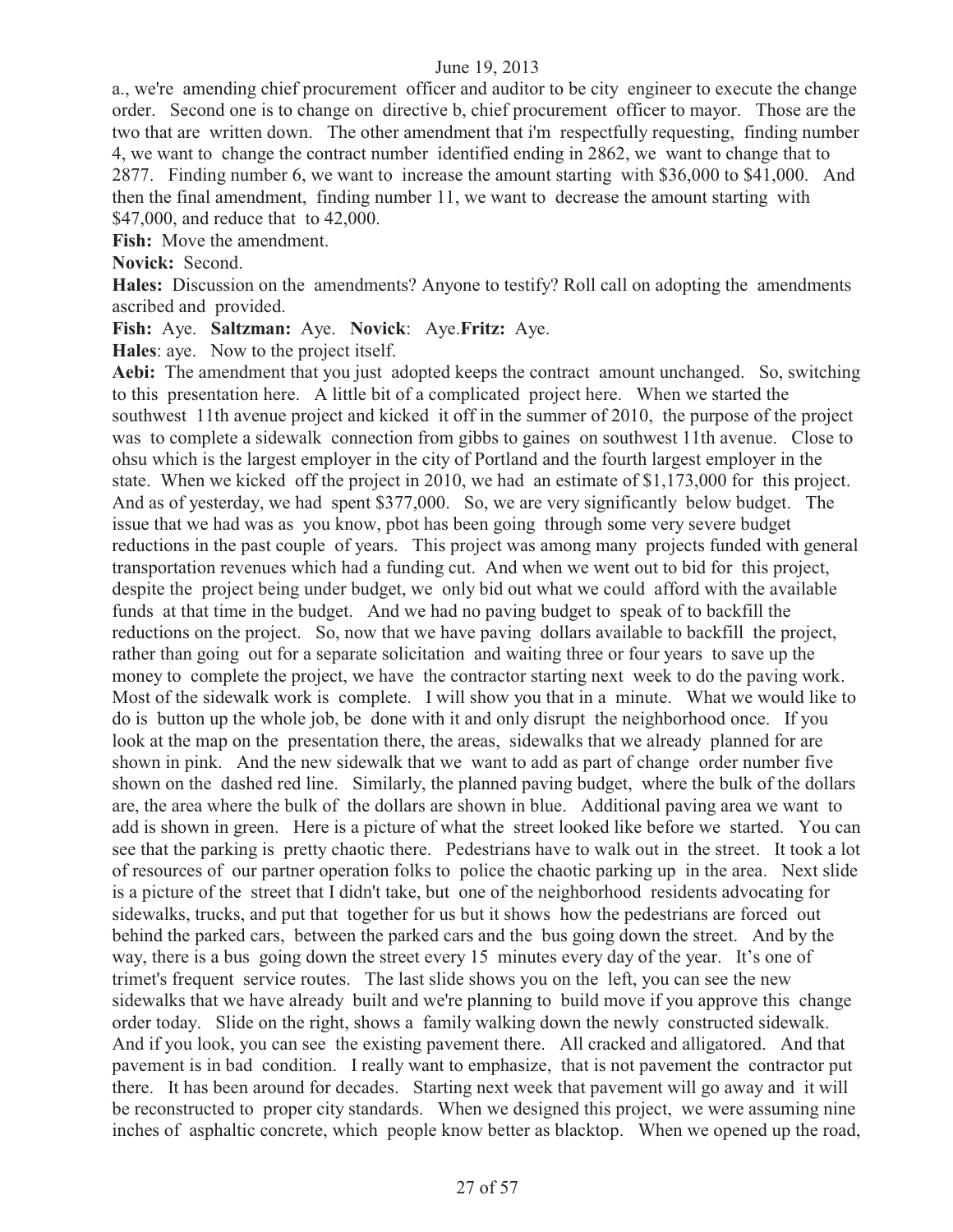a., we're amending chief procurement officer and auditor to be city engineer to execute the change order. Second one is to change on directive b, chief procurement officer to mayor. Those are the two that are written down. The other amendment that i'm respectfully requesting, finding number 4, we want to change the contract number identified ending in 2862, we want to change that to 2877. Finding number 6, we want to increase the amount starting with $36,000 to $41,000. And then the final amendment, finding number 11, we want to decrease the amount starting with $47,000, and reduce that to 42,000.

**Fish:** Move the amendment.

**Novick:** Second.

**Hales:** Discussion on the amendments? Anyone to testify? Roll call on adopting the amendments ascribed and provided.

**Fish:** Aye. **Saltzman:** Aye. **Novick**: Aye.**Fritz:** Aye.

**Hales**: aye. Now to the project itself.

**Aebi:** The amendment that you just adopted keeps the contract amount unchanged. So, switching to this presentation here. A little bit of a complicated project here. When we started the southwest 11th avenue project and kicked it off in the summer of 2010, the purpose of the project was to complete a sidewalk connection from gibbs to gaines on southwest 11th avenue. Close to ohsu which is the largest employer in the city of Portland and the fourth largest employer in the state. When we kicked off the project in 2010, we had an estimate of $1,173,000 for this project. And as of yesterday, we had spent $377,000. So, we are very significantly below budget. The issue that we had was as you know, pbot has been going through some very severe budget reductions in the past couple of years. This project was among many projects funded with general transportation revenues which had a funding cut. And when we went out to bid for this project, despite the project being under budget, we only bid out what we could afford with the available funds at that time in the budget. And we had no paving budget to speak of to backfill the reductions on the project. So, now that we have paving dollars available to backfill the project, rather than going out for a separate solicitation and waiting three or four years to save up the money to complete the project, we have the contractor starting next week to do the paving work. Most of the sidewalk work is complete. I will show you that in a minute. What we would like to do is button up the whole job, be done with it and only disrupt the neighborhood once. If you look at the map on the presentation there, the areas, sidewalks that we already planned for are shown in pink. And the new sidewalk that we want to add as part of change order number five shown on the dashed red line. Similarly, the planned paving budget, where the bulk of the dollars are, the area where the bulk of the dollars are shown in blue. Additional paving area we want to add is shown in green. Here is a picture of what the street looked like before we started. You can see that the parking is pretty chaotic there. Pedestrians have to walk out in the street. It took a lot of resources of our partner operation folks to police the chaotic parking up in the area. Next slide is a picture of the street that I didn't take, but one of the neighborhood residents advocating for sidewalks, trucks, and put that together for us but it shows how the pedestrians are forced out behind the parked cars, between the parked cars and the bus going down the street. And by the way, there is a bus going down the street every 15 minutes every day of the year. It's one of trimet's frequent service routes. The last slide shows you on the left, you can see the new sidewalks that we have already built and we're planning to build move if you approve this change order today. Slide on the right, shows a family walking down the newly constructed sidewalk. And if you look, you can see the existing pavement there. All cracked and alligatored. And that pavement is in bad condition. I really want to emphasize, that is not pavement the contractor put there. It has been around for decades. Starting next week that pavement will go away and it will be reconstructed to proper city standards. When we designed this project, we were assuming nine inches of asphaltic concrete, which people know better as blacktop. When we opened up the road,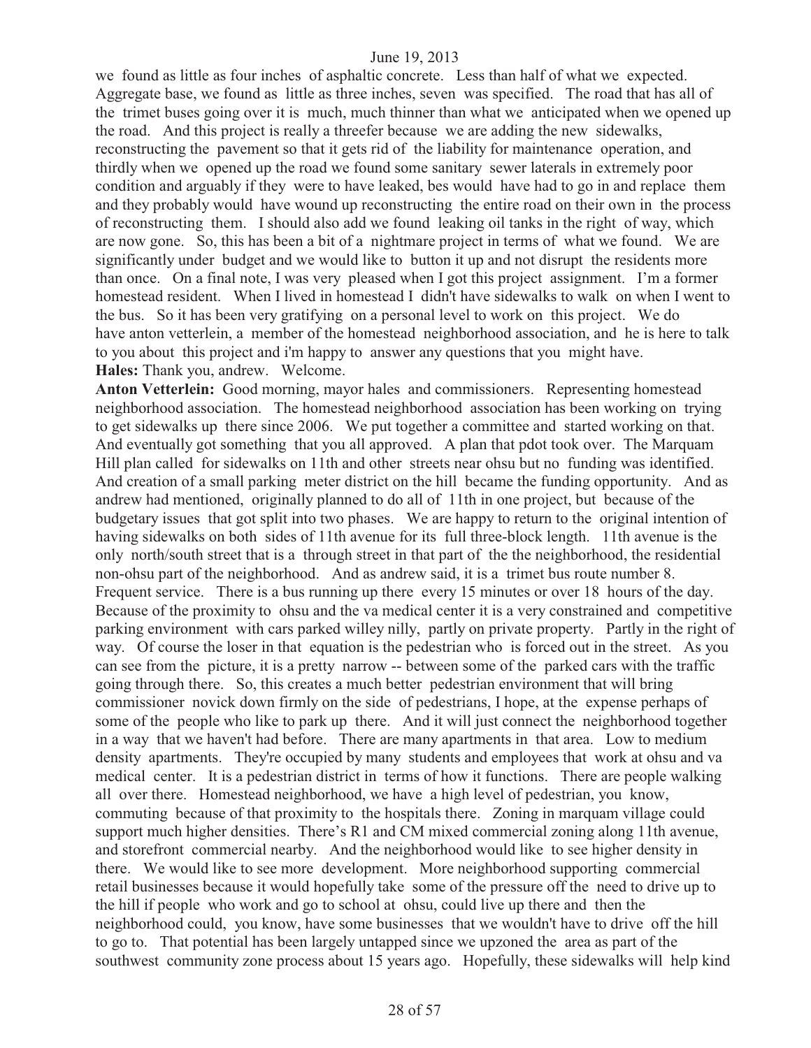we found as little as four inches of asphaltic concrete. Less than half of what we expected. Aggregate base, we found as little as three inches, seven was specified. The road that has all of the trimet buses going over it is much, much thinner than what we anticipated when we opened up the road. And this project is really a threefer because we are adding the new sidewalks, reconstructing the pavement so that it gets rid of the liability for maintenance operation, and thirdly when we opened up the road we found some sanitary sewer laterals in extremely poor condition and arguably if they were to have leaked, bes would have had to go in and replace them and they probably would have wound up reconstructing the entire road on their own in the process of reconstructing them. I should also add we found leaking oil tanks in the right of way, which are now gone. So, this has been a bit of a nightmare project in terms of what we found. We are significantly under budget and we would like to button it up and not disrupt the residents more than once. On a final note, I was very pleased when I got this project assignment. I'm a former homestead resident. When I lived in homestead I didn't have sidewalks to walk on when I went to the bus. So it has been very gratifying on a personal level to work on this project. We do have anton vetterlein, a member of the homestead neighborhood association, and he is here to talk to you about this project and i'm happy to answer any questions that you might have.

**Hales:** Thank you, andrew. Welcome.

**Anton Vetterlein:** Good morning, mayor hales and commissioners. Representing homestead neighborhood association. The homestead neighborhood association has been working on trying to get sidewalks up there since 2006. We put together a committee and started working on that. And eventually got something that you all approved. A plan that pdot took over. The Marquam Hill plan called for sidewalks on 11th and other streets near ohsu but no funding was identified. And creation of a small parking meter district on the hill became the funding opportunity. And as andrew had mentioned, originally planned to do all of 11th in one project, but because of the budgetary issues that got split into two phases. We are happy to return to the original intention of having sidewalks on both sides of 11th avenue for its full three-block length. 11th avenue is the only north/south street that is a through street in that part of the the neighborhood, the residential non-ohsu part of the neighborhood. And as andrew said, it is a trimet bus route number 8. Frequent service. There is a bus running up there every 15 minutes or over 18 hours of the day. Because of the proximity to ohsu and the va medical center it is a very constrained and competitive parking environment with cars parked willey nilly, partly on private property. Partly in the right of way. Of course the loser in that equation is the pedestrian who is forced out in the street. As you can see from the picture, it is a pretty narrow -- between some of the parked cars with the traffic going through there. So, this creates a much better pedestrian environment that will bring commissioner novick down firmly on the side of pedestrians, I hope, at the expense perhaps of some of the people who like to park up there. And it will just connect the neighborhood together in a way that we haven't had before. There are many apartments in that area. Low to medium density apartments. They're occupied by many students and employees that work at ohsu and va medical center. It is a pedestrian district in terms of how it functions. There are people walking all over there. Homestead neighborhood, we have a high level of pedestrian, you know, commuting because of that proximity to the hospitals there. Zoning in marquam village could support much higher densities. There's R1 and CM mixed commercial zoning along 11th avenue, and storefront commercial nearby. And the neighborhood would like to see higher density in there. We would like to see more development. More neighborhood supporting commercial retail businesses because it would hopefully take some of the pressure off the need to drive up to the hill if people who work and go to school at ohsu, could live up there and then the neighborhood could, you know, have some businesses that we wouldn't have to drive off the hill to go to. That potential has been largely untapped since we upzoned the area as part of the southwest community zone process about 15 years ago. Hopefully, these sidewalks will help kind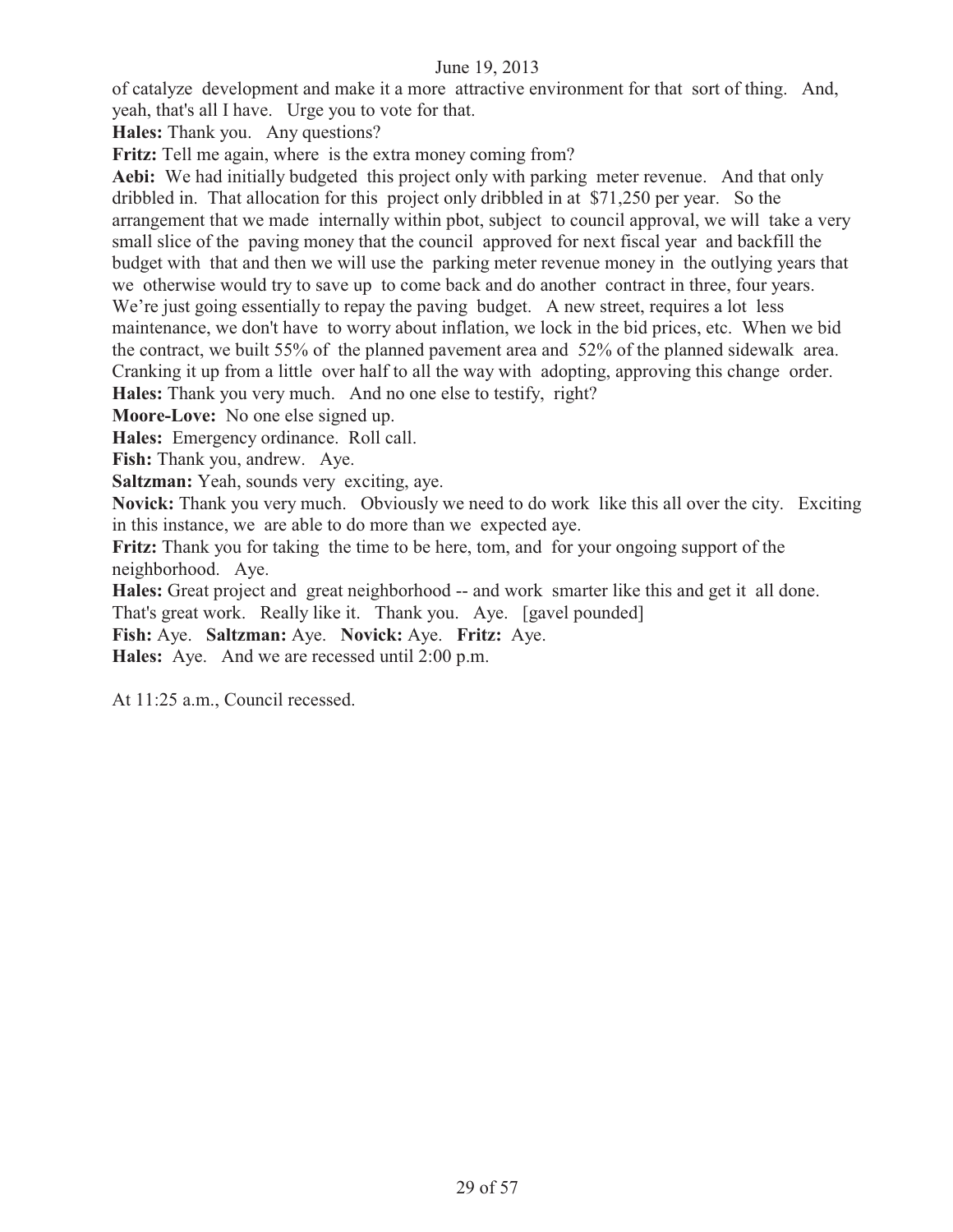of catalyze development and make it a more attractive environment for that sort of thing. And, yeah, that's all I have. Urge you to vote for that.

**Hales:** Thank you. Any questions?

**Fritz:** Tell me again, where is the extra money coming from?

**Aebi:** We had initially budgeted this project only with parking meter revenue. And that only dribbled in. That allocation for this project only dribbled in at $71,250 per year. So the arrangement that we made internally within pbot, subject to council approval, we will take a very small slice of the paving money that the council approved for next fiscal year and backfill the budget with that and then we will use the parking meter revenue money in the outlying years that we otherwise would try to save up to come back and do another contract in three, four years. We're just going essentially to repay the paving budget. A new street, requires a lot less maintenance, we don't have to worry about inflation, we lock in the bid prices, etc. When we bid the contract, we built 55% of the planned pavement area and 52% of the planned sidewalk area. Cranking it up from a little over half to all the way with adopting, approving this change order.

**Hales:** Thank you very much. And no one else to testify, right?

**Moore-Love:** No one else signed up.

**Hales:** Emergency ordinance. Roll call.

**Fish:** Thank you, andrew. Aye.

**Saltzman:** Yeah, sounds very exciting, aye.

**Novick:** Thank you very much. Obviously we need to do work like this all over the city. Exciting in this instance, we are able to do more than we expected aye.

**Fritz:** Thank you for taking the time to be here, tom, and for your ongoing support of the neighborhood. Aye.

**Hales:** Great project and great neighborhood -- and work smarter like this and get it all done. That's great work. Really like it. Thank you. Aye. [gavel pounded]

**Fish:** Aye. **Saltzman:** Aye. **Novick:** Aye. **Fritz:** Aye.

**Hales:** Aye. And we are recessed until 2:00 p.m.

At 11:25 a.m., Council recessed.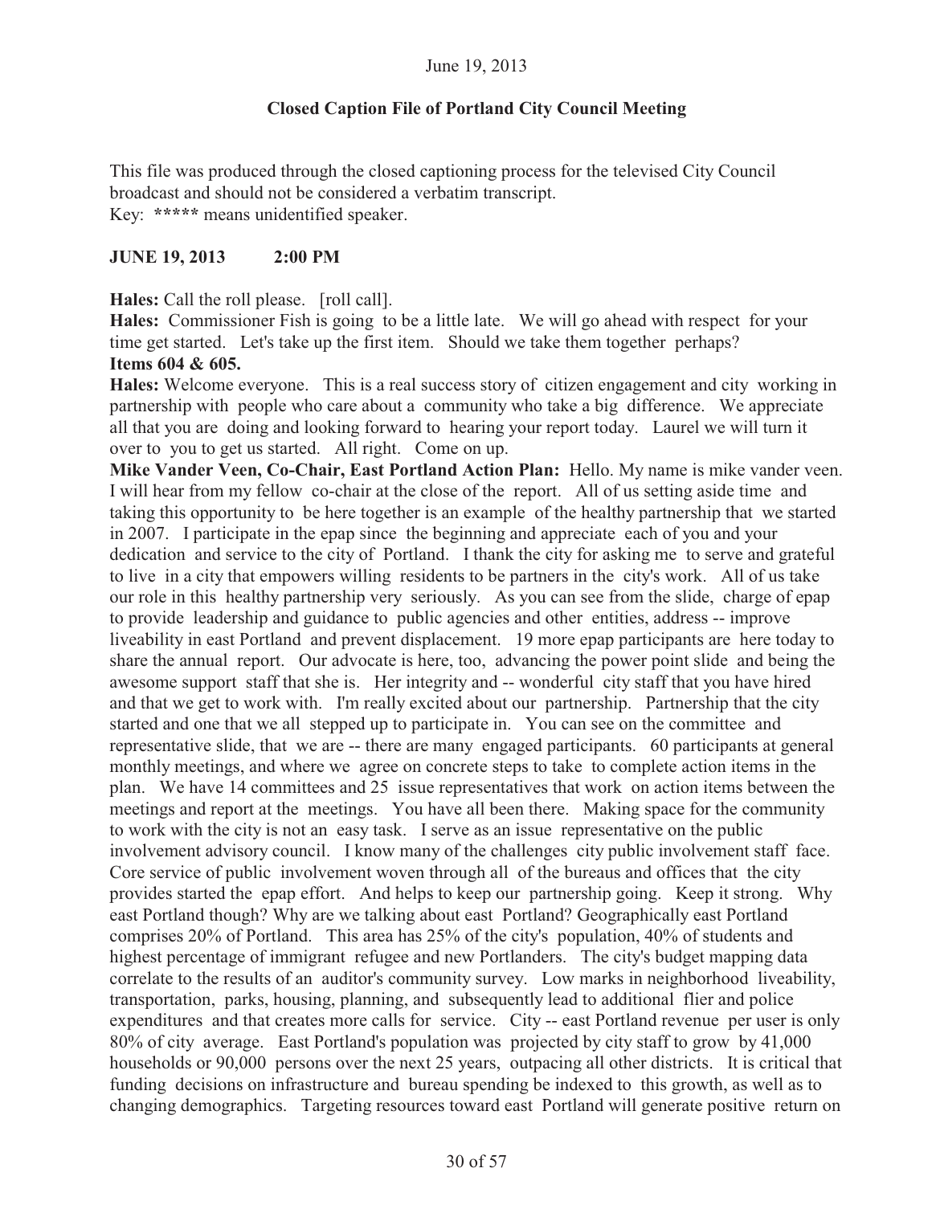June 19, 2013

**Closed Caption File of Portland City Council Meeting**

This file was produced through the closed captioning process for the televised City Council broadcast and should not be considered a verbatim transcript.
Key: **\*\*\*\*\*** means unidentified speaker.

**JUNE 19, 2013 2:00 PM**

**Hales:** Call the roll please. [roll call].

**Hales:** Commissioner Fish is going to be a little late. We will go ahead with respect for your time get started. Let's take up the first item. Should we take them together perhaps?

**Items 604 & 605.**

**Hales:** Welcome everyone. This is a real success story of citizen engagement and city working in partnership with people who care about a community who take a big difference. We appreciate all that you are doing and looking forward to hearing your report today. Laurel we will turn it over to you to get us started. All right. Come on up.

**Mike Vander Veen, Co-Chair, East Portland Action Plan:** Hello. My name is mike vander veen. I will hear from my fellow co-chair at the close of the report. All of us setting aside time and taking this opportunity to be here together is an example of the healthy partnership that we started in 2007. I participate in the epap since the beginning and appreciate each of you and your dedication and service to the city of Portland. I thank the city for asking me to serve and grateful to live in a city that empowers willing residents to be partners in the city's work. All of us take our role in this healthy partnership very seriously. As you can see from the slide, charge of epap to provide leadership and guidance to public agencies and other entities, address -- improve liveability in east Portland and prevent displacement. 19 more epap participants are here today to share the annual report. Our advocate is here, too, advancing the power point slide and being the awesome support staff that she is. Her integrity and -- wonderful city staff that you have hired and that we get to work with. I'm really excited about our partnership. Partnership that the city started and one that we all stepped up to participate in. You can see on the committee and representative slide, that we are -- there are many engaged participants. 60 participants at general monthly meetings, and where we agree on concrete steps to take to complete action items in the plan. We have 14 committees and 25 issue representatives that work on action items between the meetings and report at the meetings. You have all been there. Making space for the community to work with the city is not an easy task. I serve as an issue representative on the public involvement advisory council. I know many of the challenges city public involvement staff face. Core service of public involvement woven through all of the bureaus and offices that the city provides started the epap effort. And helps to keep our partnership going. Keep it strong. Why east Portland though? Why are we talking about east Portland? Geographically east Portland comprises 20% of Portland. This area has 25% of the city's population, 40% of students and highest percentage of immigrant refugee and new Portlanders. The city's budget mapping data correlate to the results of an auditor's community survey. Low marks in neighborhood liveability, transportation, parks, housing, planning, and subsequently lead to additional flier and police expenditures and that creates more calls for service. City -- east Portland revenue per user is only 80% of city average. East Portland's population was projected by city staff to grow by 41,000 households or 90,000 persons over the next 25 years, outpacing all other districts. It is critical that funding decisions on infrastructure and bureau spending be indexed to this growth, as well as to changing demographics. Targeting resources toward east Portland will generate positive return on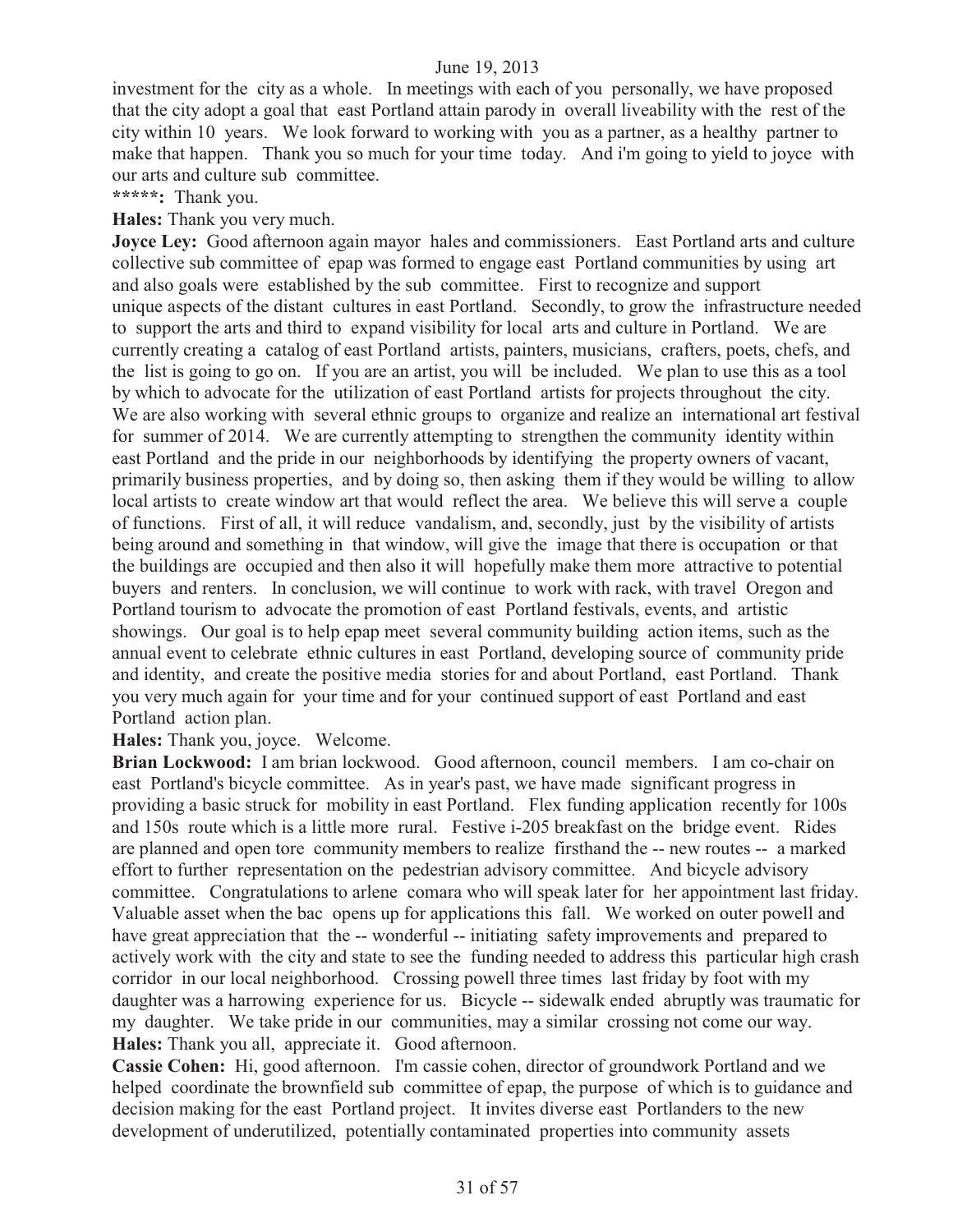investment for the city as a whole. In meetings with each of you personally, we have proposed that the city adopt a goal that east Portland attain parody in overall liveability with the rest of the city within 10 years. We look forward to working with you as a partner, as a healthy partner to make that happen. Thank you so much for your time today. And i'm going to yield to joyce with our arts and culture sub committee.

**\*\*\*\*\*:** Thank you.

**Hales:** Thank you very much.

**Joyce Ley:** Good afternoon again mayor hales and commissioners. East Portland arts and culture collective sub committee of epap was formed to engage east Portland communities by using art and also goals were established by the sub committee. First to recognize and support unique aspects of the distant cultures in east Portland. Secondly, to grow the infrastructure needed to support the arts and third to expand visibility for local arts and culture in Portland. We are currently creating a catalog of east Portland artists, painters, musicians, crafters, poets, chefs, and the list is going to go on. If you are an artist, you will be included. We plan to use this as a tool by which to advocate for the utilization of east Portland artists for projects throughout the city. We are also working with several ethnic groups to organize and realize an international art festival for summer of 2014. We are currently attempting to strengthen the community identity within east Portland and the pride in our neighborhoods by identifying the property owners of vacant, primarily business properties, and by doing so, then asking them if they would be willing to allow local artists to create window art that would reflect the area. We believe this will serve a couple of functions. First of all, it will reduce vandalism, and, secondly, just by the visibility of artists being around and something in that window, will give the image that there is occupation or that the buildings are occupied and then also it will hopefully make them more attractive to potential buyers and renters. In conclusion, we will continue to work with rack, with travel Oregon and Portland tourism to advocate the promotion of east Portland festivals, events, and artistic showings. Our goal is to help epap meet several community building action items, such as the annual event to celebrate ethnic cultures in east Portland, developing source of community pride and identity, and create the positive media stories for and about Portland, east Portland. Thank you very much again for your time and for your continued support of east Portland and east Portland action plan.

**Hales:** Thank you, joyce. Welcome.

**Brian Lockwood:** I am brian lockwood. Good afternoon, council members. I am co-chair on east Portland's bicycle committee. As in year's past, we have made significant progress in providing a basic struck for mobility in east Portland. Flex funding application recently for 100s and 150s route which is a little more rural. Festive i-205 breakfast on the bridge event. Rides are planned and open tore community members to realize firsthand the -- new routes -- a marked effort to further representation on the pedestrian advisory committee. And bicycle advisory committee. Congratulations to arlene comara who will speak later for her appointment last friday. Valuable asset when the bac opens up for applications this fall. We worked on outer powell and have great appreciation that the -- wonderful -- initiating safety improvements and prepared to actively work with the city and state to see the funding needed to address this particular high crash corridor in our local neighborhood. Crossing powell three times last friday by foot with my daughter was a harrowing experience for us. Bicycle -- sidewalk ended abruptly was traumatic for my daughter. We take pride in our communities, may a similar crossing not come our way.

**Hales:** Thank you all, appreciate it. Good afternoon.

**Cassie Cohen:** Hi, good afternoon. I'm cassie cohen, director of groundwork Portland and we helped coordinate the brownfield sub committee of epap, the purpose of which is to guidance and decision making for the east Portland project. It invites diverse east Portlanders to the new development of underutilized, potentially contaminated properties into community assets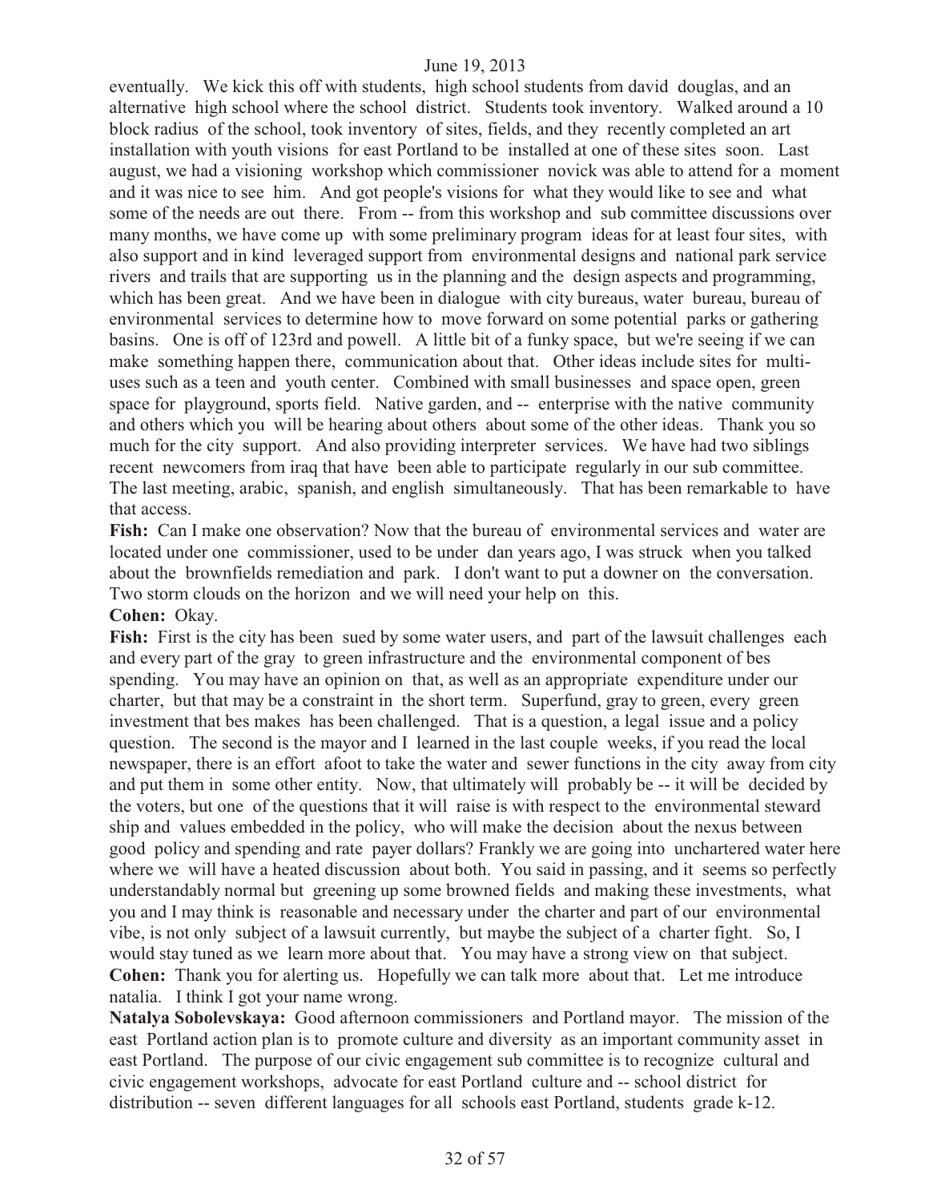eventually. We kick this off with students, high school students from david douglas, and an alternative high school where the school district. Students took inventory. Walked around a 10 block radius of the school, took inventory of sites, fields, and they recently completed an art installation with youth visions for east Portland to be installed at one of these sites soon. Last august, we had a visioning workshop which commissioner novick was able to attend for a moment and it was nice to see him. And got people's visions for what they would like to see and what some of the needs are out there. From -- from this workshop and sub committee discussions over many months, we have come up with some preliminary program ideas for at least four sites, with also support and in kind leveraged support from environmental designs and national park service rivers and trails that are supporting us in the planning and the design aspects and programming, which has been great. And we have been in dialogue with city bureaus, water bureau, bureau of environmental services to determine how to move forward on some potential parks or gathering basins. One is off of 123rd and powell. A little bit of a funky space, but we're seeing if we can make something happen there, communication about that. Other ideas include sites for multi-uses such as a teen and youth center. Combined with small businesses and space open, green space for playground, sports field. Native garden, and -- enterprise with the native community and others which you will be hearing about others about some of the other ideas. Thank you so much for the city support. And also providing interpreter services. We have had two siblings recent newcomers from iraq that have been able to participate regularly in our sub committee. The last meeting, arabic, spanish, and english simultaneously. That has been remarkable to have that access.

**Fish:** Can I make one observation? Now that the bureau of environmental services and water are located under one commissioner, used to be under dan years ago, I was struck when you talked about the brownfields remediation and park. I don't want to put a downer on the conversation. Two storm clouds on the horizon and we will need your help on this.

**Cohen:** Okay.

**Fish:** First is the city has been sued by some water users, and part of the lawsuit challenges each and every part of the gray to green infrastructure and the environmental component of bes spending. You may have an opinion on that, as well as an appropriate expenditure under our charter, but that may be a constraint in the short term. Superfund, gray to green, every green investment that bes makes has been challenged. That is a question, a legal issue and a policy question. The second is the mayor and I learned in the last couple weeks, if you read the local newspaper, there is an effort afoot to take the water and sewer functions in the city away from city and put them in some other entity. Now, that ultimately will probably be -- it will be decided by the voters, but one of the questions that it will raise is with respect to the environmental steward ship and values embedded in the policy, who will make the decision about the nexus between good policy and spending and rate payer dollars? Frankly we are going into unchartered water here where we will have a heated discussion about both. You said in passing, and it seems so perfectly understandably normal but greening up some browned fields and making these investments, what you and I may think is reasonable and necessary under the charter and part of our environmental vibe, is not only subject of a lawsuit currently, but maybe the subject of a charter fight. So, I would stay tuned as we learn more about that. You may have a strong view on that subject.

**Cohen:** Thank you for alerting us. Hopefully we can talk more about that. Let me introduce natalia. I think I got your name wrong.

**Natalya Sobolevskaya:** Good afternoon commissioners and Portland mayor. The mission of the east Portland action plan is to promote culture and diversity as an important community asset in east Portland. The purpose of our civic engagement sub committee is to recognize cultural and civic engagement workshops, advocate for east Portland culture and -- school district for distribution -- seven different languages for all schools east Portland, students grade k-12.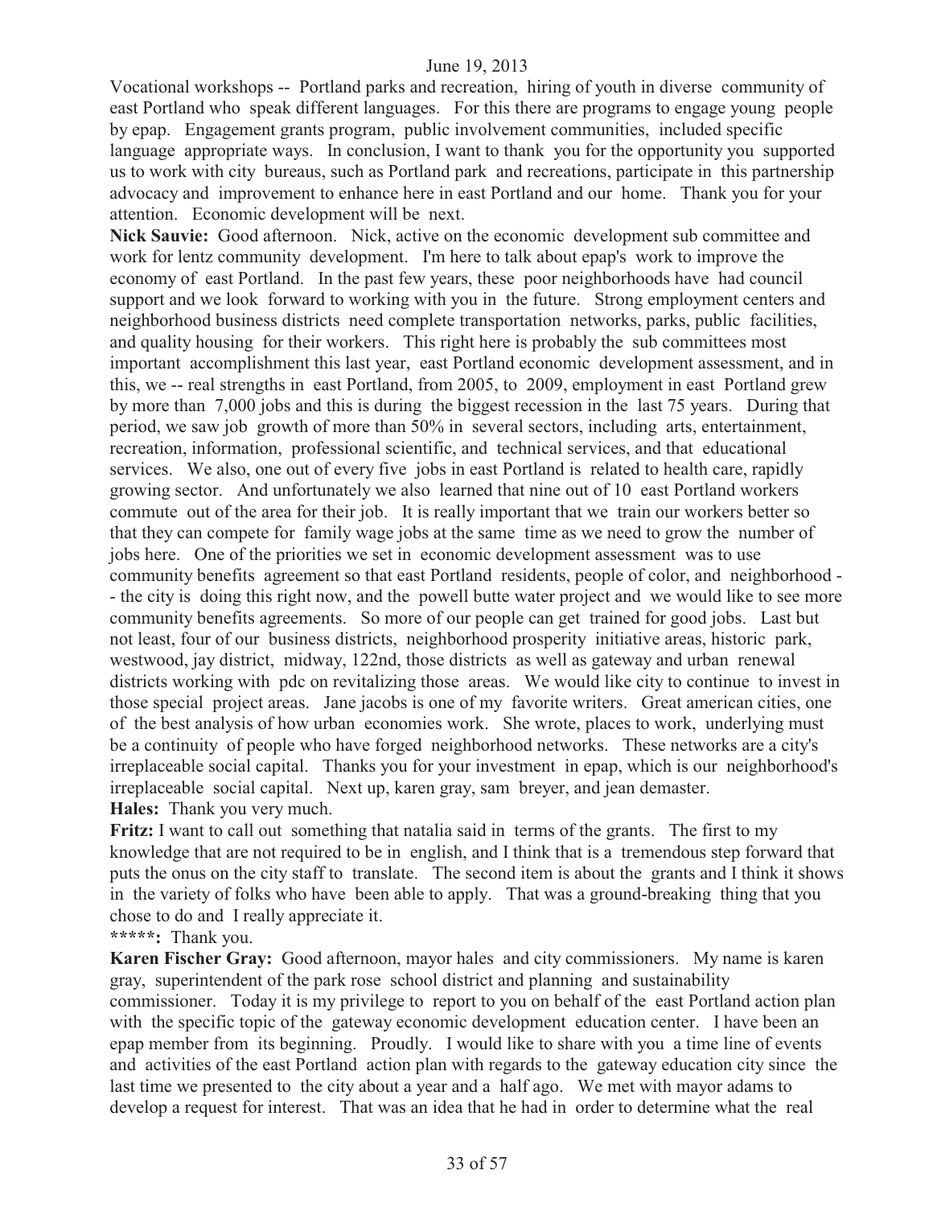Vocational workshops -- Portland parks and recreation, hiring of youth in diverse community of east Portland who speak different languages. For this there are programs to engage young people by epap. Engagement grants program, public involvement communities, included specific language appropriate ways. In conclusion, I want to thank you for the opportunity you supported us to work with city bureaus, such as Portland park and recreations, participate in this partnership advocacy and improvement to enhance here in east Portland and our home. Thank you for your attention. Economic development will be next.

**Nick Sauvie:** Good afternoon. Nick, active on the economic development sub committee and work for lentz community development. I'm here to talk about epap's work to improve the economy of east Portland. In the past few years, these poor neighborhoods have had council support and we look forward to working with you in the future. Strong employment centers and neighborhood business districts need complete transportation networks, parks, public facilities, and quality housing for their workers. This right here is probably the sub committees most important accomplishment this last year, east Portland economic development assessment, and in this, we -- real strengths in east Portland, from 2005, to 2009, employment in east Portland grew by more than 7,000 jobs and this is during the biggest recession in the last 75 years. During that period, we saw job growth of more than 50% in several sectors, including arts, entertainment, recreation, information, professional scientific, and technical services, and that educational services. We also, one out of every five jobs in east Portland is related to health care, rapidly growing sector. And unfortunately we also learned that nine out of 10 east Portland workers commute out of the area for their job. It is really important that we train our workers better so that they can compete for family wage jobs at the same time as we need to grow the number of jobs here. One of the priorities we set in economic development assessment was to use community benefits agreement so that east Portland residents, people of color, and neighborhood -- the city is doing this right now, and the powell butte water project and we would like to see more community benefits agreements. So more of our people can get trained for good jobs. Last but not least, four of our business districts, neighborhood prosperity initiative areas, historic park, westwood, jay district, midway, 122nd, those districts as well as gateway and urban renewal districts working with pdc on revitalizing those areas. We would like city to continue to invest in those special project areas. Jane jacobs is one of my favorite writers. Great american cities, one of the best analysis of how urban economies work. She wrote, places to work, underlying must be a continuity of people who have forged neighborhood networks. These networks are a city's irreplaceable social capital. Thanks you for your investment in epap, which is our neighborhood's irreplaceable social capital. Next up, karen gray, sam breyer, and jean demaster.

**Hales:** Thank you very much.

**Fritz:** I want to call out something that natalia said in terms of the grants. The first to my knowledge that are not required to be in english, and I think that is a tremendous step forward that puts the onus on the city staff to translate. The second item is about the grants and I think it shows in the variety of folks who have been able to apply. That was a ground-breaking thing that you chose to do and I really appreciate it.

**\*\*\*\*\*:** Thank you.

**Karen Fischer Gray:** Good afternoon, mayor hales and city commissioners. My name is karen gray, superintendent of the park rose school district and planning and sustainability commissioner. Today it is my privilege to report to you on behalf of the east Portland action plan with the specific topic of the gateway economic development education center. I have been an epap member from its beginning. Proudly. I would like to share with you a time line of events and activities of the east Portland action plan with regards to the gateway education city since the last time we presented to the city about a year and a half ago. We met with mayor adams to develop a request for interest. That was an idea that he had in order to determine what the real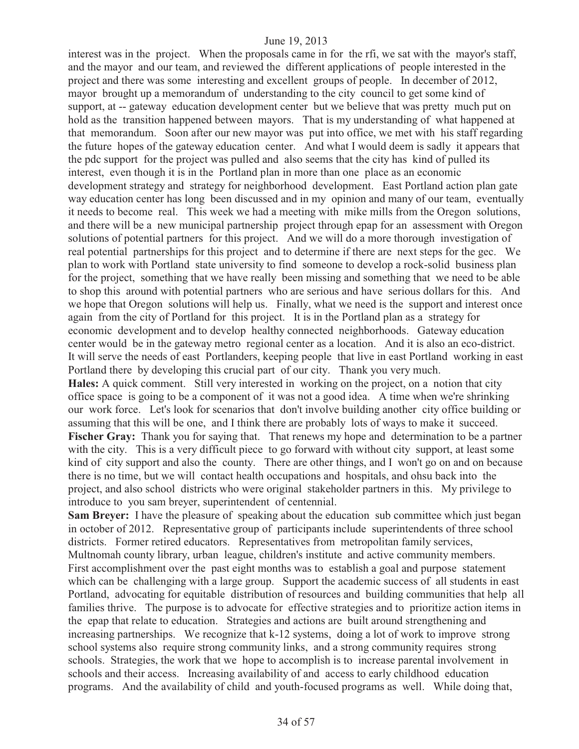interest was in the project. When the proposals came in for the rfi, we sat with the mayor's staff, and the mayor and our team, and reviewed the different applications of people interested in the project and there was some interesting and excellent groups of people. In december of 2012, mayor brought up a memorandum of understanding to the city council to get some kind of support, at -- gateway education development center but we believe that was pretty much put on hold as the transition happened between mayors. That is my understanding of what happened at that memorandum. Soon after our new mayor was put into office, we met with his staff regarding the future hopes of the gateway education center. And what I would deem is sadly it appears that the pdc support for the project was pulled and also seems that the city has kind of pulled its interest, even though it is in the Portland plan in more than one place as an economic development strategy and strategy for neighborhood development. East Portland action plan gate way education center has long been discussed and in my opinion and many of our team, eventually it needs to become real. This week we had a meeting with mike mills from the Oregon solutions, and there will be a new municipal partnership project through epap for an assessment with Oregon solutions of potential partners for this project. And we will do a more thorough investigation of real potential partnerships for this project and to determine if there are next steps for the gec. We plan to work with Portland state university to find someone to develop a rock-solid business plan for the project, something that we have really been missing and something that we need to be able to shop this around with potential partners who are serious and have serious dollars for this. And we hope that Oregon solutions will help us. Finally, what we need is the support and interest once again from the city of Portland for this project. It is in the Portland plan as a strategy for economic development and to develop healthy connected neighborhoods. Gateway education center would be in the gateway metro regional center as a location. And it is also an eco-district. It will serve the needs of east Portlanders, keeping people that live in east Portland working in east Portland there by developing this crucial part of our city. Thank you very much.

**Hales:** A quick comment. Still very interested in working on the project, on a notion that city office space is going to be a component of it was not a good idea. A time when we're shrinking our work force. Let's look for scenarios that don't involve building another city office building or assuming that this will be one, and I think there are probably lots of ways to make it succeed.

**Fischer Gray:** Thank you for saying that. That renews my hope and determination to be a partner with the city. This is a very difficult piece to go forward with without city support, at least some kind of city support and also the county. There are other things, and I won't go on and on because there is no time, but we will contact health occupations and hospitals, and ohsu back into the project, and also school districts who were original stakeholder partners in this. My privilege to introduce to you sam breyer, superintendent of centennial.

**Sam Breyer:** I have the pleasure of speaking about the education sub committee which just began in october of 2012. Representative group of participants include superintendents of three school districts. Former retired educators. Representatives from metropolitan family services, Multnomah county library, urban league, children's institute and active community members. First accomplishment over the past eight months was to establish a goal and purpose statement which can be challenging with a large group. Support the academic success of all students in east Portland, advocating for equitable distribution of resources and building communities that help all families thrive. The purpose is to advocate for effective strategies and to prioritize action items in the epap that relate to education. Strategies and actions are built around strengthening and increasing partnerships. We recognize that k-12 systems, doing a lot of work to improve strong school systems also require strong community links, and a strong community requires strong schools. Strategies, the work that we hope to accomplish is to increase parental involvement in schools and their access. Increasing availability of and access to early childhood education programs. And the availability of child and youth-focused programs as well. While doing that,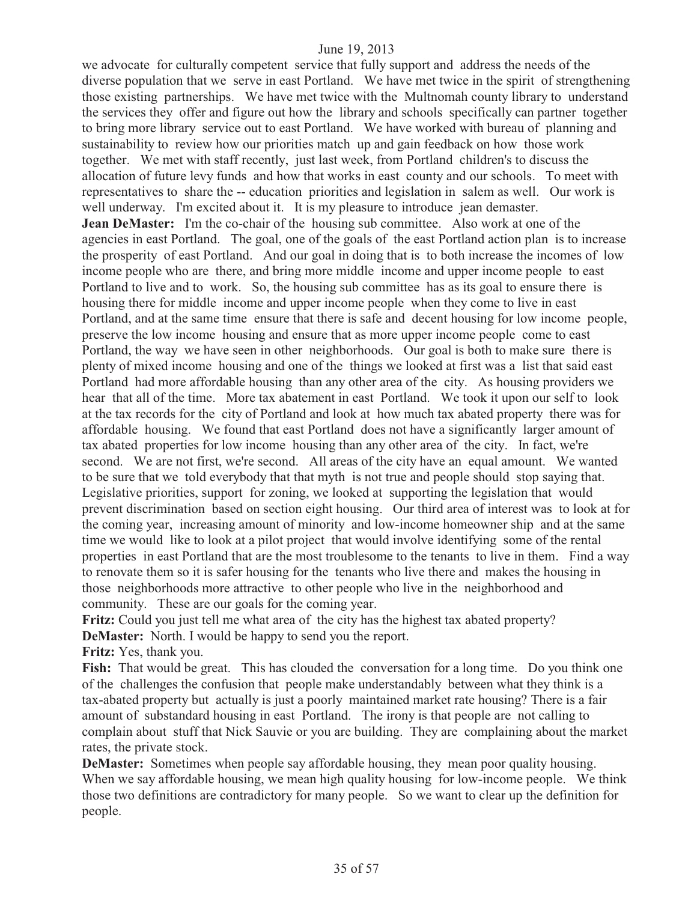we advocate for culturally competent service that fully support and address the needs of the diverse population that we serve in east Portland. We have met twice in the spirit of strengthening those existing partnerships. We have met twice with the Multnomah county library to understand the services they offer and figure out how the library and schools specifically can partner together to bring more library service out to east Portland. We have worked with bureau of planning and sustainability to review how our priorities match up and gain feedback on how those work together. We met with staff recently, just last week, from Portland children's to discuss the allocation of future levy funds and how that works in east county and our schools. To meet with representatives to share the -- education priorities and legislation in salem as well. Our work is well underway. I'm excited about it. It is my pleasure to introduce jean demaster.

**Jean DeMaster:** I'm the co-chair of the housing sub committee. Also work at one of the agencies in east Portland. The goal, one of the goals of the east Portland action plan is to increase the prosperity of east Portland. And our goal in doing that is to both increase the incomes of low income people who are there, and bring more middle income and upper income people to east Portland to live and to work. So, the housing sub committee has as its goal to ensure there is housing there for middle income and upper income people when they come to live in east Portland, and at the same time ensure that there is safe and decent housing for low income people, preserve the low income housing and ensure that as more upper income people come to east Portland, the way we have seen in other neighborhoods. Our goal is both to make sure there is plenty of mixed income housing and one of the things we looked at first was a list that said east Portland had more affordable housing than any other area of the city. As housing providers we hear that all of the time. More tax abatement in east Portland. We took it upon our self to look at the tax records for the city of Portland and look at how much tax abated property there was for affordable housing. We found that east Portland does not have a significantly larger amount of tax abated properties for low income housing than any other area of the city. In fact, we're second. We are not first, we're second. All areas of the city have an equal amount. We wanted to be sure that we told everybody that that myth is not true and people should stop saying that. Legislative priorities, support for zoning, we looked at supporting the legislation that would prevent discrimination based on section eight housing. Our third area of interest was to look at for the coming year, increasing amount of minority and low-income homeowner ship and at the same time we would like to look at a pilot project that would involve identifying some of the rental properties in east Portland that are the most troublesome to the tenants to live in them. Find a way to renovate them so it is safer housing for the tenants who live there and makes the housing in those neighborhoods more attractive to other people who live in the neighborhood and community. These are our goals for the coming year.

**Fritz:** Could you just tell me what area of the city has the highest tax abated property?

**DeMaster:** North. I would be happy to send you the report.

**Fritz:** Yes, thank you.

**Fish:** That would be great. This has clouded the conversation for a long time. Do you think one of the challenges the confusion that people make understandably between what they think is a tax-abated property but actually is just a poorly maintained market rate housing? There is a fair amount of substandard housing in east Portland. The irony is that people are not calling to complain about stuff that Nick Sauvie or you are building. They are complaining about the market rates, the private stock.

**DeMaster:** Sometimes when people say affordable housing, they mean poor quality housing. When we say affordable housing, we mean high quality housing for low-income people. We think those two definitions are contradictory for many people. So we want to clear up the definition for people.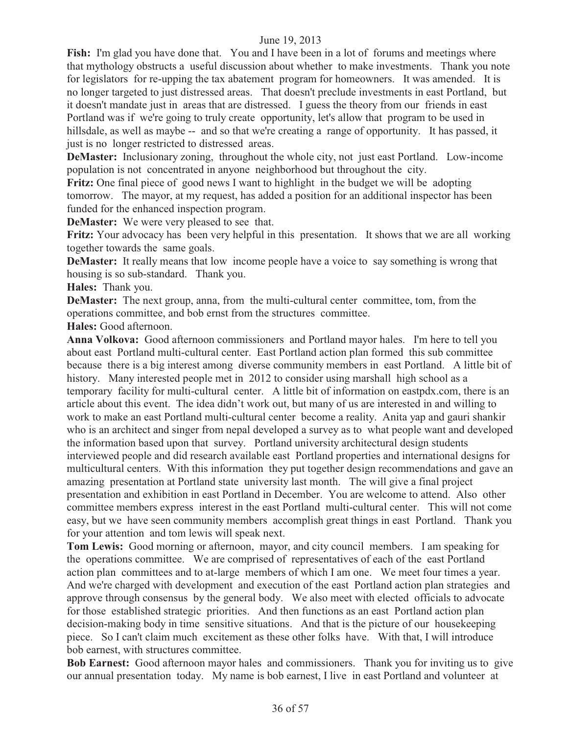**Fish:** I'm glad you have done that. You and I have been in a lot of forums and meetings where that mythology obstructs a useful discussion about whether to make investments. Thank you note for legislators for re-upping the tax abatement program for homeowners. It was amended. It is no longer targeted to just distressed areas. That doesn't preclude investments in east Portland, but it doesn't mandate just in areas that are distressed. I guess the theory from our friends in east Portland was if we're going to truly create opportunity, let's allow that program to be used in hillsdale, as well as maybe -- and so that we're creating a range of opportunity. It has passed, it just is no longer restricted to distressed areas.

**DeMaster:** Inclusionary zoning, throughout the whole city, not just east Portland. Low-income population is not concentrated in anyone neighborhood but throughout the city.

**Fritz:** One final piece of good news I want to highlight in the budget we will be adopting tomorrow. The mayor, at my request, has added a position for an additional inspector has been funded for the enhanced inspection program.

**DeMaster:** We were very pleased to see that.

**Fritz:** Your advocacy has been very helpful in this presentation. It shows that we are all working together towards the same goals.

**DeMaster:** It really means that low income people have a voice to say something is wrong that housing is so sub-standard. Thank you.

**Hales:** Thank you.

**DeMaster:** The next group, anna, from the multi-cultural center committee, tom, from the operations committee, and bob ernst from the structures committee.

**Hales:** Good afternoon.

**Anna Volkova:** Good afternoon commissioners and Portland mayor hales. I'm here to tell you about east Portland multi-cultural center. East Portland action plan formed this sub committee because there is a big interest among diverse community members in east Portland. A little bit of history. Many interested people met in 2012 to consider using marshall high school as a temporary facility for multi-cultural center. A little bit of information on eastpdx.com, there is an article about this event. The idea didn't work out, but many of us are interested in and willing to work to make an east Portland multi-cultural center become a reality. Anita yap and gauri shankir who is an architect and singer from nepal developed a survey as to what people want and developed the information based upon that survey. Portland university architectural design students interviewed people and did research available east Portland properties and international designs for multicultural centers. With this information they put together design recommendations and gave an amazing presentation at Portland state university last month. The will give a final project presentation and exhibition in east Portland in December. You are welcome to attend. Also other committee members express interest in the east Portland multi-cultural center. This will not come easy, but we have seen community members accomplish great things in east Portland. Thank you for your attention and tom lewis will speak next.

**Tom Lewis:** Good morning or afternoon, mayor, and city council members. I am speaking for the operations committee. We are comprised of representatives of each of the east Portland action plan committees and to at-large members of which I am one. We meet four times a year. And we're charged with development and execution of the east Portland action plan strategies and approve through consensus by the general body. We also meet with elected officials to advocate for those established strategic priorities. And then functions as an east Portland action plan decision-making body in time sensitive situations. And that is the picture of our housekeeping piece. So I can't claim much excitement as these other folks have. With that, I will introduce bob earnest, with structures committee.

**Bob Earnest:** Good afternoon mayor hales and commissioners. Thank you for inviting us to give our annual presentation today. My name is bob earnest, I live in east Portland and volunteer at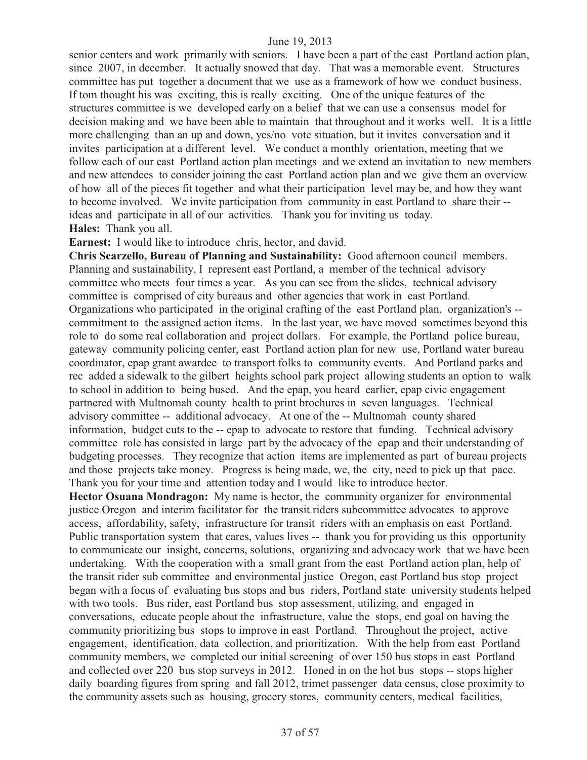senior centers and work primarily with seniors. I have been a part of the east Portland action plan, since 2007, in december. It actually snowed that day. That was a memorable event. Structures committee has put together a document that we use as a framework of how we conduct business. If tom thought his was exciting, this is really exciting. One of the unique features of the structures committee is we developed early on a belief that we can use a consensus model for decision making and we have been able to maintain that throughout and it works well. It is a little more challenging than an up and down, yes/no vote situation, but it invites conversation and it invites participation at a different level. We conduct a monthly orientation, meeting that we follow each of our east Portland action plan meetings and we extend an invitation to new members and new attendees to consider joining the east Portland action plan and we give them an overview of how all of the pieces fit together and what their participation level may be, and how they want to become involved. We invite participation from community in east Portland to share their -- ideas and participate in all of our activities. Thank you for inviting us today.

**Hales:** Thank you all.

**Earnest:** I would like to introduce chris, hector, and david.

**Chris Scarzello, Bureau of Planning and Sustainability:** Good afternoon council members. Planning and sustainability, I represent east Portland, a member of the technical advisory committee who meets four times a year. As you can see from the slides, technical advisory committee is comprised of city bureaus and other agencies that work in east Portland. Organizations who participated in the original crafting of the east Portland plan, organization's -- commitment to the assigned action items. In the last year, we have moved sometimes beyond this role to do some real collaboration and project dollars. For example, the Portland police bureau, gateway community policing center, east Portland action plan for new use, Portland water bureau coordinator, epap grant awardee to transport folks to community events. And Portland parks and rec added a sidewalk to the gilbert heights school park project allowing students an option to walk to school in addition to being bused. And the epap, you heard earlier, epap civic engagement partnered with Multnomah county health to print brochures in seven languages. Technical advisory committee -- additional advocacy. At one of the -- Multnomah county shared information, budget cuts to the -- epap to advocate to restore that funding. Technical advisory committee role has consisted in large part by the advocacy of the epap and their understanding of budgeting processes. They recognize that action items are implemented as part of bureau projects and those projects take money. Progress is being made, we, the city, need to pick up that pace. Thank you for your time and attention today and I would like to introduce hector.

**Hector Osuana Mondragon:** My name is hector, the community organizer for environmental justice Oregon and interim facilitator for the transit riders subcommittee advocates to approve access, affordability, safety, infrastructure for transit riders with an emphasis on east Portland. Public transportation system that cares, values lives -- thank you for providing us this opportunity to communicate our insight, concerns, solutions, organizing and advocacy work that we have been undertaking. With the cooperation with a small grant from the east Portland action plan, help of the transit rider sub committee and environmental justice Oregon, east Portland bus stop project began with a focus of evaluating bus stops and bus riders, Portland state university students helped with two tools. Bus rider, east Portland bus stop assessment, utilizing, and engaged in conversations, educate people about the infrastructure, value the stops, end goal on having the community prioritizing bus stops to improve in east Portland. Throughout the project, active engagement, identification, data collection, and prioritization. With the help from east Portland community members, we completed our initial screening of over 150 bus stops in east Portland and collected over 220 bus stop surveys in 2012. Honed in on the hot bus stops -- stops higher daily boarding figures from spring and fall 2012, trimet passenger data census, close proximity to the community assets such as housing, grocery stores, community centers, medical facilities,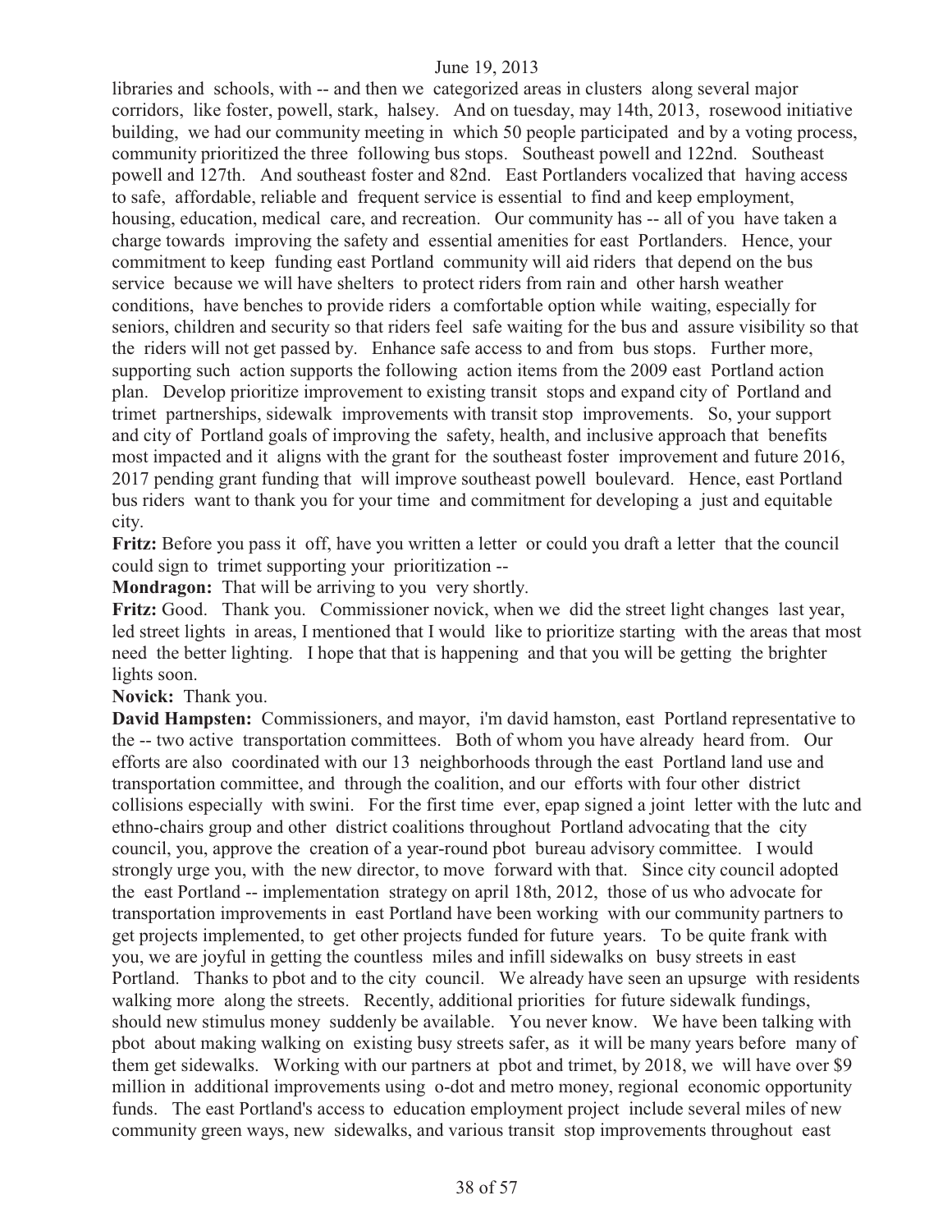libraries and schools, with -- and then we categorized areas in clusters along several major corridors, like foster, powell, stark, halsey. And on tuesday, may 14th, 2013, rosewood initiative building, we had our community meeting in which 50 people participated and by a voting process, community prioritized the three following bus stops. Southeast powell and 122nd. Southeast powell and 127th. And southeast foster and 82nd. East Portlanders vocalized that having access to safe, affordable, reliable and frequent service is essential to find and keep employment, housing, education, medical care, and recreation. Our community has -- all of you have taken a charge towards improving the safety and essential amenities for east Portlanders. Hence, your commitment to keep funding east Portland community will aid riders that depend on the bus service because we will have shelters to protect riders from rain and other harsh weather conditions, have benches to provide riders a comfortable option while waiting, especially for seniors, children and security so that riders feel safe waiting for the bus and assure visibility so that the riders will not get passed by. Enhance safe access to and from bus stops. Further more, supporting such action supports the following action items from the 2009 east Portland action plan. Develop prioritize improvement to existing transit stops and expand city of Portland and trimet partnerships, sidewalk improvements with transit stop improvements. So, your support and city of Portland goals of improving the safety, health, and inclusive approach that benefits most impacted and it aligns with the grant for the southeast foster improvement and future 2016, 2017 pending grant funding that will improve southeast powell boulevard. Hence, east Portland bus riders want to thank you for your time and commitment for developing a just and equitable city.

**Fritz:** Before you pass it off, have you written a letter or could you draft a letter that the council could sign to trimet supporting your prioritization --

**Mondragon:** That will be arriving to you very shortly.

**Fritz:** Good. Thank you. Commissioner novick, when we did the street light changes last year, led street lights in areas, I mentioned that I would like to prioritize starting with the areas that most need the better lighting. I hope that that is happening and that you will be getting the brighter lights soon.

**Novick:** Thank you.

**David Hampsten:** Commissioners, and mayor, i'm david hamston, east Portland representative to the -- two active transportation committees. Both of whom you have already heard from. Our efforts are also coordinated with our 13 neighborhoods through the east Portland land use and transportation committee, and through the coalition, and our efforts with four other district collisions especially with swini. For the first time ever, epap signed a joint letter with the lutc and ethno-chairs group and other district coalitions throughout Portland advocating that the city council, you, approve the creation of a year-round pbot bureau advisory committee. I would strongly urge you, with the new director, to move forward with that. Since city council adopted the east Portland -- implementation strategy on april 18th, 2012, those of us who advocate for transportation improvements in east Portland have been working with our community partners to get projects implemented, to get other projects funded for future years. To be quite frank with you, we are joyful in getting the countless miles and infill sidewalks on busy streets in east Portland. Thanks to pbot and to the city council. We already have seen an upsurge with residents walking more along the streets. Recently, additional priorities for future sidewalk fundings, should new stimulus money suddenly be available. You never know. We have been talking with pbot about making walking on existing busy streets safer, as it will be many years before many of them get sidewalks. Working with our partners at pbot and trimet, by 2018, we will have over $9 million in additional improvements using o-dot and metro money, regional economic opportunity funds. The east Portland's access to education employment project include several miles of new community green ways, new sidewalks, and various transit stop improvements throughout east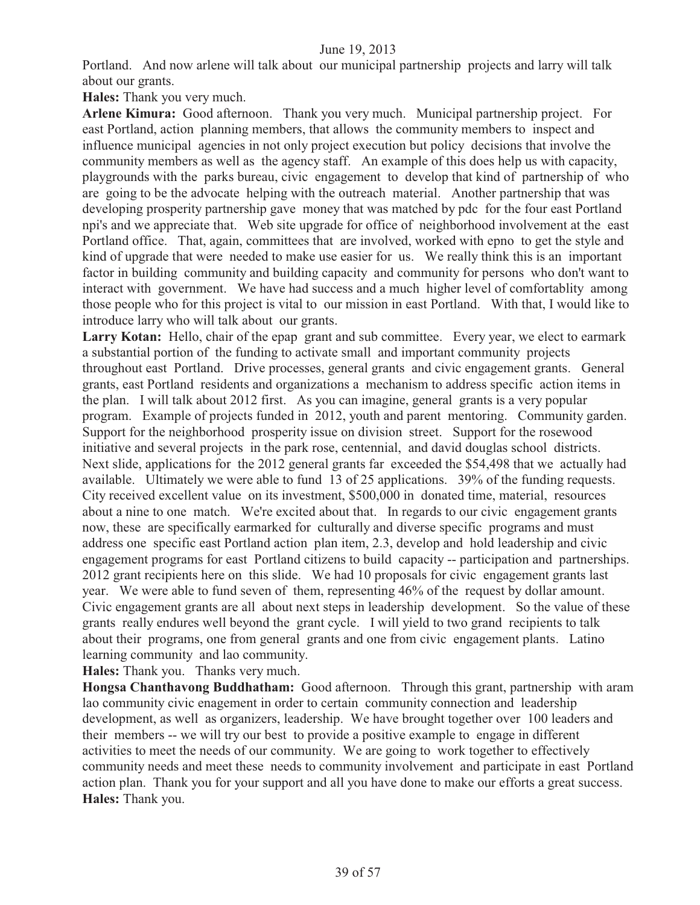Portland. And now arlene will talk about our municipal partnership projects and larry will talk about our grants.

**Hales:** Thank you very much.

**Arlene Kimura:** Good afternoon. Thank you very much. Municipal partnership project. For east Portland, action planning members, that allows the community members to inspect and influence municipal agencies in not only project execution but policy decisions that involve the community members as well as the agency staff. An example of this does help us with capacity, playgrounds with the parks bureau, civic engagement to develop that kind of partnership of who are going to be the advocate helping with the outreach material. Another partnership that was developing prosperity partnership gave money that was matched by pdc for the four east Portland npi's and we appreciate that. Web site upgrade for office of neighborhood involvement at the east Portland office. That, again, committees that are involved, worked with epno to get the style and kind of upgrade that were needed to make use easier for us. We really think this is an important factor in building community and building capacity and community for persons who don't want to interact with government. We have had success and a much higher level of comfortablity among those people who for this project is vital to our mission in east Portland. With that, I would like to introduce larry who will talk about our grants.

**Larry Kotan:** Hello, chair of the epap grant and sub committee. Every year, we elect to earmark a substantial portion of the funding to activate small and important community projects throughout east Portland. Drive processes, general grants and civic engagement grants. General grants, east Portland residents and organizations a mechanism to address specific action items in the plan. I will talk about 2012 first. As you can imagine, general grants is a very popular program. Example of projects funded in 2012, youth and parent mentoring. Community garden. Support for the neighborhood prosperity issue on division street. Support for the rosewood initiative and several projects in the park rose, centennial, and david douglas school districts. Next slide, applications for the 2012 general grants far exceeded the $54,498 that we actually had available. Ultimately we were able to fund 13 of 25 applications. 39% of the funding requests. City received excellent value on its investment, $500,000 in donated time, material, resources about a nine to one match. We're excited about that. In regards to our civic engagement grants now, these are specifically earmarked for culturally and diverse specific programs and must address one specific east Portland action plan item, 2.3, develop and hold leadership and civic engagement programs for east Portland citizens to build capacity -- participation and partnerships. 2012 grant recipients here on this slide. We had 10 proposals for civic engagement grants last year. We were able to fund seven of them, representing 46% of the request by dollar amount. Civic engagement grants are all about next steps in leadership development. So the value of these grants really endures well beyond the grant cycle. I will yield to two grand recipients to talk about their programs, one from general grants and one from civic engagement plants. Latino learning community and lao community.

**Hales:** Thank you. Thanks very much.

**Hongsa Chanthavong Buddhatham:** Good afternoon. Through this grant, partnership with aram lao community civic enagement in order to certain community connection and leadership development, as well as organizers, leadership. We have brought together over 100 leaders and their members -- we will try our best to provide a positive example to engage in different activities to meet the needs of our community. We are going to work together to effectively community needs and meet these needs to community involvement and participate in east Portland action plan. Thank you for your support and all you have done to make our efforts a great success.

**Hales:** Thank you.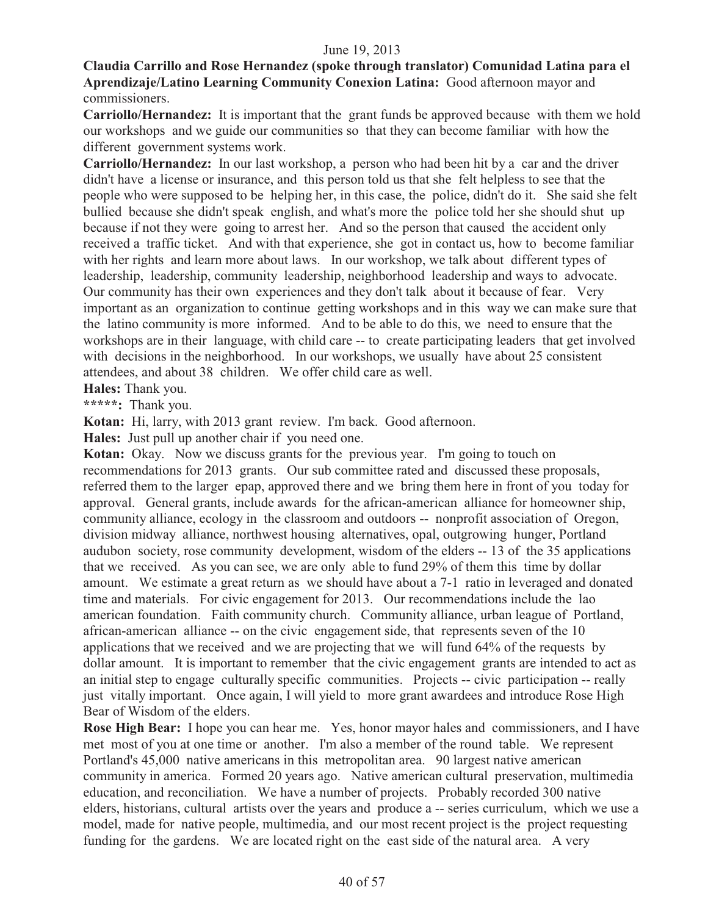June 19, 2013

**Claudia Carrillo and Rose Hernandez (spoke through translator) Comunidad Latina para el Aprendizaje/Latino Learning Community Conexion Latina:** Good afternoon mayor and commissioners.

**Carriollo/Hernandez:** It is important that the grant funds be approved because with them we hold our workshops and we guide our communities so that they can become familiar with how the different government systems work.

**Carriollo/Hernandez:** In our last workshop, a person who had been hit by a car and the driver didn't have a license or insurance, and this person told us that she felt helpless to see that the people who were supposed to be helping her, in this case, the police, didn't do it. She said she felt bullied because she didn't speak english, and what's more the police told her she should shut up because if not they were going to arrest her. And so the person that caused the accident only received a traffic ticket. And with that experience, she got in contact us, how to become familiar with her rights and learn more about laws. In our workshop, we talk about different types of leadership, leadership, community leadership, neighborhood leadership and ways to advocate. Our community has their own experiences and they don't talk about it because of fear. Very important as an organization to continue getting workshops and in this way we can make sure that the latino community is more informed. And to be able to do this, we need to ensure that the workshops are in their language, with child care -- to create participating leaders that get involved with decisions in the neighborhood. In our workshops, we usually have about 25 consistent attendees, and about 38 children. We offer child care as well.

**Hales:** Thank you.

**\*\*\*\*\*:** Thank you.

**Kotan:** Hi, larry, with 2013 grant review. I'm back. Good afternoon.

**Hales:** Just pull up another chair if you need one.

**Kotan:** Okay. Now we discuss grants for the previous year. I'm going to touch on recommendations for 2013 grants. Our sub committee rated and discussed these proposals, referred them to the larger epap, approved there and we bring them here in front of you today for approval. General grants, include awards for the african-american alliance for homeowner ship, community alliance, ecology in the classroom and outdoors -- nonprofit association of Oregon, division midway alliance, northwest housing alternatives, opal, outgrowing hunger, Portland audubon society, rose community development, wisdom of the elders -- 13 of the 35 applications that we received. As you can see, we are only able to fund 29% of them this time by dollar amount. We estimate a great return as we should have about a 7-1 ratio in leveraged and donated time and materials. For civic engagement for 2013. Our recommendations include the lao american foundation. Faith community church. Community alliance, urban league of Portland, african-american alliance -- on the civic engagement side, that represents seven of the 10 applications that we received and we are projecting that we will fund 64% of the requests by dollar amount. It is important to remember that the civic engagement grants are intended to act as an initial step to engage culturally specific communities. Projects -- civic participation -- really just vitally important. Once again, I will yield to more grant awardees and introduce Rose High Bear of Wisdom of the elders.

**Rose High Bear:** I hope you can hear me. Yes, honor mayor hales and commissioners, and I have met most of you at one time or another. I'm also a member of the round table. We represent Portland's 45,000 native americans in this metropolitan area. 90 largest native american community in america. Formed 20 years ago. Native american cultural preservation, multimedia education, and reconciliation. We have a number of projects. Probably recorded 300 native elders, historians, cultural artists over the years and produce a -- series curriculum, which we use a model, made for native people, multimedia, and our most recent project is the project requesting funding for the gardens. We are located right on the east side of the natural area. A very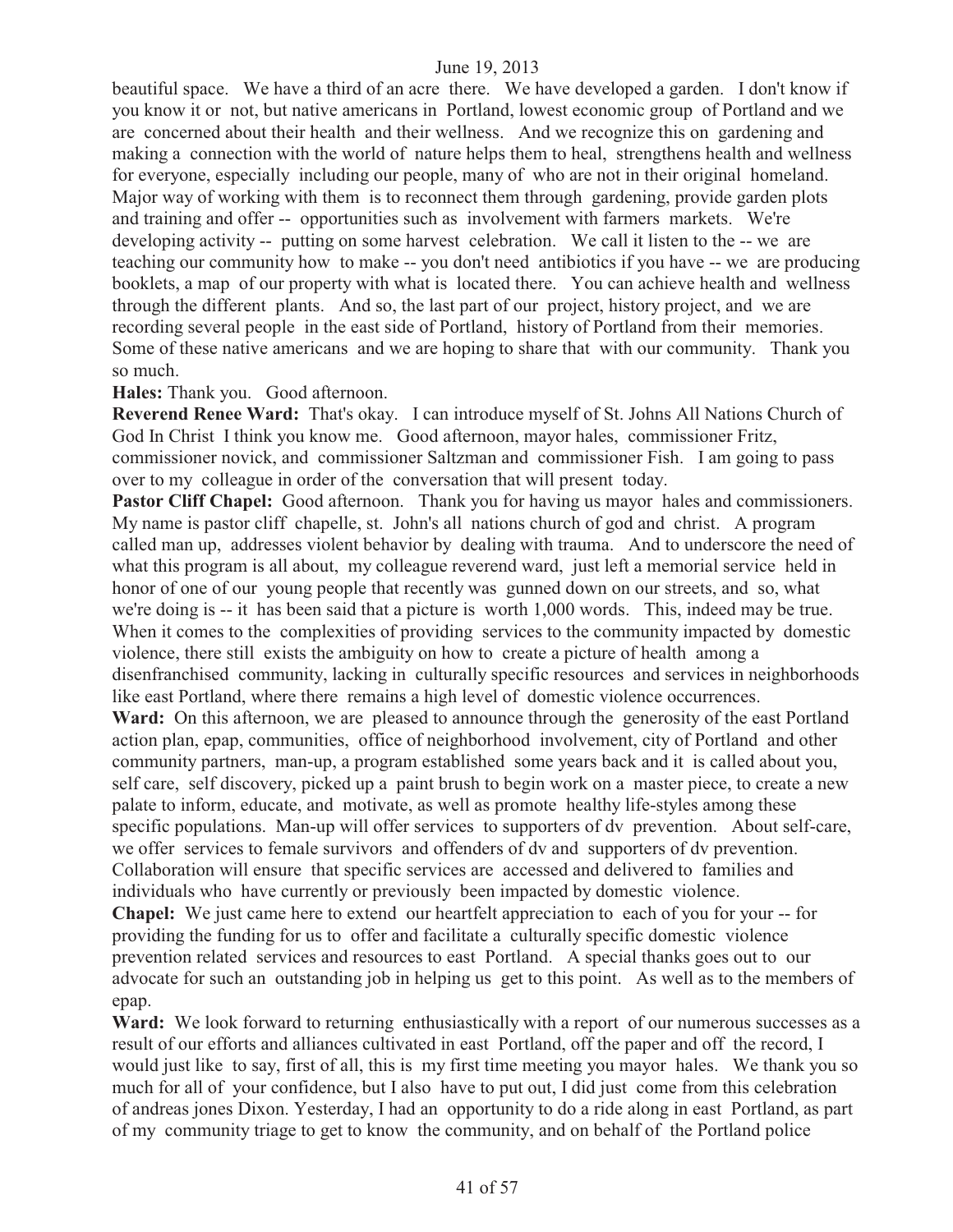beautiful space. We have a third of an acre there. We have developed a garden. I don't know if you know it or not, but native americans in Portland, lowest economic group of Portland and we are concerned about their health and their wellness. And we recognize this on gardening and making a connection with the world of nature helps them to heal, strengthens health and wellness for everyone, especially including our people, many of who are not in their original homeland. Major way of working with them is to reconnect them through gardening, provide garden plots and training and offer -- opportunities such as involvement with farmers markets. We're developing activity -- putting on some harvest celebration. We call it listen to the -- we are teaching our community how to make -- you don't need antibiotics if you have -- we are producing booklets, a map of our property with what is located there. You can achieve health and wellness through the different plants. And so, the last part of our project, history project, and we are recording several people in the east side of Portland, history of Portland from their memories. Some of these native americans and we are hoping to share that with our community. Thank you so much.

**Hales:** Thank you. Good afternoon.

**Reverend Renee Ward:** That's okay. I can introduce myself of St. Johns All Nations Church of God In Christ I think you know me. Good afternoon, mayor hales, commissioner Fritz, commissioner novick, and commissioner Saltzman and commissioner Fish. I am going to pass over to my colleague in order of the conversation that will present today.

**Pastor Cliff Chapel:** Good afternoon. Thank you for having us mayor hales and commissioners. My name is pastor cliff chapelle, st. John's all nations church of god and christ. A program called man up, addresses violent behavior by dealing with trauma. And to underscore the need of what this program is all about, my colleague reverend ward, just left a memorial service held in honor of one of our young people that recently was gunned down on our streets, and so, what we're doing is -- it has been said that a picture is worth 1,000 words. This, indeed may be true. When it comes to the complexities of providing services to the community impacted by domestic violence, there still exists the ambiguity on how to create a picture of health among a disenfranchised community, lacking in culturally specific resources and services in neighborhoods like east Portland, where there remains a high level of domestic violence occurrences.

**Ward:** On this afternoon, we are pleased to announce through the generosity of the east Portland action plan, epap, communities, office of neighborhood involvement, city of Portland and other community partners, man-up, a program established some years back and it is called about you, self care, self discovery, picked up a paint brush to begin work on a master piece, to create a new palate to inform, educate, and motivate, as well as promote healthy life-styles among these specific populations. Man-up will offer services to supporters of dv prevention. About self-care, we offer services to female survivors and offenders of dv and supporters of dv prevention. Collaboration will ensure that specific services are accessed and delivered to families and individuals who have currently or previously been impacted by domestic violence.

**Chapel:** We just came here to extend our heartfelt appreciation to each of you for your -- for providing the funding for us to offer and facilitate a culturally specific domestic violence prevention related services and resources to east Portland. A special thanks goes out to our advocate for such an outstanding job in helping us get to this point. As well as to the members of epap.

**Ward:** We look forward to returning enthusiastically with a report of our numerous successes as a result of our efforts and alliances cultivated in east Portland, off the paper and off the record, I would just like to say, first of all, this is my first time meeting you mayor hales. We thank you so much for all of your confidence, but I also have to put out, I did just come from this celebration of andreas jones Dixon. Yesterday, I had an opportunity to do a ride along in east Portland, as part of my community triage to get to know the community, and on behalf of the Portland police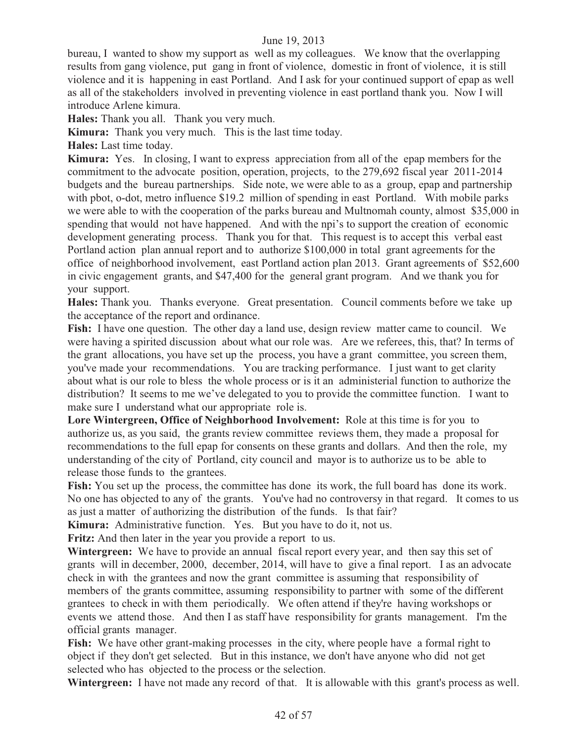bureau, I wanted to show my support as well as my colleagues. We know that the overlapping results from gang violence, put gang in front of violence, domestic in front of violence, it is still violence and it is happening in east Portland. And I ask for your continued support of epap as well as all of the stakeholders involved in preventing violence in east portland thank you. Now I will introduce Arlene kimura.

**Hales:** Thank you all. Thank you very much.

**Kimura:** Thank you very much. This is the last time today.

**Hales:** Last time today.

**Kimura:** Yes. In closing, I want to express appreciation from all of the epap members for the commitment to the advocate position, operation, projects, to the 279,692 fiscal year 2011-2014 budgets and the bureau partnerships. Side note, we were able to as a group, epap and partnership with pbot, o-dot, metro influence $19.2 million of spending in east Portland. With mobile parks we were able to with the cooperation of the parks bureau and Multnomah county, almost $35,000 in spending that would not have happened. And with the npi's to support the creation of economic development generating process. Thank you for that. This request is to accept this verbal east Portland action plan annual report and to authorize $100,000 in total grant agreements for the office of neighborhood involvement, east Portland action plan 2013. Grant agreements of $52,600 in civic engagement grants, and $47,400 for the general grant program. And we thank you for your support.

**Hales:** Thank you. Thanks everyone. Great presentation. Council comments before we take up the acceptance of the report and ordinance.

**Fish:** I have one question. The other day a land use, design review matter came to council. We were having a spirited discussion about what our role was. Are we referees, this, that? In terms of the grant allocations, you have set up the process, you have a grant committee, you screen them, you've made your recommendations. You are tracking performance. I just want to get clarity about what is our role to bless the whole process or is it an administerial function to authorize the distribution? It seems to me we've delegated to you to provide the committee function. I want to make sure I understand what our appropriate role is.

**Lore Wintergreen, Office of Neighborhood Involvement:** Role at this time is for you to authorize us, as you said, the grants review committee reviews them, they made a proposal for recommendations to the full epap for consents on these grants and dollars. And then the role, my understanding of the city of Portland, city council and mayor is to authorize us to be able to release those funds to the grantees.

**Fish:** You set up the process, the committee has done its work, the full board has done its work. No one has objected to any of the grants. You've had no controversy in that regard. It comes to us as just a matter of authorizing the distribution of the funds. Is that fair?

**Kimura:** Administrative function. Yes. But you have to do it, not us.

**Fritz:** And then later in the year you provide a report to us.

**Wintergreen:** We have to provide an annual fiscal report every year, and then say this set of grants will in december, 2000, december, 2014, will have to give a final report. I as an advocate check in with the grantees and now the grant committee is assuming that responsibility of members of the grants committee, assuming responsibility to partner with some of the different grantees to check in with them periodically. We often attend if they're having workshops or events we attend those. And then I as staff have responsibility for grants management. I'm the official grants manager.

**Fish:** We have other grant-making processes in the city, where people have a formal right to object if they don't get selected. But in this instance, we don't have anyone who did not get selected who has objected to the process or the selection.

**Wintergreen:** I have not made any record of that. It is allowable with this grant's process as well.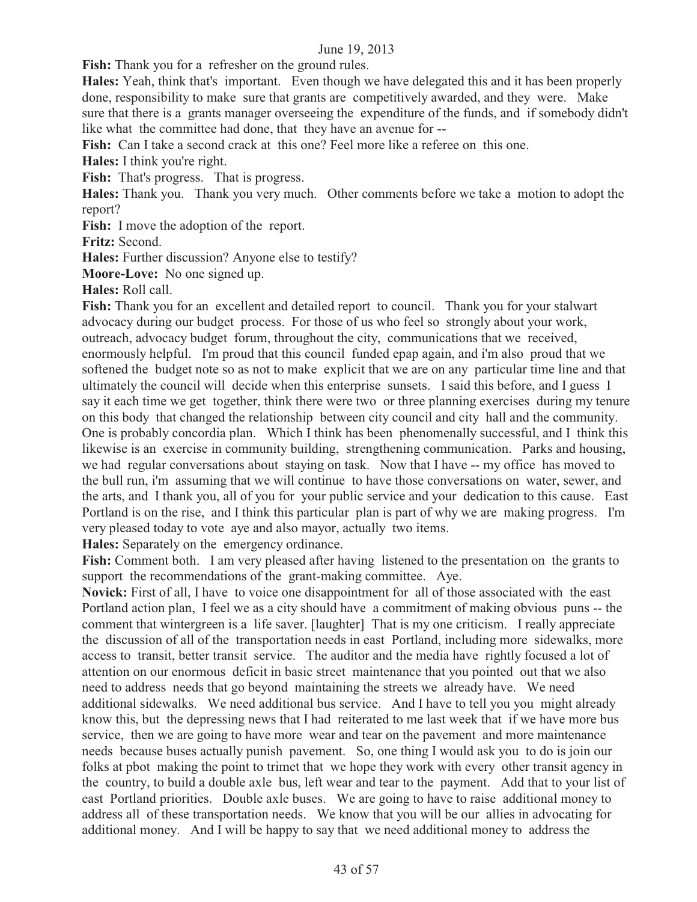**Fish:** Thank you for a refresher on the ground rules.

**Hales:** Yeah, think that's important. Even though we have delegated this and it has been properly done, responsibility to make sure that grants are competitively awarded, and they were. Make sure that there is a grants manager overseeing the expenditure of the funds, and if somebody didn't like what the committee had done, that they have an avenue for --

**Fish:** Can I take a second crack at this one? Feel more like a referee on this one.

**Hales:** I think you're right.

**Fish:** That's progress. That is progress.

**Hales:** Thank you. Thank you very much. Other comments before we take a motion to adopt the report?

**Fish:** I move the adoption of the report.

**Fritz:** Second.

**Hales:** Further discussion? Anyone else to testify?

**Moore-Love:** No one signed up.

**Hales:** Roll call.

**Fish:** Thank you for an excellent and detailed report to council. Thank you for your stalwart advocacy during our budget process. For those of us who feel so strongly about your work, outreach, advocacy budget forum, throughout the city, communications that we received, enormously helpful. I'm proud that this council funded epap again, and i'm also proud that we softened the budget note so as not to make explicit that we are on any particular time line and that ultimately the council will decide when this enterprise sunsets. I said this before, and I guess I say it each time we get together, think there were two or three planning exercises during my tenure on this body that changed the relationship between city council and city hall and the community. One is probably concordia plan. Which I think has been phenomenally successful, and I think this likewise is an exercise in community building, strengthening communication. Parks and housing, we had regular conversations about staying on task. Now that I have -- my office has moved to the bull run, i'm assuming that we will continue to have those conversations on water, sewer, and the arts, and I thank you, all of you for your public service and your dedication to this cause. East Portland is on the rise, and I think this particular plan is part of why we are making progress. I'm very pleased today to vote aye and also mayor, actually two items.

**Hales:** Separately on the emergency ordinance.

**Fish:** Comment both. I am very pleased after having listened to the presentation on the grants to support the recommendations of the grant-making committee. Aye.

**Novick:** First of all, I have to voice one disappointment for all of those associated with the east Portland action plan, I feel we as a city should have a commitment of making obvious puns -- the comment that wintergreen is a life saver. [laughter] That is my one criticism. I really appreciate the discussion of all of the transportation needs in east Portland, including more sidewalks, more access to transit, better transit service. The auditor and the media have rightly focused a lot of attention on our enormous deficit in basic street maintenance that you pointed out that we also need to address needs that go beyond maintaining the streets we already have. We need additional sidewalks. We need additional bus service. And I have to tell you you might already know this, but the depressing news that I had reiterated to me last week that if we have more bus service, then we are going to have more wear and tear on the pavement and more maintenance needs because buses actually punish pavement. So, one thing I would ask you to do is join our folks at pbot making the point to trimet that we hope they work with every other transit agency in the country, to build a double axle bus, left wear and tear to the payment. Add that to your list of east Portland priorities. Double axle buses. We are going to have to raise additional money to address all of these transportation needs. We know that you will be our allies in advocating for additional money. And I will be happy to say that we need additional money to address the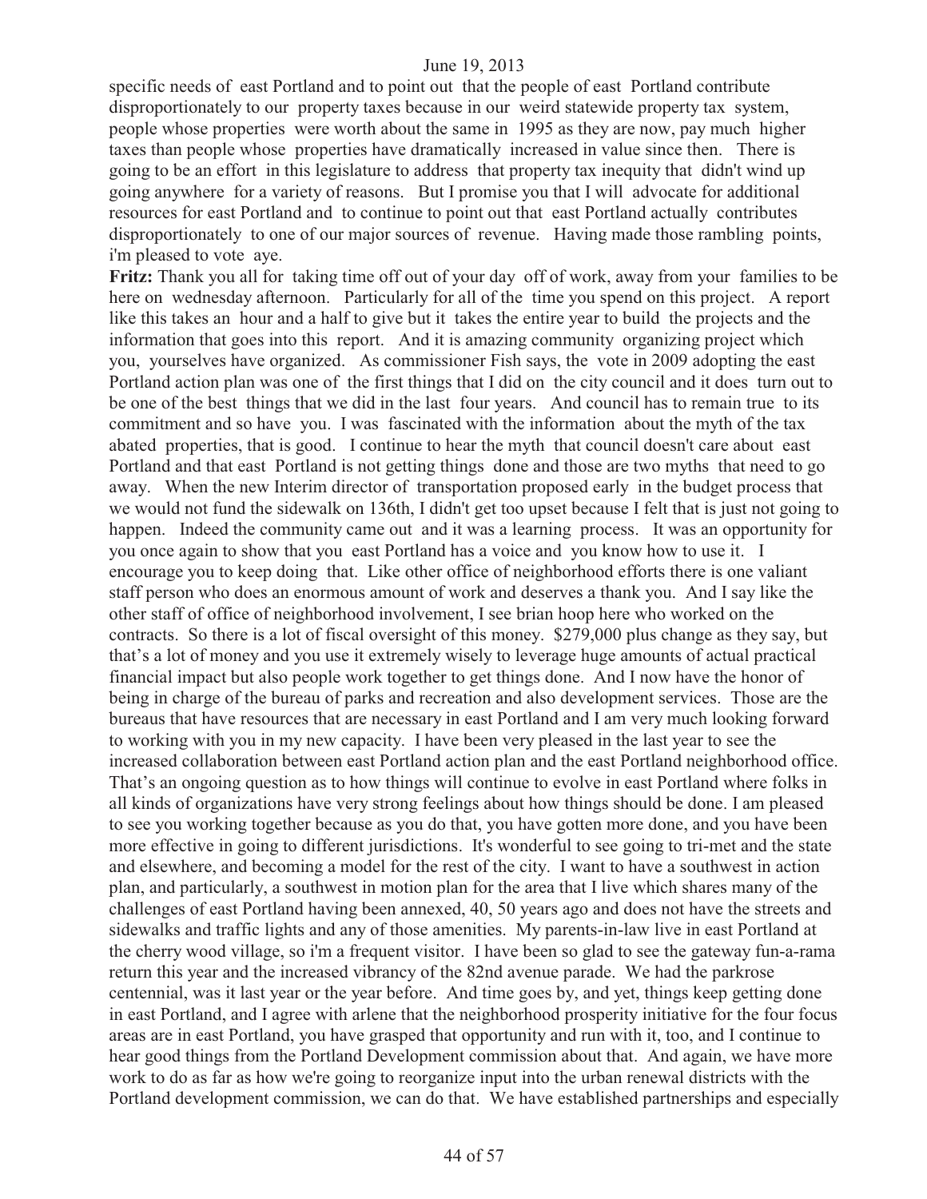specific needs of east Portland and to point out that the people of east Portland contribute disproportionately to our property taxes because in our weird statewide property tax system, people whose properties were worth about the same in 1995 as they are now, pay much higher taxes than people whose properties have dramatically increased in value since then. There is going to be an effort in this legislature to address that property tax inequity that didn't wind up going anywhere for a variety of reasons. But I promise you that I will advocate for additional resources for east Portland and to continue to point out that east Portland actually contributes disproportionately to one of our major sources of revenue. Having made those rambling points, i'm pleased to vote aye.

**Fritz:** Thank you all for taking time off out of your day off of work, away from your families to be here on wednesday afternoon. Particularly for all of the time you spend on this project. A report like this takes an hour and a half to give but it takes the entire year to build the projects and the information that goes into this report. And it is amazing community organizing project which you, yourselves have organized. As commissioner Fish says, the vote in 2009 adopting the east Portland action plan was one of the first things that I did on the city council and it does turn out to be one of the best things that we did in the last four years. And council has to remain true to its commitment and so have you. I was fascinated with the information about the myth of the tax abated properties, that is good. I continue to hear the myth that council doesn't care about east Portland and that east Portland is not getting things done and those are two myths that need to go away. When the new Interim director of transportation proposed early in the budget process that we would not fund the sidewalk on 136th, I didn't get too upset because I felt that is just not going to happen. Indeed the community came out and it was a learning process. It was an opportunity for you once again to show that you east Portland has a voice and you know how to use it. I encourage you to keep doing that. Like other office of neighborhood efforts there is one valiant staff person who does an enormous amount of work and deserves a thank you. And I say like the other staff of office of neighborhood involvement, I see brian hoop here who worked on the contracts. So there is a lot of fiscal oversight of this money. $279,000 plus change as they say, but that's a lot of money and you use it extremely wisely to leverage huge amounts of actual practical financial impact but also people work together to get things done. And I now have the honor of being in charge of the bureau of parks and recreation and also development services. Those are the bureaus that have resources that are necessary in east Portland and I am very much looking forward to working with you in my new capacity. I have been very pleased in the last year to see the increased collaboration between east Portland action plan and the east Portland neighborhood office. That's an ongoing question as to how things will continue to evolve in east Portland where folks in all kinds of organizations have very strong feelings about how things should be done. I am pleased to see you working together because as you do that, you have gotten more done, and you have been more effective in going to different jurisdictions. It's wonderful to see going to tri-met and the state and elsewhere, and becoming a model for the rest of the city. I want to have a southwest in action plan, and particularly, a southwest in motion plan for the area that I live which shares many of the challenges of east Portland having been annexed, 40, 50 years ago and does not have the streets and sidewalks and traffic lights and any of those amenities. My parents-in-law live in east Portland at the cherry wood village, so i'm a frequent visitor. I have been so glad to see the gateway fun-a-rama return this year and the increased vibrancy of the 82nd avenue parade. We had the parkrose centennial, was it last year or the year before. And time goes by, and yet, things keep getting done in east Portland, and I agree with arlene that the neighborhood prosperity initiative for the four focus areas are in east Portland, you have grasped that opportunity and run with it, too, and I continue to hear good things from the Portland Development commission about that. And again, we have more work to do as far as how we're going to reorganize input into the urban renewal districts with the Portland development commission, we can do that. We have established partnerships and especially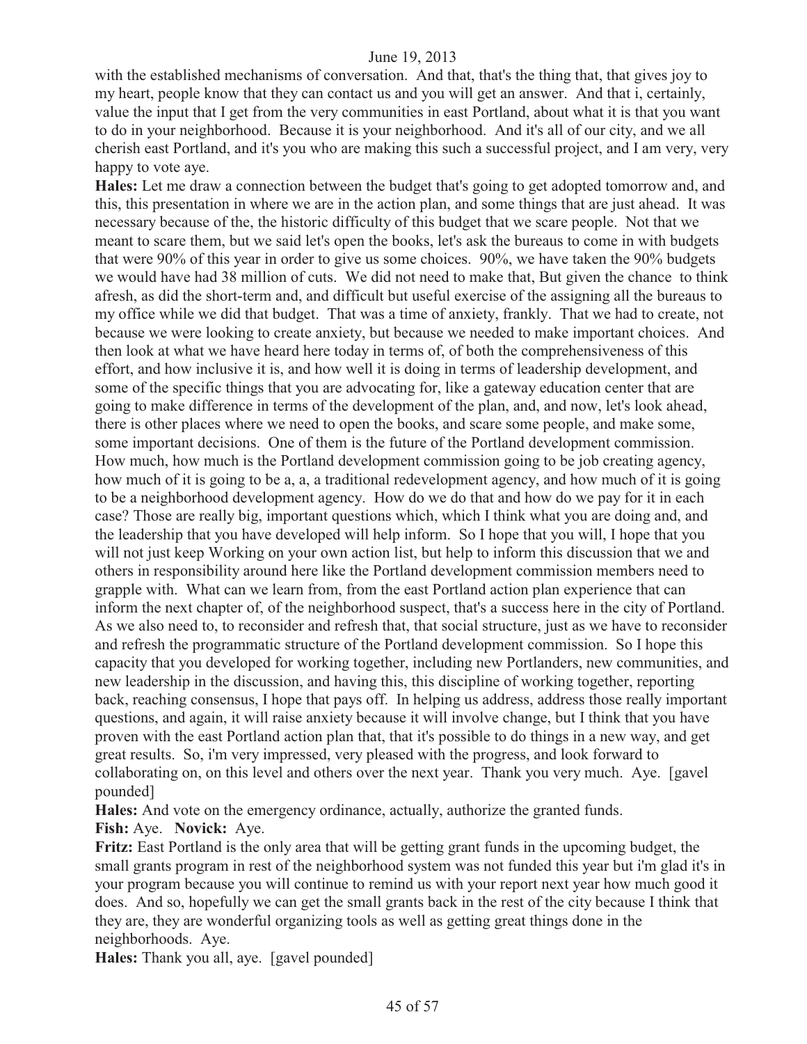with the established mechanisms of conversation. And that, that's the thing that, that gives joy to my heart, people know that they can contact us and you will get an answer. And that i, certainly, value the input that I get from the very communities in east Portland, about what it is that you want to do in your neighborhood. Because it is your neighborhood. And it's all of our city, and we all cherish east Portland, and it's you who are making this such a successful project, and I am very, very happy to vote aye.

**Hales:** Let me draw a connection between the budget that's going to get adopted tomorrow and, and this, this presentation in where we are in the action plan, and some things that are just ahead. It was necessary because of the, the historic difficulty of this budget that we scare people. Not that we meant to scare them, but we said let's open the books, let's ask the bureaus to come in with budgets that were 90% of this year in order to give us some choices. 90%, we have taken the 90% budgets we would have had 38 million of cuts. We did not need to make that, But given the chance to think afresh, as did the short-term and, and difficult but useful exercise of the assigning all the bureaus to my office while we did that budget. That was a time of anxiety, frankly. That we had to create, not because we were looking to create anxiety, but because we needed to make important choices. And then look at what we have heard here today in terms of, of both the comprehensiveness of this effort, and how inclusive it is, and how well it is doing in terms of leadership development, and some of the specific things that you are advocating for, like a gateway education center that are going to make difference in terms of the development of the plan, and, and now, let's look ahead, there is other places where we need to open the books, and scare some people, and make some, some important decisions. One of them is the future of the Portland development commission. How much, how much is the Portland development commission going to be job creating agency, how much of it is going to be a, a, a traditional redevelopment agency, and how much of it is going to be a neighborhood development agency. How do we do that and how do we pay for it in each case? Those are really big, important questions which, which I think what you are doing and, and the leadership that you have developed will help inform. So I hope that you will, I hope that you will not just keep Working on your own action list, but help to inform this discussion that we and others in responsibility around here like the Portland development commission members need to grapple with. What can we learn from, from the east Portland action plan experience that can inform the next chapter of, of the neighborhood suspect, that's a success here in the city of Portland. As we also need to, to reconsider and refresh that, that social structure, just as we have to reconsider and refresh the programmatic structure of the Portland development commission. So I hope this capacity that you developed for working together, including new Portlanders, new communities, and new leadership in the discussion, and having this, this discipline of working together, reporting back, reaching consensus, I hope that pays off. In helping us address, address those really important questions, and again, it will raise anxiety because it will involve change, but I think that you have proven with the east Portland action plan that, that it's possible to do things in a new way, and get great results. So, i'm very impressed, very pleased with the progress, and look forward to collaborating on, on this level and others over the next year. Thank you very much. Aye. [gavel pounded]

**Hales:** And vote on the emergency ordinance, actually, authorize the granted funds.

**Fish:** Aye. **Novick:** Aye.

**Fritz:** East Portland is the only area that will be getting grant funds in the upcoming budget, the small grants program in rest of the neighborhood system was not funded this year but i'm glad it's in your program because you will continue to remind us with your report next year how much good it does. And so, hopefully we can get the small grants back in the rest of the city because I think that they are, they are wonderful organizing tools as well as getting great things done in the neighborhoods. Aye.

**Hales:** Thank you all, aye. [gavel pounded]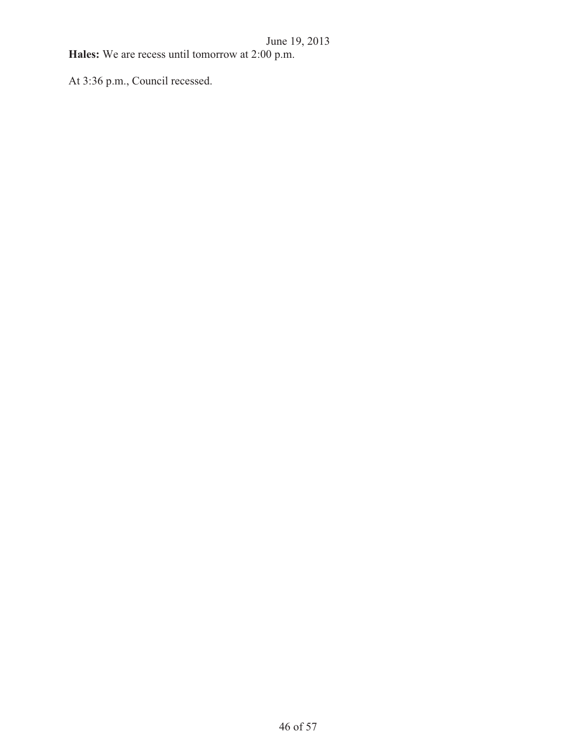**Hales:** We are recess until tomorrow at 2:00 p.m.

At 3:36 p.m., Council recessed.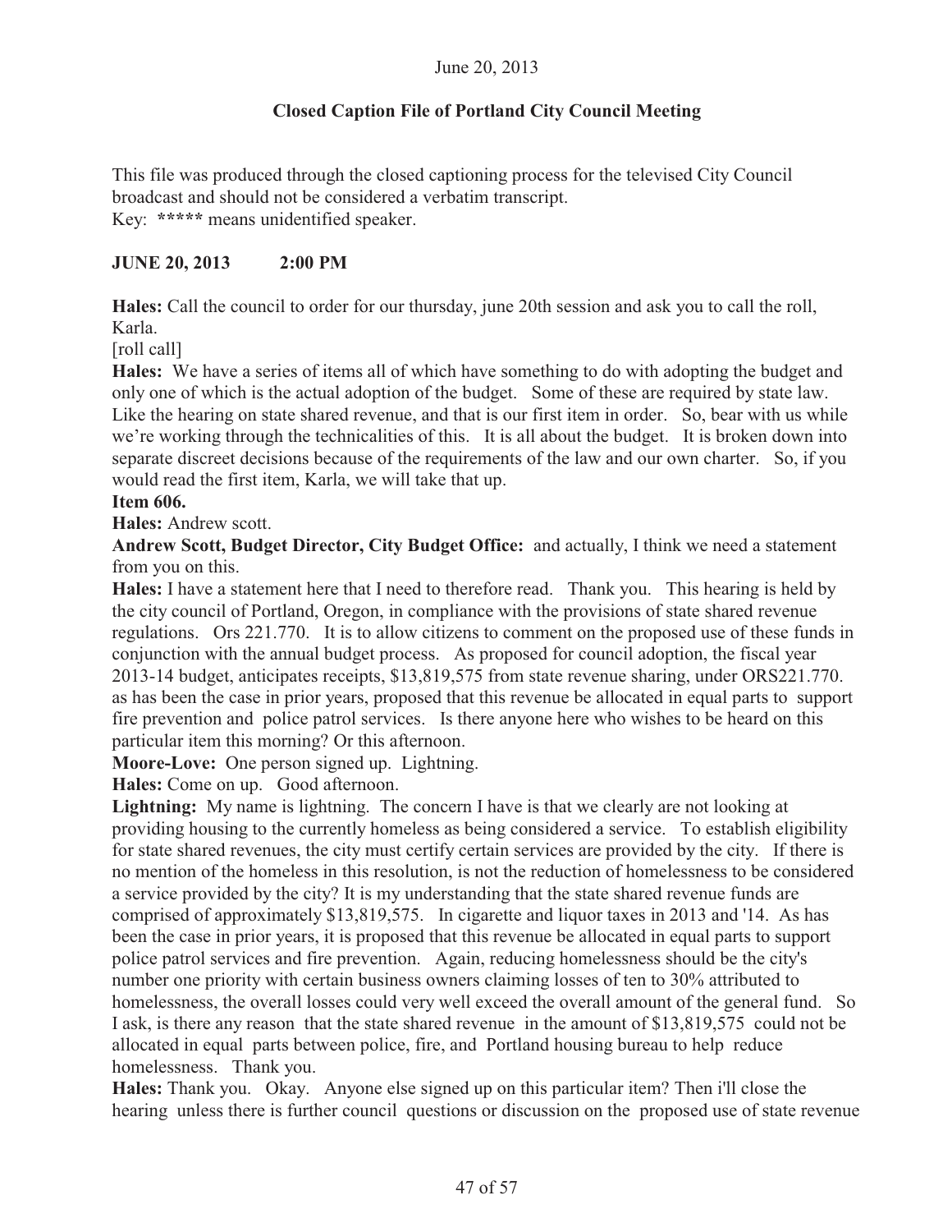June 20, 2013

**Closed Caption File of Portland City Council Meeting**

This file was produced through the closed captioning process for the televised City Council broadcast and should not be considered a verbatim transcript.
Key: ***** means unidentified speaker.

**JUNE 20, 2013 2:00 PM**

**Hales:** Call the council to order for our thursday, june 20th session and ask you to call the roll, Karla.
[roll call]
**Hales:** We have a series of items all of which have something to do with adopting the budget and only one of which is the actual adoption of the budget. Some of these are required by state law. Like the hearing on state shared revenue, and that is our first item in order. So, bear with us while we're working through the technicalities of this. It is all about the budget. It is broken down into separate discreet decisions because of the requirements of the law and our own charter. So, if you would read the first item, Karla, we will take that up.
**Item 606.**
**Hales:** Andrew scott.
**Andrew Scott, Budget Director, City Budget Office:** and actually, I think we need a statement from you on this.
**Hales:** I have a statement here that I need to therefore read. Thank you. This hearing is held by the city council of Portland, Oregon, in compliance with the provisions of state shared revenue regulations. Ors 221.770. It is to allow citizens to comment on the proposed use of these funds in conjunction with the annual budget process. As proposed for council adoption, the fiscal year 2013-14 budget, anticipates receipts, $13,819,575 from state revenue sharing, under ORS221.770. as has been the case in prior years, proposed that this revenue be allocated in equal parts to support fire prevention and police patrol services. Is there anyone here who wishes to be heard on this particular item this morning? Or this afternoon.
**Moore-Love:** One person signed up. Lightning.
**Hales:** Come on up. Good afternoon.
**Lightning:** My name is lightning. The concern I have is that we clearly are not looking at providing housing to the currently homeless as being considered a service. To establish eligibility for state shared revenues, the city must certify certain services are provided by the city. If there is no mention of the homeless in this resolution, is not the reduction of homelessness to be considered a service provided by the city? It is my understanding that the state shared revenue funds are comprised of approximately $13,819,575. In cigarette and liquor taxes in 2013 and '14. As has been the case in prior years, it is proposed that this revenue be allocated in equal parts to support police patrol services and fire prevention. Again, reducing homelessness should be the city's number one priority with certain business owners claiming losses of ten to 30% attributed to homelessness, the overall losses could very well exceed the overall amount of the general fund. So I ask, is there any reason that the state shared revenue in the amount of $13,819,575 could not be allocated in equal parts between police, fire, and Portland housing bureau to help reduce homelessness. Thank you.
**Hales:** Thank you. Okay. Anyone else signed up on this particular item? Then i'll close the hearing unless there is further council questions or discussion on the proposed use of state revenue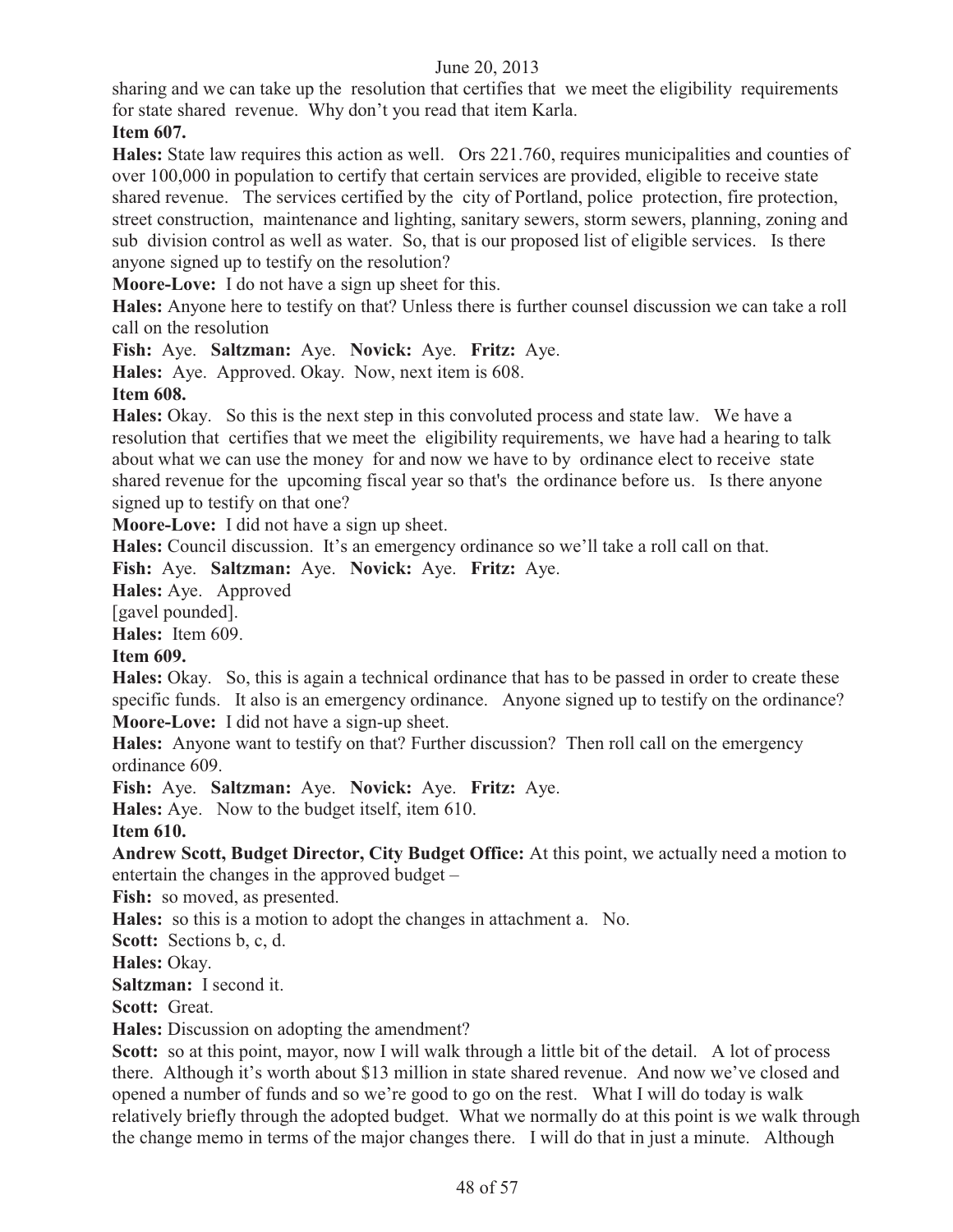sharing and we can take up the resolution that certifies that we meet the eligibility requirements for state shared revenue. Why don't you read that item Karla.

**Item 607.**

**Hales:** State law requires this action as well. Ors 221.760, requires municipalities and counties of over 100,000 in population to certify that certain services are provided, eligible to receive state shared revenue. The services certified by the city of Portland, police protection, fire protection, street construction, maintenance and lighting, sanitary sewers, storm sewers, planning, zoning and sub division control as well as water. So, that is our proposed list of eligible services. Is there anyone signed up to testify on the resolution?

**Moore-Love:** I do not have a sign up sheet for this.

**Hales:** Anyone here to testify on that? Unless there is further counsel discussion we can take a roll call on the resolution

**Fish:** Aye. **Saltzman:** Aye. **Novick:** Aye. **Fritz:** Aye.

**Hales:** Aye. Approved. Okay. Now, next item is 608.

**Item 608.**

**Hales:** Okay. So this is the next step in this convoluted process and state law. We have a resolution that certifies that we meet the eligibility requirements, we have had a hearing to talk about what we can use the money for and now we have to by ordinance elect to receive state shared revenue for the upcoming fiscal year so that's the ordinance before us. Is there anyone signed up to testify on that one?

**Moore-Love:** I did not have a sign up sheet.

**Hales:** Council discussion. It's an emergency ordinance so we'll take a roll call on that.

**Fish:** Aye. **Saltzman:** Aye. **Novick:** Aye. **Fritz:** Aye.

**Hales:** Aye. Approved

[gavel pounded].

**Hales:** Item 609.

**Item 609.**

**Hales:** Okay. So, this is again a technical ordinance that has to be passed in order to create these specific funds. It also is an emergency ordinance. Anyone signed up to testify on the ordinance?

**Moore-Love:** I did not have a sign-up sheet.

**Hales:** Anyone want to testify on that? Further discussion? Then roll call on the emergency ordinance 609.

**Fish:** Aye. **Saltzman:** Aye. **Novick:** Aye. **Fritz:** Aye.

**Hales:** Aye. Now to the budget itself, item 610.

**Item 610.**

**Andrew Scott, Budget Director, City Budget Office:** At this point, we actually need a motion to entertain the changes in the approved budget –

**Fish:** so moved, as presented.

**Hales:** so this is a motion to adopt the changes in attachment a. No.

**Scott:** Sections b, c, d.

**Hales:** Okay.

**Saltzman:** I second it.

**Scott:** Great.

**Hales:** Discussion on adopting the amendment?

**Scott:** so at this point, mayor, now I will walk through a little bit of the detail. A lot of process there. Although it's worth about $13 million in state shared revenue. And now we've closed and opened a number of funds and so we're good to go on the rest. What I will do today is walk relatively briefly through the adopted budget. What we normally do at this point is we walk through the change memo in terms of the major changes there. I will do that in just a minute. Although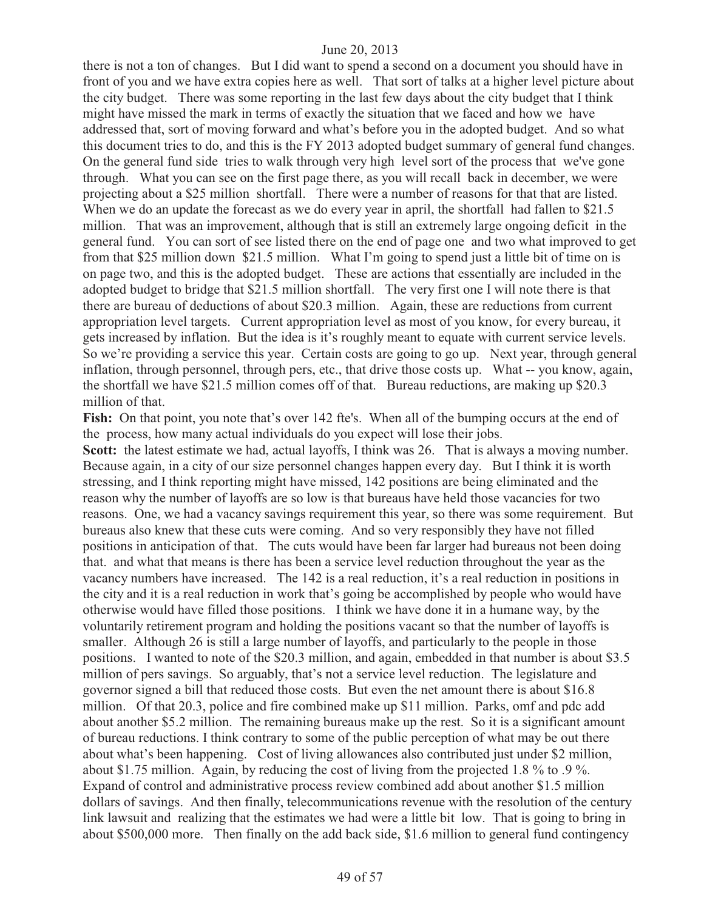there is not a ton of changes. But I did want to spend a second on a document you should have in front of you and we have extra copies here as well. That sort of talks at a higher level picture about the city budget. There was some reporting in the last few days about the city budget that I think might have missed the mark in terms of exactly the situation that we faced and how we have addressed that, sort of moving forward and what's before you in the adopted budget. And so what this document tries to do, and this is the FY 2013 adopted budget summary of general fund changes. On the general fund side tries to walk through very high level sort of the process that we've gone through. What you can see on the first page there, as you will recall back in december, we were projecting about a $25 million shortfall. There were a number of reasons for that that are listed. When we do an update the forecast as we do every year in april, the shortfall had fallen to $21.5 million. That was an improvement, although that is still an extremely large ongoing deficit in the general fund. You can sort of see listed there on the end of page one and two what improved to get from that $25 million down $21.5 million. What I'm going to spend just a little bit of time on is on page two, and this is the adopted budget. These are actions that essentially are included in the adopted budget to bridge that $21.5 million shortfall. The very first one I will note there is that there are bureau of deductions of about $20.3 million. Again, these are reductions from current appropriation level targets. Current appropriation level as most of you know, for every bureau, it gets increased by inflation. But the idea is it's roughly meant to equate with current service levels. So we're providing a service this year. Certain costs are going to go up. Next year, through general inflation, through personnel, through pers, etc., that drive those costs up. What -- you know, again, the shortfall we have $21.5 million comes off of that. Bureau reductions, are making up $20.3 million of that.

**Fish:** On that point, you note that's over 142 fte's. When all of the bumping occurs at the end of the process, how many actual individuals do you expect will lose their jobs.

**Scott:** the latest estimate we had, actual layoffs, I think was 26. That is always a moving number. Because again, in a city of our size personnel changes happen every day. But I think it is worth stressing, and I think reporting might have missed, 142 positions are being eliminated and the reason why the number of layoffs are so low is that bureaus have held those vacancies for two reasons. One, we had a vacancy savings requirement this year, so there was some requirement. But bureaus also knew that these cuts were coming. And so very responsibly they have not filled positions in anticipation of that. The cuts would have been far larger had bureaus not been doing that. and what that means is there has been a service level reduction throughout the year as the vacancy numbers have increased. The 142 is a real reduction, it's a real reduction in positions in the city and it is a real reduction in work that's going be accomplished by people who would have otherwise would have filled those positions. I think we have done it in a humane way, by the voluntarily retirement program and holding the positions vacant so that the number of layoffs is smaller. Although 26 is still a large number of layoffs, and particularly to the people in those positions. I wanted to note of the $20.3 million, and again, embedded in that number is about $3.5 million of pers savings. So arguably, that's not a service level reduction. The legislature and governor signed a bill that reduced those costs. But even the net amount there is about $16.8 million. Of that 20.3, police and fire combined make up $11 million. Parks, omf and pdc add about another $5.2 million. The remaining bureaus make up the rest. So it is a significant amount of bureau reductions. I think contrary to some of the public perception of what may be out there about what's been happening. Cost of living allowances also contributed just under $2 million, about $1.75 million. Again, by reducing the cost of living from the projected 1.8 % to .9 %. Expand of control and administrative process review combined add about another $1.5 million dollars of savings. And then finally, telecommunications revenue with the resolution of the century link lawsuit and realizing that the estimates we had were a little bit low. That is going to bring in about $500,000 more. Then finally on the add back side, $1.6 million to general fund contingency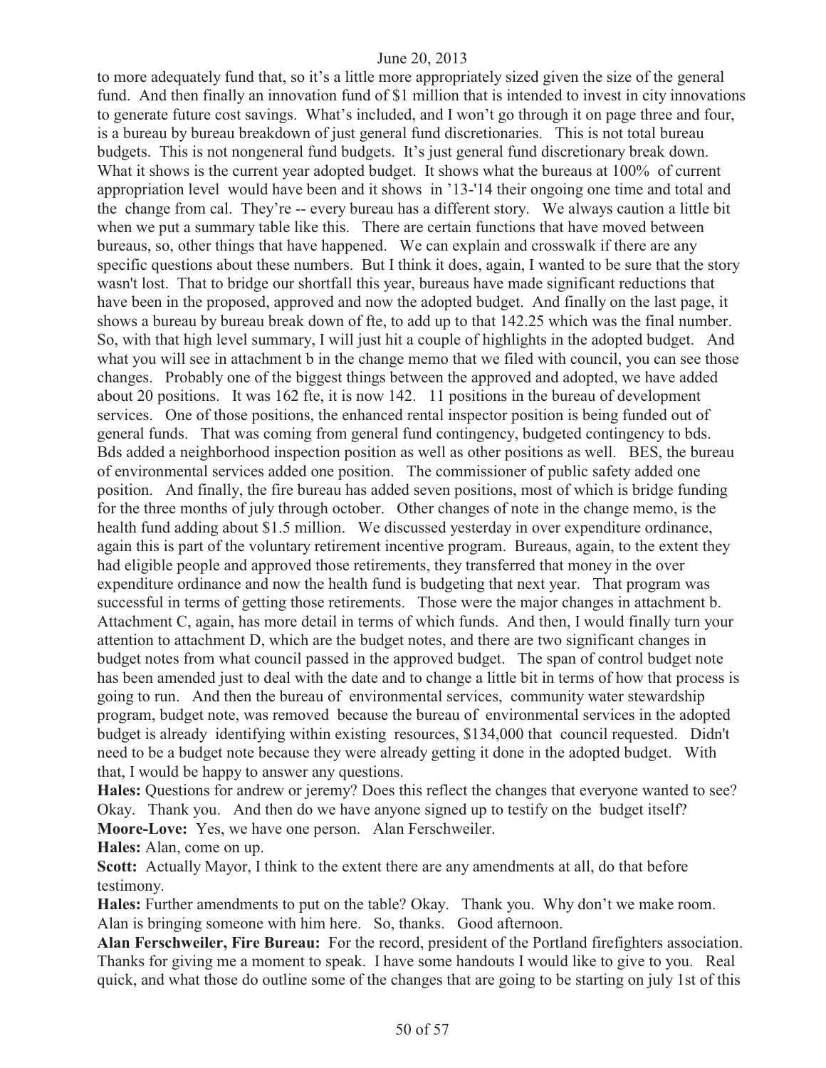to more adequately fund that, so it's a little more appropriately sized given the size of the general fund. And then finally an innovation fund of $1 million that is intended to invest in city innovations to generate future cost savings. What's included, and I won't go through it on page three and four, is a bureau by bureau breakdown of just general fund discretionaries. This is not total bureau budgets. This is not nongeneral fund budgets. It's just general fund discretionary break down. What it shows is the current year adopted budget. It shows what the bureaus at 100% of current appropriation level would have been and it shows in '13-'14 their ongoing one time and total and the change from cal. They're -- every bureau has a different story. We always caution a little bit when we put a summary table like this. There are certain functions that have moved between bureaus, so, other things that have happened. We can explain and crosswalk if there are any specific questions about these numbers. But I think it does, again, I wanted to be sure that the story wasn't lost. That to bridge our shortfall this year, bureaus have made significant reductions that have been in the proposed, approved and now the adopted budget. And finally on the last page, it shows a bureau by bureau break down of fte, to add up to that 142.25 which was the final number. So, with that high level summary, I will just hit a couple of highlights in the adopted budget. And what you will see in attachment b in the change memo that we filed with council, you can see those changes. Probably one of the biggest things between the approved and adopted, we have added about 20 positions. It was 162 fte, it is now 142. 11 positions in the bureau of development services. One of those positions, the enhanced rental inspector position is being funded out of general funds. That was coming from general fund contingency, budgeted contingency to bds. Bds added a neighborhood inspection position as well as other positions as well. BES, the bureau of environmental services added one position. The commissioner of public safety added one position. And finally, the fire bureau has added seven positions, most of which is bridge funding for the three months of july through october. Other changes of note in the change memo, is the health fund adding about $1.5 million. We discussed yesterday in over expenditure ordinance, again this is part of the voluntary retirement incentive program. Bureaus, again, to the extent they had eligible people and approved those retirements, they transferred that money in the over expenditure ordinance and now the health fund is budgeting that next year. That program was successful in terms of getting those retirements. Those were the major changes in attachment b. Attachment C, again, has more detail in terms of which funds. And then, I would finally turn your attention to attachment D, which are the budget notes, and there are two significant changes in budget notes from what council passed in the approved budget. The span of control budget note has been amended just to deal with the date and to change a little bit in terms of how that process is going to run. And then the bureau of environmental services, community water stewardship program, budget note, was removed because the bureau of environmental services in the adopted budget is already identifying within existing resources, $134,000 that council requested. Didn't need to be a budget note because they were already getting it done in the adopted budget. With that, I would be happy to answer any questions.

**Hales:** Questions for andrew or jeremy? Does this reflect the changes that everyone wanted to see? Okay. Thank you. And then do we have anyone signed up to testify on the budget itself?

**Moore-Love:** Yes, we have one person. Alan Ferschweiler.

**Hales:** Alan, come on up.

**Scott:** Actually Mayor, I think to the extent there are any amendments at all, do that before testimony.

**Hales:** Further amendments to put on the table? Okay. Thank you. Why don't we make room. Alan is bringing someone with him here. So, thanks. Good afternoon.

**Alan Ferschweiler, Fire Bureau:** For the record, president of the Portland firefighters association. Thanks for giving me a moment to speak. I have some handouts I would like to give to you. Real quick, and what those do outline some of the changes that are going to be starting on july 1st of this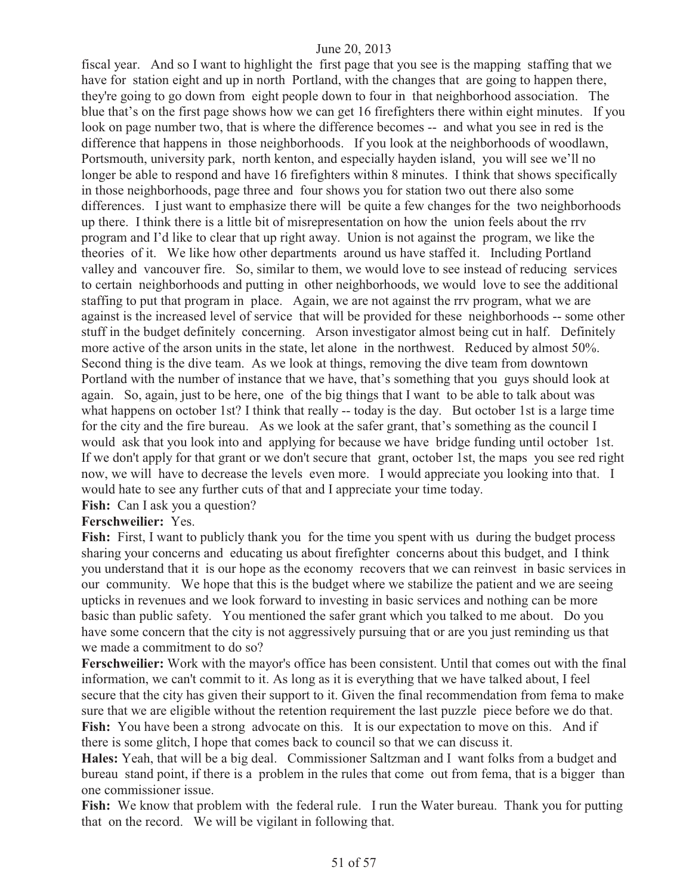fiscal year. And so I want to highlight the first page that you see is the mapping staffing that we have for station eight and up in north Portland, with the changes that are going to happen there, they're going to go down from eight people down to four in that neighborhood association. The blue that's on the first page shows how we can get 16 firefighters there within eight minutes. If you look on page number two, that is where the difference becomes -- and what you see in red is the difference that happens in those neighborhoods. If you look at the neighborhoods of woodlawn, Portsmouth, university park, north kenton, and especially hayden island, you will see we'll no longer be able to respond and have 16 firefighters within 8 minutes. I think that shows specifically in those neighborhoods, page three and four shows you for station two out there also some differences. I just want to emphasize there will be quite a few changes for the two neighborhoods up there. I think there is a little bit of misrepresentation on how the union feels about the rrv program and I'd like to clear that up right away. Union is not against the program, we like the theories of it. We like how other departments around us have staffed it. Including Portland valley and vancouver fire. So, similar to them, we would love to see instead of reducing services to certain neighborhoods and putting in other neighborhoods, we would love to see the additional staffing to put that program in place. Again, we are not against the rrv program, what we are against is the increased level of service that will be provided for these neighborhoods -- some other stuff in the budget definitely concerning. Arson investigator almost being cut in half. Definitely more active of the arson units in the state, let alone in the northwest. Reduced by almost 50%. Second thing is the dive team. As we look at things, removing the dive team from downtown Portland with the number of instance that we have, that's something that you guys should look at again. So, again, just to be here, one of the big things that I want to be able to talk about was what happens on october 1st? I think that really -- today is the day. But october 1st is a large time for the city and the fire bureau. As we look at the safer grant, that's something as the council I would ask that you look into and applying for because we have bridge funding until october 1st. If we don't apply for that grant or we don't secure that grant, october 1st, the maps you see red right now, we will have to decrease the levels even more. I would appreciate you looking into that. I would hate to see any further cuts of that and I appreciate your time today.

**Fish:** Can I ask you a question?

**Ferschweilier:** Yes.

**Fish:** First, I want to publicly thank you for the time you spent with us during the budget process sharing your concerns and educating us about firefighter concerns about this budget, and I think you understand that it is our hope as the economy recovers that we can reinvest in basic services in our community. We hope that this is the budget where we stabilize the patient and we are seeing upticks in revenues and we look forward to investing in basic services and nothing can be more basic than public safety. You mentioned the safer grant which you talked to me about. Do you have some concern that the city is not aggressively pursuing that or are you just reminding us that we made a commitment to do so?

**Ferschweilier:** Work with the mayor's office has been consistent. Until that comes out with the final information, we can't commit to it. As long as it is everything that we have talked about, I feel secure that the city has given their support to it. Given the final recommendation from fema to make sure that we are eligible without the retention requirement the last puzzle piece before we do that.

**Fish:** You have been a strong advocate on this. It is our expectation to move on this. And if there is some glitch, I hope that comes back to council so that we can discuss it.

**Hales:** Yeah, that will be a big deal. Commissioner Saltzman and I want folks from a budget and bureau stand point, if there is a problem in the rules that come out from fema, that is a bigger than one commissioner issue.

**Fish:** We know that problem with the federal rule. I run the Water bureau. Thank you for putting that on the record. We will be vigilant in following that.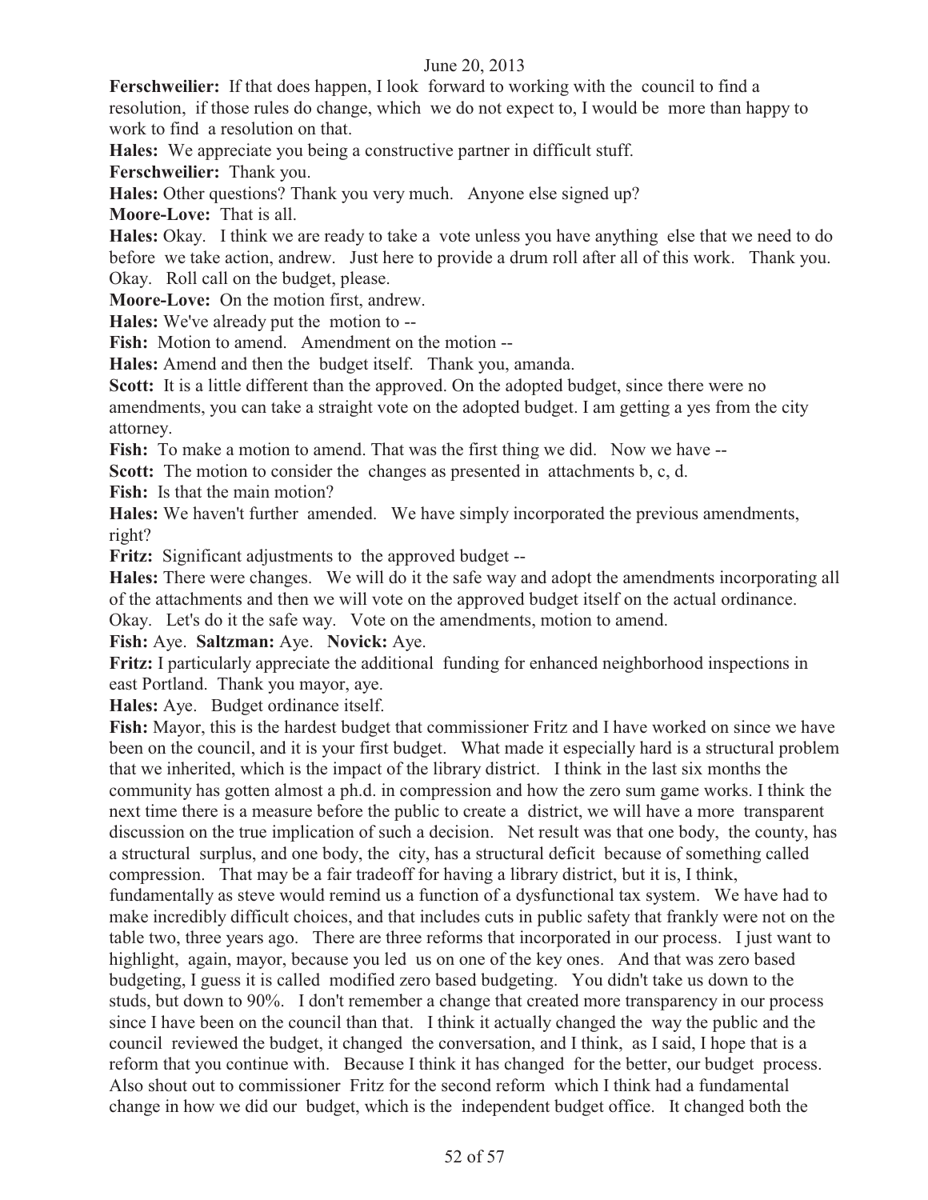**Ferschweilier:** If that does happen, I look forward to working with the council to find a resolution, if those rules do change, which we do not expect to, I would be more than happy to work to find a resolution on that.

**Hales:** We appreciate you being a constructive partner in difficult stuff.

**Ferschweilier:** Thank you.

**Hales:** Other questions? Thank you very much. Anyone else signed up?

**Moore-Love:** That is all.

**Hales:** Okay. I think we are ready to take a vote unless you have anything else that we need to do before we take action, andrew. Just here to provide a drum roll after all of this work. Thank you. Okay. Roll call on the budget, please.

**Moore-Love:** On the motion first, andrew.

**Hales:** We've already put the motion to --

**Fish:** Motion to amend. Amendment on the motion --

**Hales:** Amend and then the budget itself. Thank you, amanda.

**Scott:** It is a little different than the approved. On the adopted budget, since there were no amendments, you can take a straight vote on the adopted budget. I am getting a yes from the city attorney.

**Fish:** To make a motion to amend. That was the first thing we did. Now we have --

**Scott:** The motion to consider the changes as presented in attachments b, c, d.

**Fish:** Is that the main motion?

**Hales:** We haven't further amended. We have simply incorporated the previous amendments, right?

**Fritz:** Significant adjustments to the approved budget --

**Hales:** There were changes. We will do it the safe way and adopt the amendments incorporating all of the attachments and then we will vote on the approved budget itself on the actual ordinance. Okay. Let's do it the safe way. Vote on the amendments, motion to amend.

**Fish:** Aye. **Saltzman:** Aye. **Novick:** Aye.

**Fritz:** I particularly appreciate the additional funding for enhanced neighborhood inspections in east Portland. Thank you mayor, aye.

**Hales:** Aye. Budget ordinance itself.

**Fish:** Mayor, this is the hardest budget that commissioner Fritz and I have worked on since we have been on the council, and it is your first budget. What made it especially hard is a structural problem that we inherited, which is the impact of the library district. I think in the last six months the community has gotten almost a ph.d. in compression and how the zero sum game works. I think the next time there is a measure before the public to create a district, we will have a more transparent discussion on the true implication of such a decision. Net result was that one body, the county, has a structural surplus, and one body, the city, has a structural deficit because of something called compression. That may be a fair tradeoff for having a library district, but it is, I think, fundamentally as steve would remind us a function of a dysfunctional tax system. We have had to make incredibly difficult choices, and that includes cuts in public safety that frankly were not on the table two, three years ago. There are three reforms that incorporated in our process. I just want to highlight, again, mayor, because you led us on one of the key ones. And that was zero based budgeting, I guess it is called modified zero based budgeting. You didn't take us down to the studs, but down to 90%. I don't remember a change that created more transparency in our process since I have been on the council than that. I think it actually changed the way the public and the council reviewed the budget, it changed the conversation, and I think, as I said, I hope that is a reform that you continue with. Because I think it has changed for the better, our budget process. Also shout out to commissioner Fritz for the second reform which I think had a fundamental change in how we did our budget, which is the independent budget office. It changed both the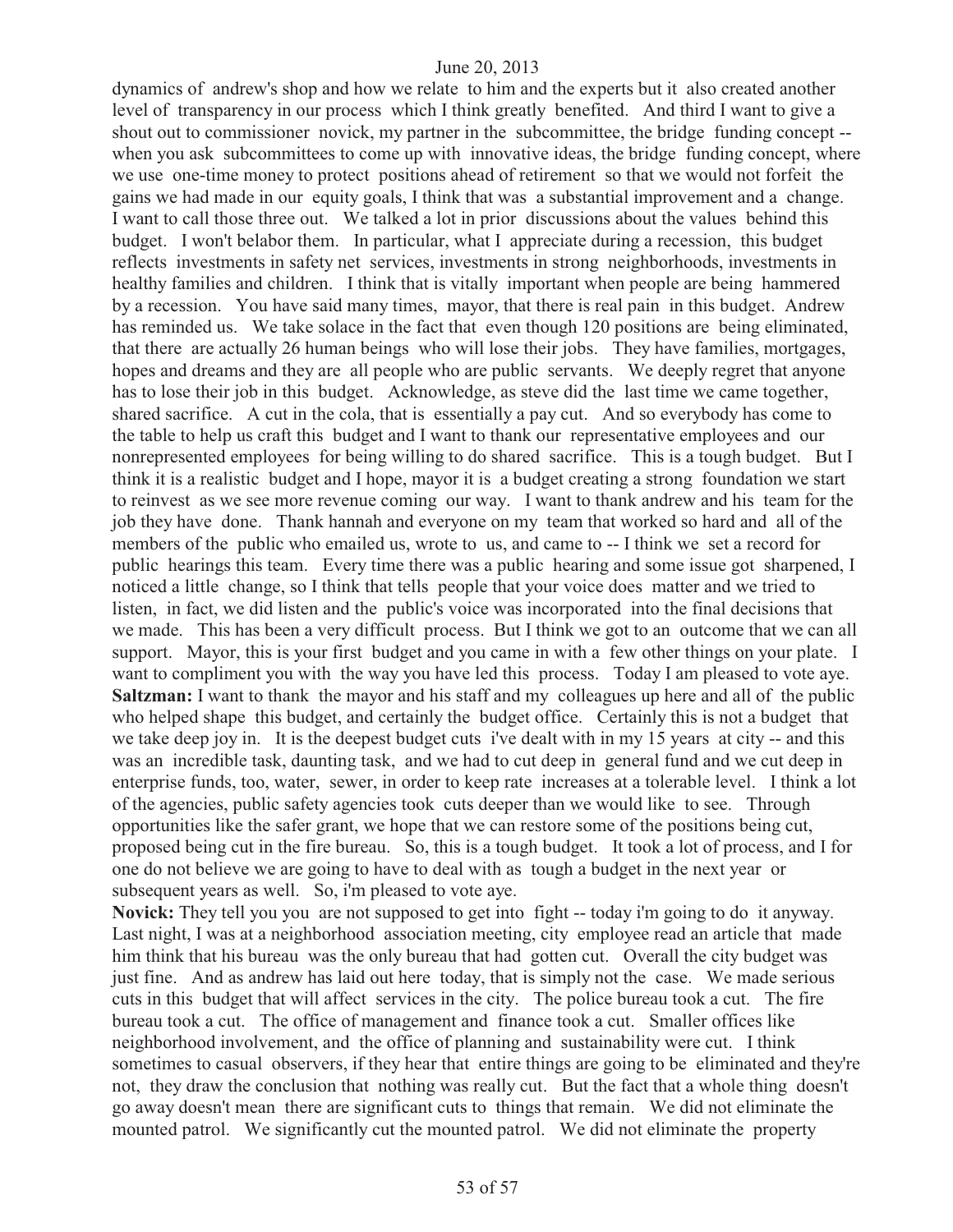dynamics of andrew's shop and how we relate to him and the experts but it also created another level of transparency in our process which I think greatly benefited. And third I want to give a shout out to commissioner novick, my partner in the subcommittee, the bridge funding concept -- when you ask subcommittees to come up with innovative ideas, the bridge funding concept, where we use one-time money to protect positions ahead of retirement so that we would not forfeit the gains we had made in our equity goals, I think that was a substantial improvement and a change. I want to call those three out. We talked a lot in prior discussions about the values behind this budget. I won't belabor them. In particular, what I appreciate during a recession, this budget reflects investments in safety net services, investments in strong neighborhoods, investments in healthy families and children. I think that is vitally important when people are being hammered by a recession. You have said many times, mayor, that there is real pain in this budget. Andrew has reminded us. We take solace in the fact that even though 120 positions are being eliminated, that there are actually 26 human beings who will lose their jobs. They have families, mortgages, hopes and dreams and they are all people who are public servants. We deeply regret that anyone has to lose their job in this budget. Acknowledge, as steve did the last time we came together, shared sacrifice. A cut in the cola, that is essentially a pay cut. And so everybody has come to the table to help us craft this budget and I want to thank our representative employees and our nonrepresented employees for being willing to do shared sacrifice. This is a tough budget. But I think it is a realistic budget and I hope, mayor it is a budget creating a strong foundation we start to reinvest as we see more revenue coming our way. I want to thank andrew and his team for the job they have done. Thank hannah and everyone on my team that worked so hard and all of the members of the public who emailed us, wrote to us, and came to -- I think we set a record for public hearings this team. Every time there was a public hearing and some issue got sharpened, I noticed a little change, so I think that tells people that your voice does matter and we tried to listen, in fact, we did listen and the public's voice was incorporated into the final decisions that we made. This has been a very difficult process. But I think we got to an outcome that we can all support. Mayor, this is your first budget and you came in with a few other things on your plate. I want to compliment you with the way you have led this process. Today I am pleased to vote aye.

**Saltzman:** I want to thank the mayor and his staff and my colleagues up here and all of the public who helped shape this budget, and certainly the budget office. Certainly this is not a budget that we take deep joy in. It is the deepest budget cuts i've dealt with in my 15 years at city -- and this was an incredible task, daunting task, and we had to cut deep in general fund and we cut deep in enterprise funds, too, water, sewer, in order to keep rate increases at a tolerable level. I think a lot of the agencies, public safety agencies took cuts deeper than we would like to see. Through opportunities like the safer grant, we hope that we can restore some of the positions being cut, proposed being cut in the fire bureau. So, this is a tough budget. It took a lot of process, and I for one do not believe we are going to have to deal with as tough a budget in the next year or subsequent years as well. So, i'm pleased to vote aye.

**Novick:** They tell you you are not supposed to get into fight -- today i'm going to do it anyway. Last night, I was at a neighborhood association meeting, city employee read an article that made him think that his bureau was the only bureau that had gotten cut. Overall the city budget was just fine. And as andrew has laid out here today, that is simply not the case. We made serious cuts in this budget that will affect services in the city. The police bureau took a cut. The fire bureau took a cut. The office of management and finance took a cut. Smaller offices like neighborhood involvement, and the office of planning and sustainability were cut. I think sometimes to casual observers, if they hear that entire things are going to be eliminated and they're not, they draw the conclusion that nothing was really cut. But the fact that a whole thing doesn't go away doesn't mean there are significant cuts to things that remain. We did not eliminate the mounted patrol. We significantly cut the mounted patrol. We did not eliminate the property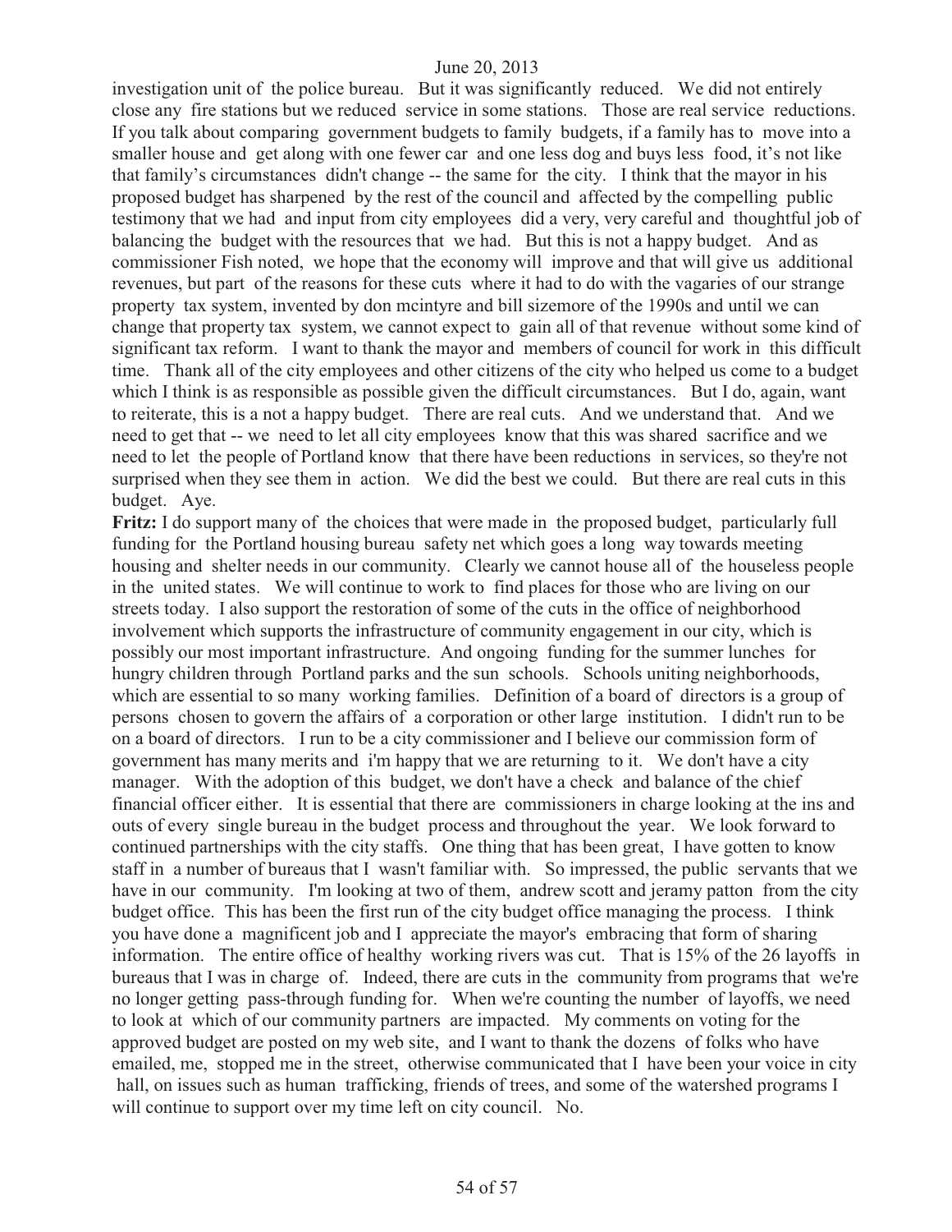investigation unit of the police bureau. But it was significantly reduced. We did not entirely close any fire stations but we reduced service in some stations. Those are real service reductions. If you talk about comparing government budgets to family budgets, if a family has to move into a smaller house and get along with one fewer car and one less dog and buys less food, it's not like that family's circumstances didn't change -- the same for the city. I think that the mayor in his proposed budget has sharpened by the rest of the council and affected by the compelling public testimony that we had and input from city employees did a very, very careful and thoughtful job of balancing the budget with the resources that we had. But this is not a happy budget. And as commissioner Fish noted, we hope that the economy will improve and that will give us additional revenues, but part of the reasons for these cuts where it had to do with the vagaries of our strange property tax system, invented by don mcintyre and bill sizemore of the 1990s and until we can change that property tax system, we cannot expect to gain all of that revenue without some kind of significant tax reform. I want to thank the mayor and members of council for work in this difficult time. Thank all of the city employees and other citizens of the city who helped us come to a budget which I think is as responsible as possible given the difficult circumstances. But I do, again, want to reiterate, this is a not a happy budget. There are real cuts. And we understand that. And we need to get that -- we need to let all city employees know that this was shared sacrifice and we need to let the people of Portland know that there have been reductions in services, so they're not surprised when they see them in action. We did the best we could. But there are real cuts in this budget. Aye.

**Fritz:** I do support many of the choices that were made in the proposed budget, particularly full funding for the Portland housing bureau safety net which goes a long way towards meeting housing and shelter needs in our community. Clearly we cannot house all of the houseless people in the united states. We will continue to work to find places for those who are living on our streets today. I also support the restoration of some of the cuts in the office of neighborhood involvement which supports the infrastructure of community engagement in our city, which is possibly our most important infrastructure. And ongoing funding for the summer lunches for hungry children through Portland parks and the sun schools. Schools uniting neighborhoods, which are essential to so many working families. Definition of a board of directors is a group of persons chosen to govern the affairs of a corporation or other large institution. I didn't run to be on a board of directors. I run to be a city commissioner and I believe our commission form of government has many merits and i'm happy that we are returning to it. We don't have a city manager. With the adoption of this budget, we don't have a check and balance of the chief financial officer either. It is essential that there are commissioners in charge looking at the ins and outs of every single bureau in the budget process and throughout the year. We look forward to continued partnerships with the city staffs. One thing that has been great, I have gotten to know staff in a number of bureaus that I wasn't familiar with. So impressed, the public servants that we have in our community. I'm looking at two of them, andrew scott and jeramy patton from the city budget office. This has been the first run of the city budget office managing the process. I think you have done a magnificent job and I appreciate the mayor's embracing that form of sharing information. The entire office of healthy working rivers was cut. That is 15% of the 26 layoffs in bureaus that I was in charge of. Indeed, there are cuts in the community from programs that we're no longer getting pass-through funding for. When we're counting the number of layoffs, we need to look at which of our community partners are impacted. My comments on voting for the approved budget are posted on my web site, and I want to thank the dozens of folks who have emailed, me, stopped me in the street, otherwise communicated that I have been your voice in city hall, on issues such as human trafficking, friends of trees, and some of the watershed programs I will continue to support over my time left on city council. No.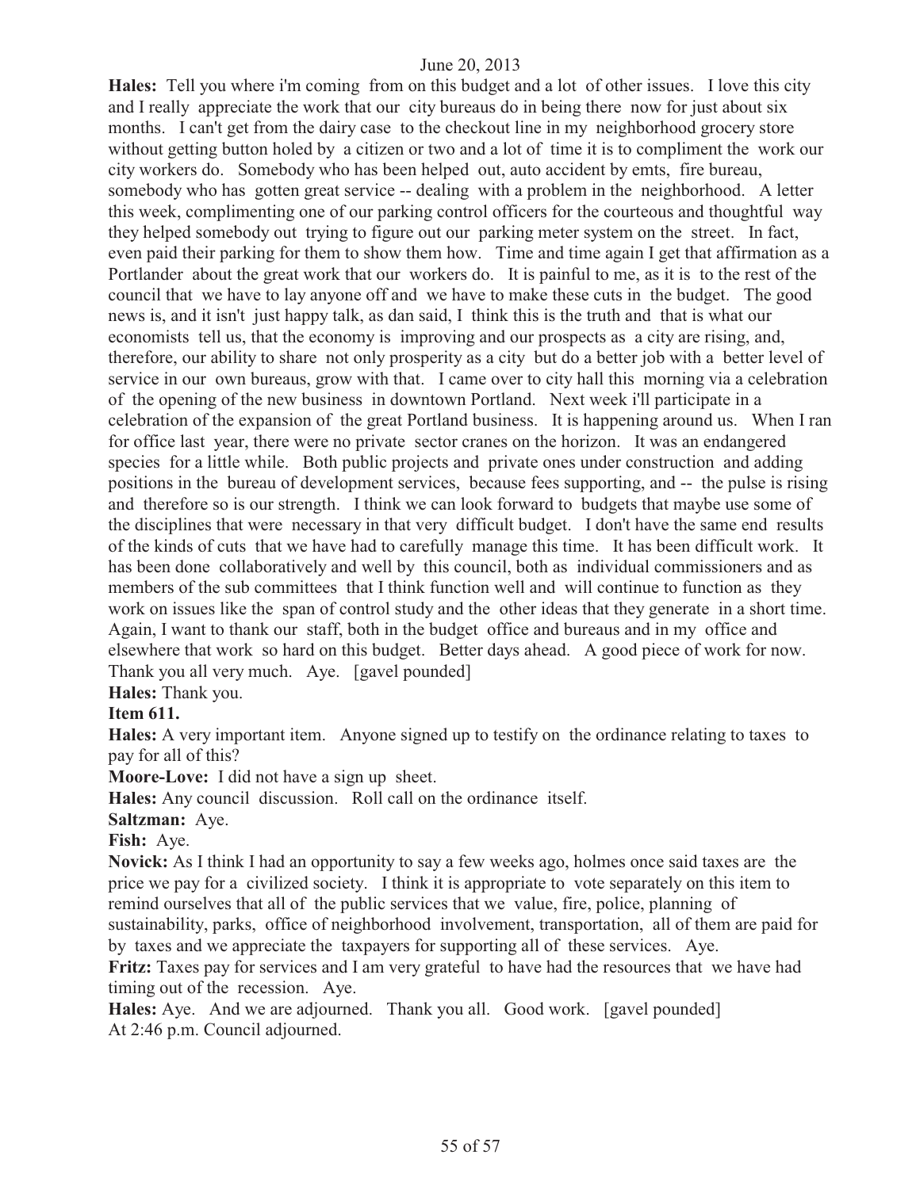**Hales:** Tell you where i'm coming from on this budget and a lot of other issues. I love this city and I really appreciate the work that our city bureaus do in being there now for just about six months. I can't get from the dairy case to the checkout line in my neighborhood grocery store without getting button holed by a citizen or two and a lot of time it is to compliment the work our city workers do. Somebody who has been helped out, auto accident by emts, fire bureau, somebody who has gotten great service -- dealing with a problem in the neighborhood. A letter this week, complimenting one of our parking control officers for the courteous and thoughtful way they helped somebody out trying to figure out our parking meter system on the street. In fact, even paid their parking for them to show them how. Time and time again I get that affirmation as a Portlander about the great work that our workers do. It is painful to me, as it is to the rest of the council that we have to lay anyone off and we have to make these cuts in the budget. The good news is, and it isn't just happy talk, as dan said, I think this is the truth and that is what our economists tell us, that the economy is improving and our prospects as a city are rising, and, therefore, our ability to share not only prosperity as a city but do a better job with a better level of service in our own bureaus, grow with that. I came over to city hall this morning via a celebration of the opening of the new business in downtown Portland. Next week i'll participate in a celebration of the expansion of the great Portland business. It is happening around us. When I ran for office last year, there were no private sector cranes on the horizon. It was an endangered species for a little while. Both public projects and private ones under construction and adding positions in the bureau of development services, because fees supporting, and -- the pulse is rising and therefore so is our strength. I think we can look forward to budgets that maybe use some of the disciplines that were necessary in that very difficult budget. I don't have the same end results of the kinds of cuts that we have had to carefully manage this time. It has been difficult work. It has been done collaboratively and well by this council, both as individual commissioners and as members of the sub committees that I think function well and will continue to function as they work on issues like the span of control study and the other ideas that they generate in a short time. Again, I want to thank our staff, both in the budget office and bureaus and in my office and elsewhere that work so hard on this budget. Better days ahead. A good piece of work for now. Thank you all very much. Aye. [gavel pounded]

**Hales:** Thank you.

**Item 611.**

**Hales:** A very important item. Anyone signed up to testify on the ordinance relating to taxes to pay for all of this?

**Moore-Love:** I did not have a sign up sheet.

**Hales:** Any council discussion. Roll call on the ordinance itself.

**Saltzman:** Aye.

**Fish:** Aye.

**Novick:** As I think I had an opportunity to say a few weeks ago, holmes once said taxes are the price we pay for a civilized society. I think it is appropriate to vote separately on this item to remind ourselves that all of the public services that we value, fire, police, planning of sustainability, parks, office of neighborhood involvement, transportation, all of them are paid for by taxes and we appreciate the taxpayers for supporting all of these services. Aye.

**Fritz:** Taxes pay for services and I am very grateful to have had the resources that we have had timing out of the recession. Aye.

**Hales:** Aye. And we are adjourned. Thank you all. Good work. [gavel pounded]

At 2:46 p.m. Council adjourned.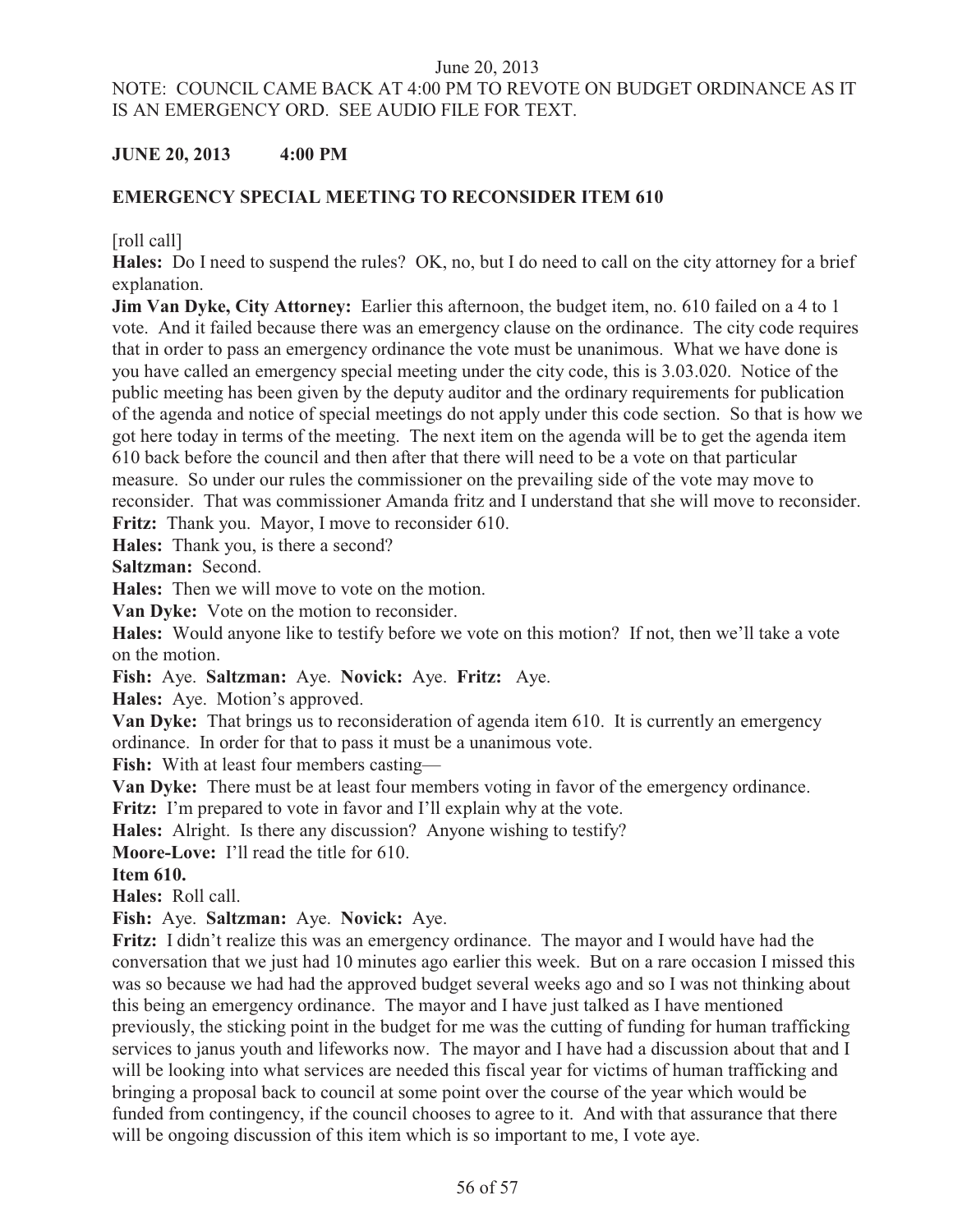NOTE: COUNCIL CAME BACK AT 4:00 PM TO REVOTE ON BUDGET ORDINANCE AS IT IS AN EMERGENCY ORD. SEE AUDIO FILE FOR TEXT.

**JUNE 20, 2013 4:00 PM**

**EMERGENCY SPECIAL MEETING TO RECONSIDER ITEM 610**

[roll call]

**Hales:** Do I need to suspend the rules? OK, no, but I do need to call on the city attorney for a brief explanation.

**Jim Van Dyke, City Attorney:** Earlier this afternoon, the budget item, no. 610 failed on a 4 to 1 vote. And it failed because there was an emergency clause on the ordinance. The city code requires that in order to pass an emergency ordinance the vote must be unanimous. What we have done is you have called an emergency special meeting under the city code, this is 3.03.020. Notice of the public meeting has been given by the deputy auditor and the ordinary requirements for publication of the agenda and notice of special meetings do not apply under this code section. So that is how we got here today in terms of the meeting. The next item on the agenda will be to get the agenda item 610 back before the council and then after that there will need to be a vote on that particular measure. So under our rules the commissioner on the prevailing side of the vote may move to reconsider. That was commissioner Amanda fritz and I understand that she will move to reconsider.

**Fritz:** Thank you. Mayor, I move to reconsider 610.

**Hales:** Thank you, is there a second?

**Saltzman:** Second.

**Hales:** Then we will move to vote on the motion.

**Van Dyke:** Vote on the motion to reconsider.

**Hales:** Would anyone like to testify before we vote on this motion? If not, then we'll take a vote on the motion.

**Fish:** Aye. **Saltzman:** Aye. **Novick:** Aye. **Fritz:** Aye.

**Hales:** Aye. Motion's approved.

**Van Dyke:** That brings us to reconsideration of agenda item 610. It is currently an emergency ordinance. In order for that to pass it must be a unanimous vote.

**Fish:** With at least four members casting—

**Van Dyke:** There must be at least four members voting in favor of the emergency ordinance.

**Fritz:** I'm prepared to vote in favor and I'll explain why at the vote.

**Hales:** Alright. Is there any discussion? Anyone wishing to testify?

**Moore-Love:** I'll read the title for 610.

**Item 610.**

**Hales:** Roll call.

**Fish:** Aye. **Saltzman:** Aye. **Novick:** Aye.

**Fritz:** I didn't realize this was an emergency ordinance. The mayor and I would have had the conversation that we just had 10 minutes ago earlier this week. But on a rare occasion I missed this was so because we had had the approved budget several weeks ago and so I was not thinking about this being an emergency ordinance. The mayor and I have just talked as I have mentioned previously, the sticking point in the budget for me was the cutting of funding for human trafficking services to janus youth and lifeworks now. The mayor and I have had a discussion about that and I will be looking into what services are needed this fiscal year for victims of human trafficking and bringing a proposal back to council at some point over the course of the year which would be funded from contingency, if the council chooses to agree to it. And with that assurance that there will be ongoing discussion of this item which is so important to me, I vote aye.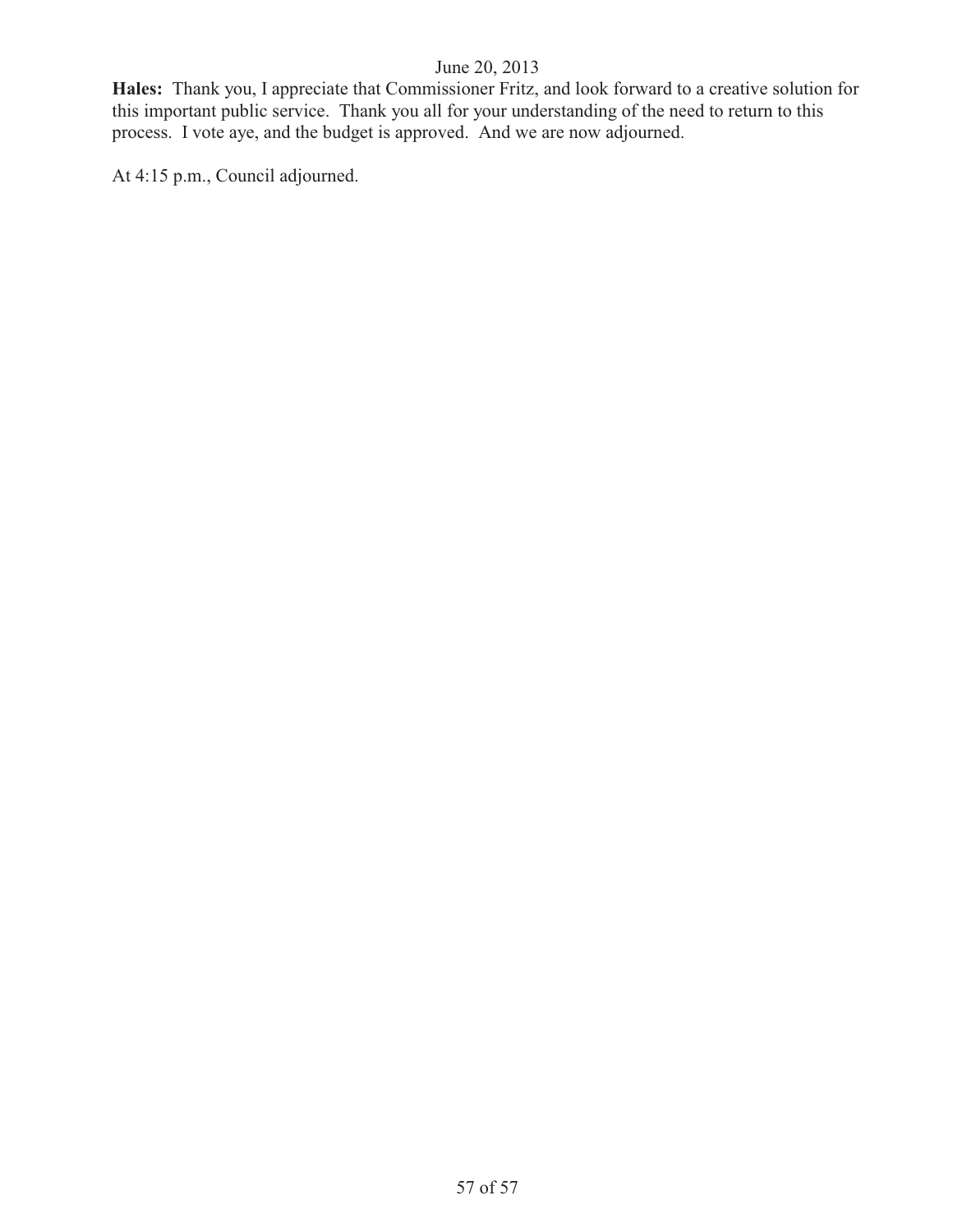**Hales:** Thank you, I appreciate that Commissioner Fritz, and look forward to a creative solution for this important public service. Thank you all for your understanding of the need to return to this process. I vote aye, and the budget is approved. And we are now adjourned.

At 4:15 p.m., Council adjourned.